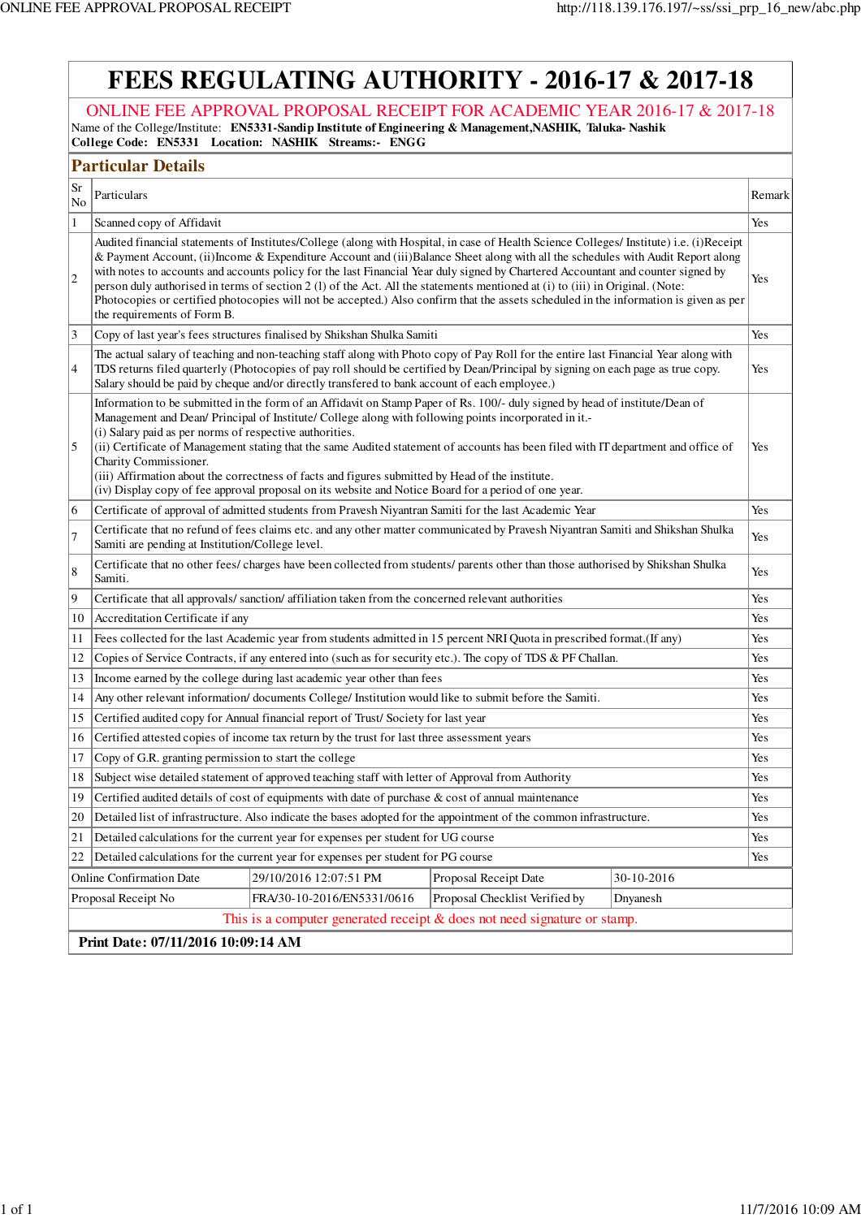# FEES REGULATING AUTHORITY - 2016-17 & 2017-18

## ONLINE FEE APPROVAL PROPOSAL RECEIPT FOR ACADEMIC YEAR 2016-17 & 2017-18

Name of the College/Institute: **EN5331-Sandip Institute of Engineering & Management,NASHIK, Taluka- Nashik**
**College Code: EN5331 Location: NASHIK Streams:- ENGG**

## Particular Details

| Sr No | Particulars | Remark |
|---|---|---|
| 1 | Scanned copy of Affidavit | Yes |
| 2 | Audited financial statements of Institutes/College (along with Hospital, in case of Health Science Colleges/ Institute) i.e. (i)Receipt & Payment Account, (ii)Income & Expenditure Account and (iii)Balance Sheet along with all the schedules with Audit Report along with notes to accounts and accounts policy for the last Financial Year duly signed by Chartered Accountant and counter signed by person duly authorised in terms of section 2 (l) of the Act. All the statements mentioned at (i) to (iii) in Original. (Note: Photocopies or certified photocopies will not be accepted.) Also confirm that the assets scheduled in the information is given as per the requirements of Form B. | Yes |
| 3 | Copy of last year's fees structures finalised by Shikshan Shulka Samiti | Yes |
| 4 | The actual salary of teaching and non-teaching staff along with Photo copy of Pay Roll for the entire last Financial Year along with TDS returns filed quarterly (Photocopies of pay roll should be certified by Dean/Principal by signing on each page as true copy. Salary should be paid by cheque and/or directly transfered to bank account of each employee.) | Yes |
| 5 | Information to be submitted in the form of an Affidavit on Stamp Paper of Rs. 100/- duly signed by head of institute/Dean of Management and Dean/ Principal of Institute/ College along with following points incorporated in it.-<br>(i) Salary paid as per norms of respective authorities.<br>(ii) Certificate of Management stating that the same Audited statement of accounts has been filed with IT department and office of Charity Commissioner.<br>(iii) Affirmation about the correctness of facts and figures submitted by Head of the institute.<br>(iv) Display copy of fee approval proposal on its website and Notice Board for a period of one year. | Yes |
| 6 | Certificate of approval of admitted students from Pravesh Niyantran Samiti for the last Academic Year | Yes |
| 7 | Certificate that no refund of fees claims etc. and any other matter communicated by Pravesh Niyantran Samiti and Shikshan Shulka Samiti are pending at Institution/College level. | Yes |
| 8 | Certificate that no other fees/ charges have been collected from students/ parents other than those authorised by Shikshan Shulka Samiti. | Yes |
| 9 | Certificate that all approvals/ sanction/ affiliation taken from the concerned relevant authorities | Yes |
| 10 | Accreditation Certificate if any | Yes |
| 11 | Fees collected for the last Academic year from students admitted in 15 percent NRI Quota in prescribed format.(If any) | Yes |
| 12 | Copies of Service Contracts, if any entered into (such as for security etc.). The copy of TDS & PF Challan. | Yes |
| 13 | Income earned by the college during last academic year other than fees | Yes |
| 14 | Any other relevant information/ documents College/ Institution would like to submit before the Samiti. | Yes |
| 15 | Certified audited copy for Annual financial report of Trust/ Society for last year | Yes |
| 16 | Certified attested copies of income tax return by the trust for last three assessment years | Yes |
| 17 | Copy of G.R. granting permission to start the college | Yes |
| 18 | Subject wise detailed statement of approved teaching staff with letter of Approval from Authority | Yes |
| 19 | Certified audited details of cost of equipments with date of purchase & cost of annual maintenance | Yes |
| 20 | Detailed list of infrastructure. Also indicate the bases adopted for the appointment of the common infrastructure. | Yes |
| 21 | Detailed calculations for the current year for expenses per student for UG course | Yes |
| 22 | Detailed calculations for the current year for expenses per student for PG course | Yes |

| Online Confirmation Date | 29/10/2016 12:07:51 PM | Proposal Receipt Date | 30-10-2016 |
|---|---|---|---|
| Proposal Receipt No | FRA/30-10-2016/EN5331/0616 | Proposal Checklist Verified by | Dnyanesh |

This is a computer generated receipt & does not need signature or stamp.

**Print Date: 07/11/2016 10:09:14 AM**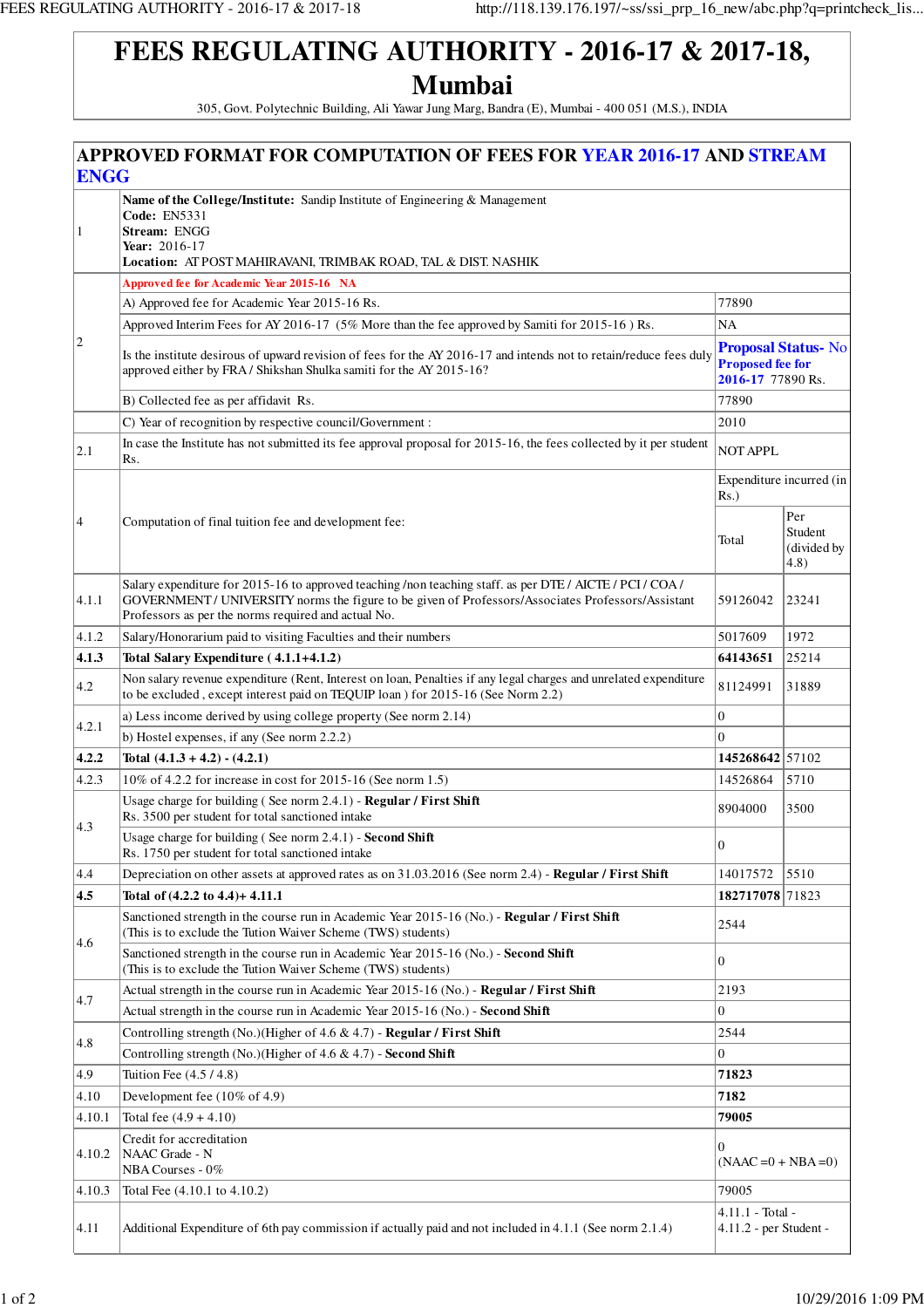# FEES REGULATING AUTHORITY - 2016-17 & 2017-18, Mumbai

305, Govt. Polytechnic Building, Ali Yawar Jung Marg, Bandra (E), Mumbai - 400 051 (M.S.), INDIA

## APPROVED FORMAT FOR COMPUTATION OF FEES FOR YEAR 2016-17 AND STREAM ENGG

| | | | |
|---|---|---|---|
| 1 | **Name of the College/Institute:** Sandip Institute of Engineering & Management<br>**Code:** EN5331<br>**Stream:** ENGG<br>**Year:** 2016-17<br>**Location:** AT POST MAHIRAVANI, TRIMBAK ROAD, TAL & DIST. NASHIK | | |
| 2 | Approved fee for Academic Year 2015-16 NA | | |
| | A) Approved fee for Academic Year 2015-16 Rs. | 77890 | |
| | Approved Interim Fees for AY 2016-17 (5% More than the fee approved by Samiti for 2015-16 ) Rs. | NA | |
| | Is the institute desirous of upward revision of fees for the AY 2016-17 and intends not to retain/reduce fees duly approved either by FRA / Shikshan Shulka samiti for the AY 2015-16? | **Proposal Status-** No<br>**Proposed fee for 2016-17** 77890 Rs. | |
| | B) Collected fee as per affidavit Rs. | 77890 | |
| | C) Year of recognition by respective council/Government : | 2010 | |
| 2.1 | In case the Institute has not submitted its fee approval proposal for 2015-16, the fees collected by it per student Rs. | NOT APPL | |
| 4 | Computation of final tuition fee and development fee: | Expenditure incurred (in Rs.) | |
| | | Total | Per Student (divided by 4.8) |
| 4.1.1 | Salary expenditure for 2015-16 to approved teaching /non teaching staff. as per DTE / AICTE / PCI / COA / GOVERNMENT / UNIVERSITY norms the figure to be given of Professors/Associates Professors/Assistant Professors as per the norms required and actual No. | 59126042 | 23241 |
| 4.1.2 | Salary/Honorarium paid to visiting Faculties and their numbers | 5017609 | 1972 |
| **4.1.3** | **Total Salary Expenditure ( 4.1.1+4.1.2)** | **64143651** | 25214 |
| 4.2 | Non salary revenue expenditure (Rent, Interest on loan, Penalties if any legal charges and unrelated expenditure to be excluded , except interest paid on TEQUIP loan ) for 2015-16 (See Norm 2.2) | 81124991 | 31889 |
| 4.2.1 | a) Less income derived by using college property (See norm 2.14) | 0 | |
| | b) Hostel expenses, if any (See norm 2.2.2) | 0 | |
| **4.2.2** | **Total (4.1.3 + 4.2) - (4.2.1)** | **145268642** | 57102 |
| 4.2.3 | 10% of 4.2.2 for increase in cost for 2015-16 (See norm 1.5) | 14526864 | 5710 |
| 4.3 | Usage charge for building ( See norm 2.4.1) - **Regular / First Shift**<br>Rs. 3500 per student for total sanctioned intake | 8904000 | 3500 |
| | Usage charge for building ( See norm 2.4.1) - **Second Shift**<br>Rs. 1750 per student for total sanctioned intake | 0 | |
| 4.4 | Depreciation on other assets at approved rates as on 31.03.2016 (See norm 2.4) - **Regular / First Shift** | 14017572 | 5510 |
| **4.5** | **Total of (4.2.2 to 4.4)+ 4.11.1** | **182717078** | 71823 |
| 4.6 | Sanctioned strength in the course run in Academic Year 2015-16 (No.) - **Regular / First Shift**<br>(This is to exclude the Tution Waiver Scheme (TWS) students) | 2544 | |
| | Sanctioned strength in the course run in Academic Year 2015-16 (No.) - **Second Shift**<br>(This is to exclude the Tution Waiver Scheme (TWS) students) | 0 | |
| 4.7 | Actual strength in the course run in Academic Year 2015-16 (No.) - **Regular / First Shift** | 2193 | |
| | Actual strength in the course run in Academic Year 2015-16 (No.) - **Second Shift** | 0 | |
| 4.8 | Controlling strength (No.)(Higher of 4.6 & 4.7) - **Regular / First Shift** | 2544 | |
| | Controlling strength (No.)(Higher of 4.6 & 4.7) - **Second Shift** | 0 | |
| 4.9 | Tuition Fee (4.5 / 4.8) | **71823** | |
| 4.10 | Development fee (10% of 4.9) | **7182** | |
| 4.10.1 | Total fee (4.9 + 4.10) | **79005** | |
| 4.10.2 | Credit for accreditation<br>NAAC Grade - N<br>NBA Courses - 0% | 0<br>(NAAC =0 + NBA =0) | |
| 4.10.3 | Total Fee (4.10.1 to 4.10.2) | 79005 | |
| 4.11 | Additional Expenditure of 6th pay commission if actually paid and not included in 4.1.1 (See norm 2.1.4) | 4.11.1 - Total -<br>4.11.2 - per Student - | |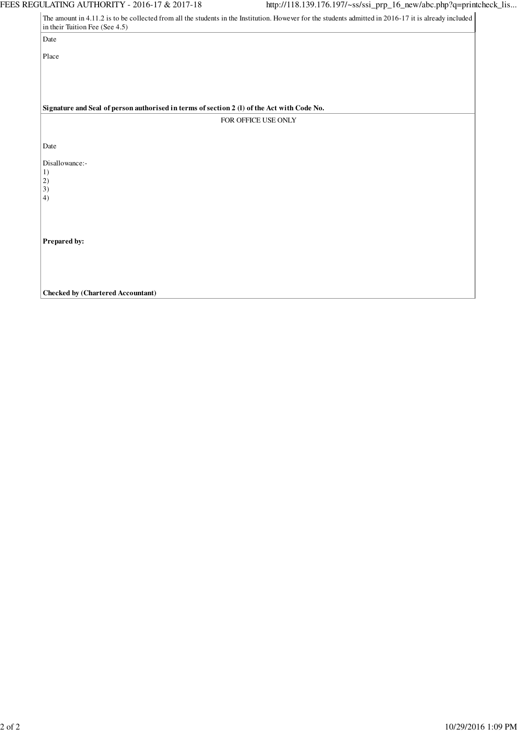The amount in 4.11.2 is to be collected from all the students in the Institution. However for the students admitted in 2016-17 it is already included in their Tuition Fee (See 4.5)

Date

Place

**Signature and Seal of person authorised in terms of section 2 (l) of the Act with Code No.**

FOR OFFICE USE ONLY

Date

Disallowance:-
1)
2)
3)
4)

**Prepared by:**

**Checked by (Chartered Accountant)**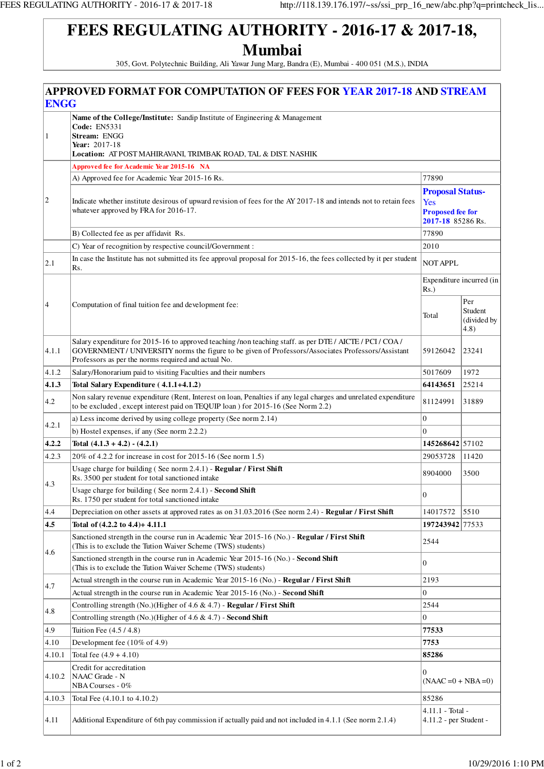# FEES REGULATING AUTHORITY - 2016-17 & 2017-18, Mumbai

305, Govt. Polytechnic Building, Ali Yawar Jung Marg, Bandra (E), Mumbai - 400 051 (M.S.), INDIA

## APPROVED FORMAT FOR COMPUTATION OF FEES FOR YEAR 2017-18 AND STREAM ENGG

| | | | |
|---|---|---|---|
| 1 | **Name of the College/Institute:** Sandip Institute of Engineering & Management<br>**Code:** EN5331<br>**Stream:** ENGG<br>**Year:** 2017-18<br>**Location:** AT POST MAHIRAVANI, TRIMBAK ROAD, TAL & DIST. NASHIK | | |
| 2 | Approved fee for Academic Year 2015-16 NA | | |
| | A) Approved fee for Academic Year 2015-16 Rs. | 77890 | |
| | Indicate whether institute desirous of upward revision of fees for the AY 2017-18 and intends not to retain fees whatever approved by FRA for 2016-17. | **Proposal Status-** Yes<br>**Proposed fee for 2017-18** 85286 Rs. | |
| | B) Collected fee as per affidavit Rs. | 77890 | |
| | C) Year of recognition by respective council/Government : | 2010 | |
| 2.1 | In case the Institute has not submitted its fee approval proposal for 2015-16, the fees collected by it per student Rs. | NOT APPL | |
| 4 | Computation of final tuition fee and development fee: | Expenditure incurred (in Rs.) | |
| | | Total | Per Student (divided by 4.8) |
| 4.1.1 | Salary expenditure for 2015-16 to approved teaching /non teaching staff. as per DTE / AICTE / PCI / COA / GOVERNMENT / UNIVERSITY norms the figure to be given of Professors/Associates Professors/Assistant Professors as per the norms required and actual No. | 59126042 | 23241 |
| 4.1.2 | Salary/Honorarium paid to visiting Faculties and their numbers | 5017609 | 1972 |
| **4.1.3** | **Total Salary Expenditure ( 4.1.1+4.1.2)** | **64143651** | 25214 |
| 4.2 | Non salary revenue expenditure (Rent, Interest on loan, Penalties if any legal charges and unrelated expenditure to be excluded , except interest paid on TEQUIP loan ) for 2015-16 (See Norm 2.2) | 81124991 | 31889 |
| 4.2.1 | a) Less income derived by using college property (See norm 2.14) | 0 | |
| | b) Hostel expenses, if any (See norm 2.2.2) | 0 | |
| **4.2.2** | **Total (4.1.3 + 4.2) - (4.2.1)** | **145268642** | 57102 |
| 4.2.3 | 20% of 4.2.2 for increase in cost for 2015-16 (See norm 1.5) | 29053728 | 11420 |
| 4.3 | Usage charge for building ( See norm 2.4.1) - **Regular / First Shift**<br>Rs. 3500 per student for total sanctioned intake | 8904000 | 3500 |
| | Usage charge for building ( See norm 2.4.1) - **Second Shift**<br>Rs. 1750 per student for total sanctioned intake | 0 | |
| 4.4 | Depreciation on other assets at approved rates as on 31.03.2016 (See norm 2.4) - **Regular / First Shift** | 14017572 | 5510 |
| **4.5** | **Total of (4.2.2 to 4.4)+ 4.11.1** | **197243942** | 77533 |
| 4.6 | Sanctioned strength in the course run in Academic Year 2015-16 (No.) - **Regular / First Shift**<br>(This is to exclude the Tution Waiver Scheme (TWS) students) | 2544 | |
| | Sanctioned strength in the course run in Academic Year 2015-16 (No.) - **Second Shift**<br>(This is to exclude the Tution Waiver Scheme (TWS) students) | 0 | |
| 4.7 | Actual strength in the course run in Academic Year 2015-16 (No.) - **Regular / First Shift** | 2193 | |
| | Actual strength in the course run in Academic Year 2015-16 (No.) - **Second Shift** | 0 | |
| 4.8 | Controlling strength (No.)(Higher of 4.6 & 4.7) - **Regular / First Shift** | 2544 | |
| | Controlling strength (No.)(Higher of 4.6 & 4.7) - **Second Shift** | 0 | |
| 4.9 | Tuition Fee (4.5 / 4.8) | **77533** | |
| 4.10 | Development fee (10% of 4.9) | **7753** | |
| 4.10.1 | Total fee (4.9 + 4.10) | **85286** | |
| 4.10.2 | Credit for accreditation<br>NAAC Grade - N<br>NBA Courses - 0% | 0<br>(NAAC =0 + NBA =0) | |
| 4.10.3 | Total Fee (4.10.1 to 4.10.2) | 85286 | |
| 4.11 | Additional Expenditure of 6th pay commission if actually paid and not included in 4.1.1 (See norm 2.1.4) | 4.11.1 - Total -<br>4.11.2 - per Student - | |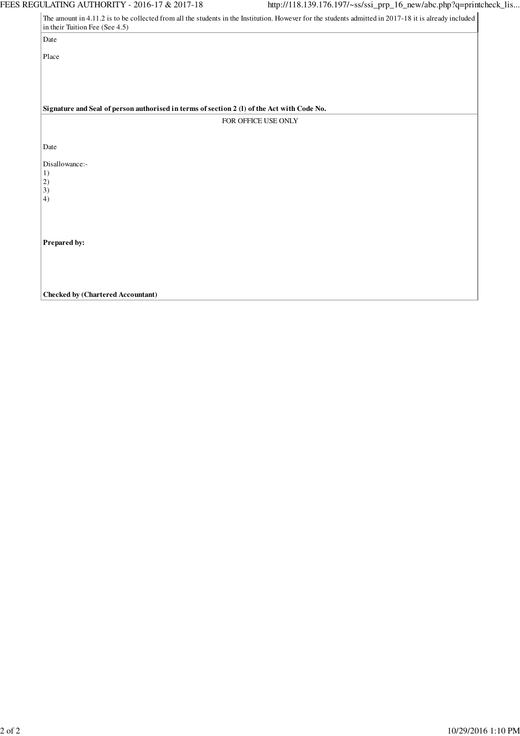The amount in 4.11.2 is to be collected from all the students in the Institution. However for the students admitted in 2017-18 it is already included in their Tuition Fee (See 4.5)

Date

Place

**Signature and Seal of person authorised in terms of section 2 (l) of the Act with Code No.**

FOR OFFICE USE ONLY

Date

Disallowance:-
1)
2)
3)
4)

**Prepared by:**

**Checked by (Chartered Accountant)**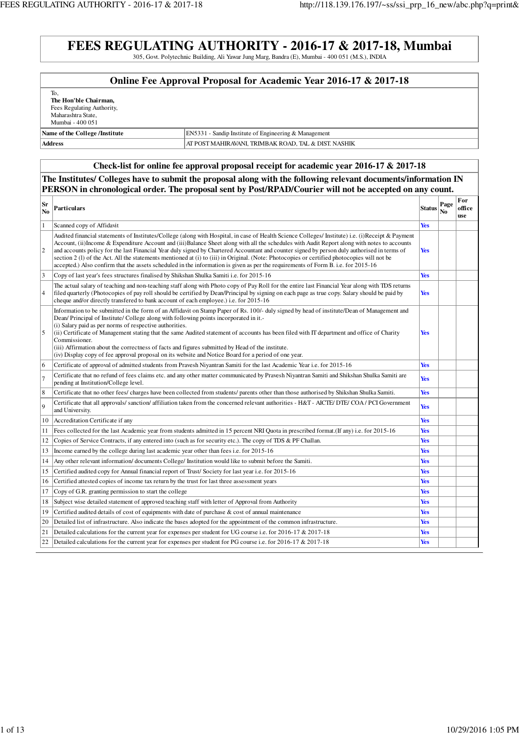# FEES REGULATING AUTHORITY - 2016-17 & 2017-18, Mumbai

305, Govt. Polytechnic Building, Ali Yawar Jung Marg, Bandra (E), Mumbai - 400 051 (M.S.), INDIA

## Online Fee Approval Proposal for Academic Year 2016-17 & 2017-18

To,
**The Hon'ble Chairman,**
Fees Regulating Authority,
Maharashtra State,
Mumbai - 400 051

| | |
|---|---|
| **Name of the College /Institute** | EN5331 - Sandip Institute of Engineering & Management |
| **Address** | AT POST MAHIRAVANI, TRIMBAK ROAD, TAL & DIST. NASHIK |

## Check-list for online fee approval proposal receipt for academic year 2016-17 & 2017-18

**The Institutes/ Colleges have to submit the proposal along with the following relevant documents/information IN PERSON in chronological order. The proposal sent by Post/RPAD/Courier will not be accepted on any count.**

| Sr No | Particulars | Status | Page No | For office use |
|---|---|---|---|---|
| 1 | Scanned copy of Affidavit | Yes | | |
| 2 | Audited financial statements of Institutes/College (along with Hospital, in case of Health Science Colleges/ Institute) i.e. (i)Receipt & Payment Account, (ii)Income & Expenditure Account and (iii)Balance Sheet along with all the schedules with Audit Report along with notes to accounts and accounts policy for the last Financial Year duly signed by Chartered Accountant and counter signed by person duly authorised in terms of section 2 (l) of the Act. All the statements mentioned at (i) to (iii) in Original. (Note: Photocopies or certified photocopies will not be accepted.) Also confirm that the assets scheduled in the information is given as per the requirements of Form B. i.e. for 2015-16 | Yes | | |
| 3 | Copy of last year's fees structures finalised by Shikshan Shulka Samiti i.e. for 2015-16 | Yes | | |
| 4 | The actual salary of teaching and non-teaching staff along with Photo copy of Pay Roll for the entire last Financial Year along with TDS returns filed quarterly (Photocopies of pay roll should be certified by Dean/Principal by signing on each page as true copy. Salary should be paid by cheque and/or directly transfered to bank account of each employee.) i.e. for 2015-16 | Yes | | |
| 5 | Information to be submitted in the form of an Affidavit on Stamp Paper of Rs. 100/- duly signed by head of institute/Dean of Management and Dean/ Principal of Institute/ College along with following points incorporated in it.-<br>(i) Salary paid as per norms of respective authorities.<br>(ii) Certificate of Management stating that the same Audited statement of accounts has been filed with IT department and office of Charity Commissioner.<br>(iii) Affirmation about the correctness of facts and figures submitted by Head of the institute.<br>(iv) Display copy of fee approval proposal on its website and Notice Board for a period of one year. | Yes | | |
| 6 | Certificate of approval of admitted students from Pravesh Niyantran Samiti for the last Academic Year i.e. for 2015-16 | Yes | | |
| 7 | Certificate that no refund of fees claims etc. and any other matter communicated by Pravesh Niyantran Samiti and Shikshan Shulka Samiti are pending at Institution/College level. | Yes | | |
| 8 | Certificate that no other fees/ charges have been collected from students/ parents other than those authorised by Shikshan Shulka Samiti. | Yes | | |
| 9 | Certificate that all approvals/ sanction/ affiliation taken from the concerned relevant authorities - H&T - AICTE/ DTE/ COA / PCI Government and University. | Yes | | |
| 10 | Accreditation Certificate if any | Yes | | |
| 11 | Fees collected for the last Academic year from students admitted in 15 percent NRI Quota in prescribed format.(If any) i.e. for 2015-16 | Yes | | |
| 12 | Copies of Service Contracts, if any entered into (such as for security etc.). The copy of TDS & PF Challan. | Yes | | |
| 13 | Income earned by the college during last academic year other than fees i.e. for 2015-16 | Yes | | |
| 14 | Any other relevant information/ documents College/ Institution would like to submit before the Samiti. | Yes | | |
| 15 | Certified audited copy for Annual financial report of Trust/ Society for last year i.e. for 2015-16 | Yes | | |
| 16 | Certified attested copies of income tax return by the trust for last three assessment years | Yes | | |
| 17 | Copy of G.R. granting permission to start the college | Yes | | |
| 18 | Subject wise detailed statement of approved teaching staff with letter of Approval from Authority | Yes | | |
| 19 | Certified audited details of cost of equipments with date of purchase & cost of annual maintenance | Yes | | |
| 20 | Detailed list of infrastructure. Also indicate the bases adopted for the appointment of the common infrastructure. | Yes | | |
| 21 | Detailed calculations for the current year for expenses per student for UG course i.e. for 2016-17 & 2017-18 | Yes | | |
| 22 | Detailed calculations for the current year for expenses per student for PG course i.e. for 2016-17 & 2017-18 | Yes | | |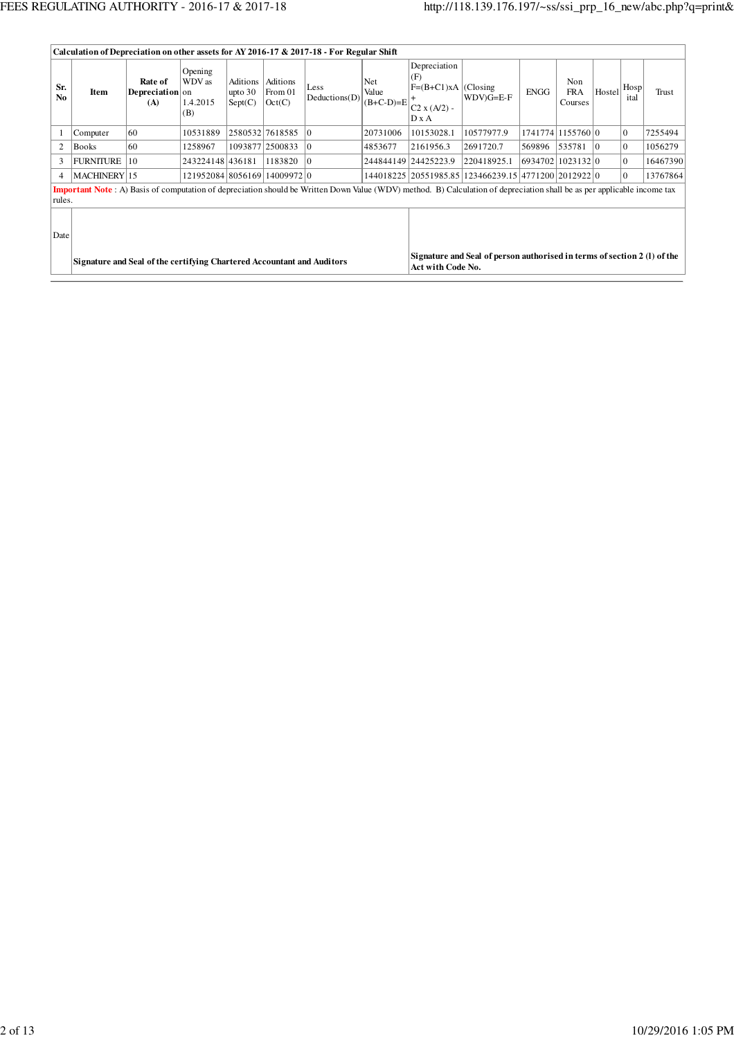| Calculation of Depreciation on other assets for AY 2016-17 & 2017-18 - For Regular Shift | | | | | | | | | | | | | | |
|---|---|---|---|---|---|---|---|---|---|---|---|---|---|---|
| Sr. No | Item | Rate of Depreciation (A) | Opening WDV as on 1.4.2015 (B) | Aditions upto 30 Sept(C) | Aditions From 01 Oct(C) | Less Deductions(D) | Net Value (B+C-D)=E | Depreciation (F) F=(B+C1)xA + C2 x (A/2) - D x A | (Closing WDV)G=E-F | ENGG | Non FRA Courses | Hostel | Hospital | Trust |
| 1 | Computer | 60 | 10531889 | 2580532 | 7618585 | 0 | 20731006 | 10153028.1 | 10577977.9 | 1741774 | 1155760 | 0 | 0 | 7255494 |
| 2 | Books | 60 | 1258967 | 1093877 | 2500833 | 0 | 4853677 | 2161956.3 | 2691720.7 | 569896 | 535781 | 0 | 0 | 1056279 |
| 3 | FURNITURE | 10 | 243224148 | 436181 | 1183820 | 0 | 244844149 | 24425223.9 | 220418925.1 | 6934702 | 1023132 | 0 | 0 | 16467390 |
| 4 | MACHINERY | 15 | 121952084 | 8056169 | 14009972 | 0 | 144018225 | 20551985.85 | 123466239.15 | 4771200 | 2012922 | 0 | 0 | 13767864 |

**Important Note** : A) Basis of computation of depreciation should be Written Down Value (WDV) method. B) Calculation of depreciation shall be as per applicable income tax rules.

Date

**Signature and Seal of the certifying Chartered Accountant and Auditors**

**Signature and Seal of person authorised in terms of section 2 (l) of the Act with Code No.**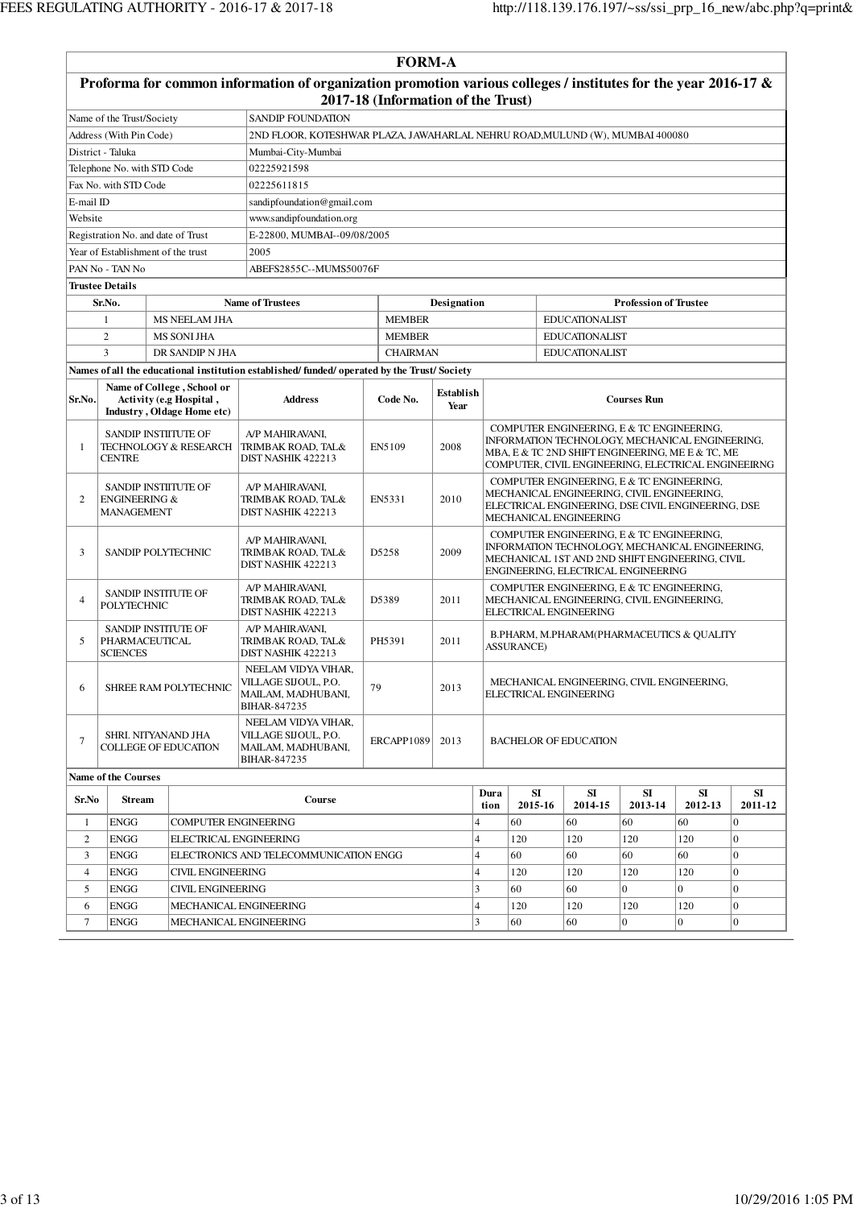# FORM-A

## Proforma for common information of organization promotion various colleges / institutes for the year 2016-17 & 2017-18 (Information of the Trust)

| | |
|---|---|
| Name of the Trust/Society | SANDIP FOUNDATION |
| Address (With Pin Code) | 2ND FLOOR, KOTESHWAR PLAZA, JAWAHARLAL NEHRU ROAD,MULUND (W), MUMBAI 400080 |
| District - Taluka | Mumbai-City-Mumbai |
| Telephone No. with STD Code | 02225921598 |
| Fax No. with STD Code | 02225611815 |
| E-mail ID | sandipfoundation@gmail.com |
| Website | www.sandipfoundation.org |
| Registration No. and date of Trust | E-22800, MUMBAI--09/08/2005 |
| Year of Establishment of the trust | 2005 |
| PAN No - TAN No | ABEFS2855C--MUMS50076F |

**Trustee Details**

| Sr.No. | Name of Trustees | Designation | Profession of Trustee |
|---|---|---|---|
| 1 | MS NEELAM JHA | MEMBER | EDUCATIONALIST |
| 2 | MS SONI JHA | MEMBER | EDUCATIONALIST |
| 3 | DR SANDIP N JHA | CHAIRMAN | EDUCATIONALIST |

**Names of all the educational institution established/ funded/ operated by the Trust/ Society**

| Sr.No. | Name of College , School or Activity (e.g Hospital , Industry , Oldage Home etc) | Address | Code No. | Establish Year | Courses Run |
|---|---|---|---|---|---|
| 1 | SANDIP INSTITUTE OF TECHNOLOGY & RESEARCH CENTRE | A/P MAHIRAVANI, TRIMBAK ROAD, TAL& DIST NASHIK 422213 | EN5109 | 2008 | COMPUTER ENGINEERING, E & TC ENGINEERING, INFORMATION TECHNOLOGY, MECHANICAL ENGINEERING, MBA, E & TC 2ND SHIFT ENGINEERING, ME E & TC, ME COMPUTER, CIVIL ENGINEERING, ELECTRICAL ENGINEEIRNG |
| 2 | SANDIP INSTITUTE OF ENGINEERING & MANAGEMENT | A/P MAHIRAVANI, TRIMBAK ROAD, TAL& DIST NASHIK 422213 | EN5331 | 2010 | COMPUTER ENGINEERING, E & TC ENGINEERING, MECHANICAL ENGINEERING, CIVIL ENGINEERING, ELECTRICAL ENGINEERING, DSE CIVIL ENGINEERING, DSE MECHANICAL ENGINEERING |
| 3 | SANDIP POLYTECHNIC | A/P MAHIRAVANI, TRIMBAK ROAD, TAL& DIST NASHIK 422213 | D5258 | 2009 | COMPUTER ENGINEERING, E & TC ENGINEERING, INFORMATION TECHNOLOGY, MECHANICAL ENGINEERING, MECHANICAL 1ST AND 2ND SHIFT ENGINEERING, CIVIL ENGINEERING, ELECTRICAL ENGINEERING |
| 4 | SANDIP INSTITUTE OF POLYTECHNIC | A/P MAHIRAVANI, TRIMBAK ROAD, TAL& DIST NASHIK 422213 | D5389 | 2011 | COMPUTER ENGINEERING, E & TC ENGINEERING, MECHANICAL ENGINEERING, CIVIL ENGINEERING, ELECTRICAL ENGINEERING |
| 5 | SANDIP INSTITUTE OF PHARMACEUTICAL SCIENCES | A/P MAHIRAVANI, TRIMBAK ROAD, TAL& DIST NASHIK 422213 | PH5391 | 2011 | B.PHARM, M.PHARAM(PHARMACEUTICS & QUALITY ASSURANCE) |
| 6 | SHREE RAM POLYTECHNIC | NEELAM VIDYA VIHAR, VILLAGE SIJOUL, P.O. MAILAM, MADHUBANI, BIHAR-847235 | 79 | 2013 | MECHANICAL ENGINEERING, CIVIL ENGINEERING, ELECTRICAL ENGINEERING |
| 7 | SHRI. NITYANAND JHA COLLEGE OF EDUCATION | NEELAM VIDYA VIHAR, VILLAGE SIJOUL, P.O. MAILAM, MADHUBANI, BIHAR-847235 | ERCAPP1089 | 2013 | BACHELOR OF EDUCATION |

**Name of the Courses**

| Sr.No | Stream | Course | Duration | SI 2015-16 | SI 2014-15 | SI 2013-14 | SI 2012-13 | SI 2011-12 |
|---|---|---|---|---|---|---|---|---|
| 1 | ENGG | COMPUTER ENGINEERING | 4 | 60 | 60 | 60 | 60 | 0 |
| 2 | ENGG | ELECTRICAL ENGINEERING | 4 | 120 | 120 | 120 | 120 | 0 |
| 3 | ENGG | ELECTRONICS AND TELECOMMUNICATION ENGG | 4 | 60 | 60 | 60 | 60 | 0 |
| 4 | ENGG | CIVIL ENGINEERING | 4 | 120 | 120 | 120 | 120 | 0 |
| 5 | ENGG | CIVIL ENGINEERING | 3 | 60 | 60 | 0 | 0 | 0 |
| 6 | ENGG | MECHANICAL ENGINEERING | 4 | 120 | 120 | 120 | 120 | 0 |
| 7 | ENGG | MECHANICAL ENGINEERING | 3 | 60 | 60 | 0 | 0 | 0 |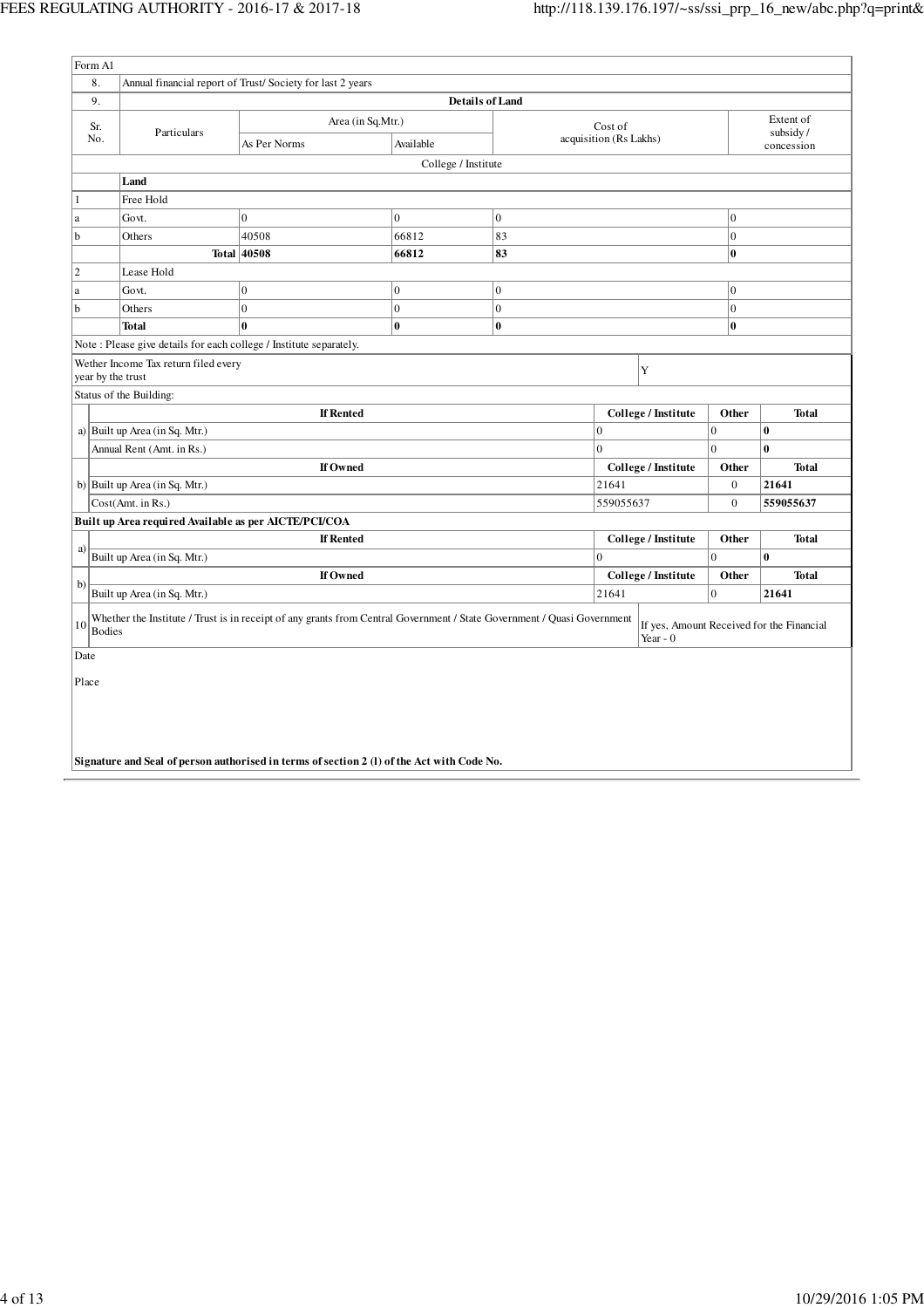Form A1

| | |
|---|---|
| 8. | Annual financial report of Trust/ Society for last 2 years |
| 9. | **Details of Land** |

| Sr. No. | Particulars | Area (in Sq.Mtr.) | | Cost of acquisition (Rs Lakhs) | Extent of subsidy / concession |
|---|---|---|---|---|---|
| | | As Per Norms | Available | | |
| | | College / Institute | | | |
| | **Land** | | | | |
| 1 | Free Hold | | | | |
| a | Govt. | 0 | 0 | 0 | 0 |
| b | Others | 40508 | 66812 | 83 | 0 |
| | **Total** | **40508** | **66812** | **83** | **0** |
| 2 | Lease Hold | | | | |
| a | Govt. | 0 | 0 | 0 | 0 |
| b | Others | 0 | 0 | 0 | 0 |
| | **Total** | **0** | **0** | **0** | **0** |

Note : Please give details for each college / Institute separately.

| | |
|---|---|
| Wether Income Tax return filed every year by the trust | Y |

Status of the Building:

| | **If Rented** | **College / Institute** | **Other** | **Total** |
|---|---|---|---|---|
| a) | Built up Area (in Sq. Mtr.) | 0 | 0 | **0** |
| | Annual Rent (Amt. in Rs.) | 0 | 0 | **0** |
| | **If Owned** | **College / Institute** | **Other** | **Total** |
| b) | Built up Area (in Sq. Mtr.) | 21641 | 0 | **21641** |
| | Cost(Amt. in Rs.) | 559055637 | 0 | **559055637** |

**Built up Area required Available as per AICTE/PCI/COA**

| | **If Rented** | **College / Institute** | **Other** | **Total** |
|---|---|---|---|---|
| a) | Built up Area (in Sq. Mtr.) | 0 | 0 | **0** |
| | **If Owned** | **College / Institute** | **Other** | **Total** |
| b) | Built up Area (in Sq. Mtr.) | 21641 | 0 | **21641** |

| | | |
|---|---|---|
| 10 | Whether the Institute / Trust is in receipt of any grants from Central Government / State Government / Quasi Government Bodies | If yes, Amount Received for the Financial Year - 0 |

Date

Place

**Signature and Seal of person authorised in terms of section 2 (l) of the Act with Code No.**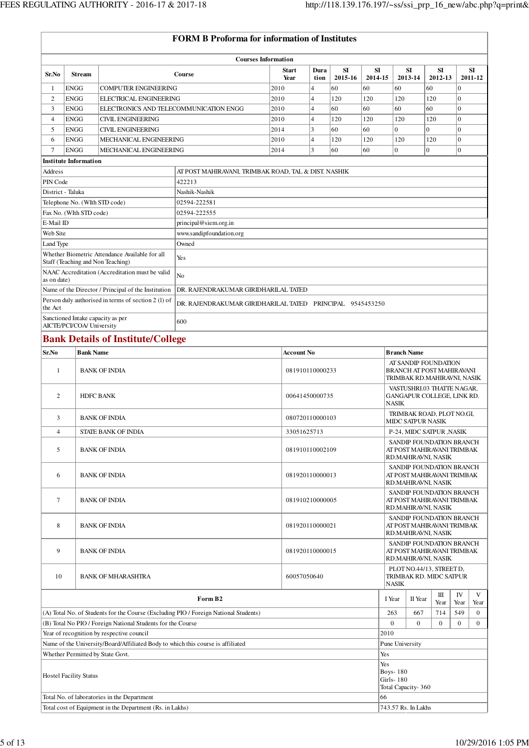# FORM B Proforma for information of Institutes

**Courses Information**

| Sr.No | Stream | Course | Start Year | Duration | SI 2015-16 | SI 2014-15 | SI 2013-14 | SI 2012-13 | SI 2011-12 |
|---|---|---|---|---|---|---|---|---|---|
| 1 | ENGG | COMPUTER ENGINEERING | 2010 | 4 | 60 | 60 | 60 | 60 | 0 |
| 2 | ENGG | ELECTRICAL ENGINEERING | 2010 | 4 | 120 | 120 | 120 | 120 | 0 |
| 3 | ENGG | ELECTRONICS AND TELECOMMUNICATION ENGG | 2010 | 4 | 60 | 60 | 60 | 60 | 0 |
| 4 | ENGG | CIVIL ENGINEERING | 2010 | 4 | 120 | 120 | 120 | 120 | 0 |
| 5 | ENGG | CIVIL ENGINEERING | 2014 | 3 | 60 | 60 | 0 | 0 | 0 |
| 6 | ENGG | MECHANICAL ENGINEERING | 2010 | 4 | 120 | 120 | 120 | 120 | 0 |
| 7 | ENGG | MECHANICAL ENGINEERING | 2014 | 3 | 60 | 60 | 0 | 0 | 0 |

**Institute Information**

| | |
|---|---|
| Address | AT POST MAHIRAVANI, TRIMBAK ROAD, TAL & DIST. NASHIK |
| PIN Code | 422213 |
| District - Taluka | Nashik-Nashik |
| Telephone No. (WIth STD code) | 02594-222581 |
| Fax No. (WIth STD code) | 02594-222555 |
| E-Mail ID | principal@siem.org.in |
| Web Site | www.sandipfoundation.org |
| Land Type | Owned |
| Whether Biometric Attendance Available for all Staff (Teaching and Non Teaching) | Yes |
| NAAC Accreditation (Accreditation must be valid as on date) | No |
| Name of the Director / Principal of the Institution | DR. RAJENDRAKUMAR GIRIDHARILAL TATED |
| Person duly authorised in terms of section 2 (l) of the Act | DR. RAJENDRAKUMAR GIRIDHARILAL TATED PRINCIPAL 9545453250 |
| Sanctioned Intake capacity as per AICTE/PCI/COA/ University | 600 |

## Bank Details of Institute/College

| Sr.No | Bank Name | Account No | Branch Name |
|---|---|---|---|
| 1 | BANK OF INDIA | 081910110000233 | AT SANDIP FOUNDATION BRANCH AT POST MAHIRAVANI TRIMBAK RD.MAHIRAVNI, NASIK |
| 2 | HDFC BANK | 00641450000735 | VASTUSHRI.03 THATTE NAGAR, GANGAPUR COLLEGE, LINK RD. NASIK |
| 3 | BANK OF INDIA | 080720110000103 | TRIMBAK ROAD, PLOT NO.GI, MIDC SATPUR NASIK |
| 4 | STATE BANK OF INDIA | 33051625713 | P-24, MIDC SATPUR ,NASIK |
| 5 | BANK OF INDIA | 081910110002109 | SANDIP FOUNDATION BRANCH AT POST MAHIRAVANI TRIMBAK RD.MAHIRAVNI, NASIK |
| 6 | BANK OF INDIA | 081920110000013 | SANDIP FOUNDATION BRANCH AT POST MAHIRAVANI TRIMBAK RD.MAHIRAVNI, NASIK |
| 7 | BANK OF INDIA | 081910210000005 | SANDIP FOUNDATION BRANCH AT POST MAHIRAVANI TRIMBAK RD.MAHIRAVNI, NASIK |
| 8 | BANK OF INDIA | 081920110000021 | SANDIP FOUNDATION BRANCH AT POST MAHIRAVANI TRIMBAK RD.MAHIRAVNI, NASIK |
| 9 | BANK OF INDIA | 081920110000015 | SANDIP FOUNDATION BRANCH AT POST MAHIRAVANI TRIMBAK RD.MAHIRAVNI, NASIK |
| 10 | BANK OF MHARASHTRA | 60057050640 | PLOT NO.44/13, STREET D, TRIMBAK RD. MIDC SATPUR NASIK |

| Form B2 | I Year | II Year | III Year | IV Year | V Year |
|---|---|---|---|---|---|
| (A) Total No. of Students for the Course (Excluding PIO / Foreign National Students) | 263 | 667 | 714 | 549 | 0 |
| (B) Total No PIO / Foreign National Students for the Course | 0 | 0 | 0 | 0 | 0 |
| Year of recognition by respective council | 2010 | | | | |
| Name of the University/Board/Affiliated Body to which this course is affiliated | Pune University | | | | |
| Whether Permitted by State Govt. | Yes | | | | |
| Hostel Facility Status | Yes<br>Boys- 180<br>Girls- 180<br>Total Capacity- 360 | | | | |
| Total No. of laboratories in the Department | 66 | | | | |
| Total cost of Equipment in the Department (Rs. in Lakhs) | 743.57 Rs. In Lakhs | | | | |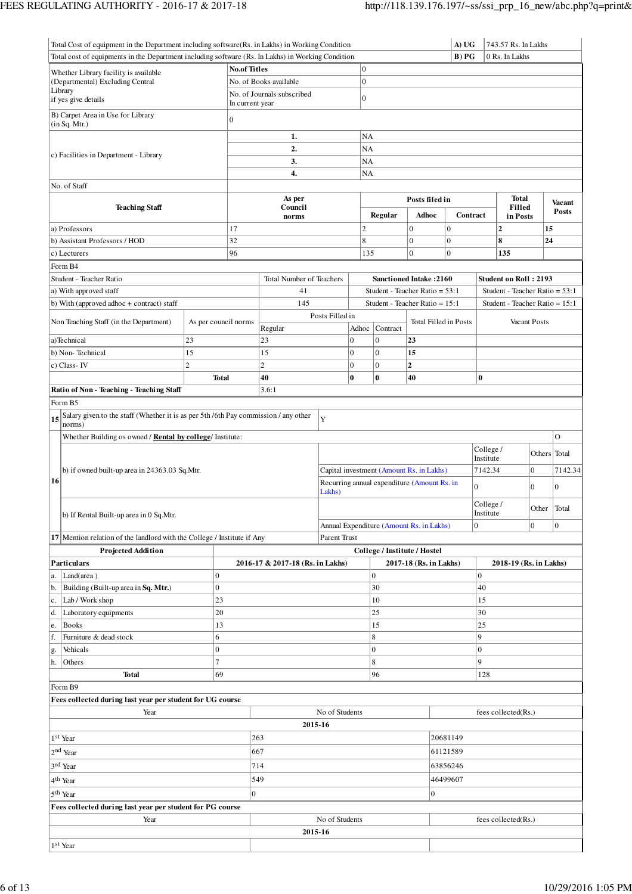| Total Cost of equipment in the Department including software(Rs. in Lakhs) in Working Condition | A) UG | 743.57 Rs. In Lakhs |
|---|---|---|
| Total cost of equipments in the Department including software (Rs. In Lakhs) in Working Condition | B) PG | 0 Rs. In Lakhs |

| Whether Library facility is available (Departmental) Excluding Central Library if yes give details | No.of Titles | 0 |
|---|---|---|
| | No. of Books available | 0 |
| | No. of Journals subscribed In current year | 0 |
| B) Carpet Area in Use for Library (in Sq. Mtr.) | 0 | |
| c) Facilities in Department - Library | 1. | NA |
| | 2. | NA |
| | 3. | NA |
| | 4. | NA |

No. of Staff

| Teaching Staff | As per Council norms | Posts filed in | | | Total Filled in Posts | Vacant Posts |
|---|---|---|---|---|---|---|
| | | Regular | Adhoc | Contract | | |
| a) Professors | 17 | 2 | 0 | 0 | **2** | **15** |
| b) Assistant Professors / HOD | 32 | 8 | 0 | 0 | **8** | **24** |
| c) Lecturers | 96 | 135 | 0 | 0 | **135** | |

Form B4

| Student - Teacher Ratio | Total Number of Teachers | **Sanctioned Intake :2160** | **Student on Roll : 2193** |
|---|---|---|---|
| a) With approved staff | 41 | Student - Teacher Ratio = 53:1 | Student - Teacher Ratio = 53:1 |
| b) With (approved adhoc + contract) staff | 145 | Student - Teacher Ratio = 15:1 | Student - Teacher Ratio = 15:1 |

| Non Teaching Staff (in the Department) | As per council norms | Posts Filled in | | | Total Filled in Posts | Vacant Posts |
|---|---|---|---|---|---|---|
| | | Regular | Adhoc | Contract | | |
| a)Technical | 23 | 23 | 0 | 0 | **23** | |
| b) Non- Technical | 15 | 15 | 0 | 0 | **15** | |
| c) Class- IV | 2 | 2 | 0 | 0 | **2** | |
| | **Total** | **40** | **0** | **0** | **40** | **0** |
| **Ratio of Non - Teaching - Teaching Staff** | 3.6:1 | | | | | |

Form B5

| 15 | Salary given to the staff (Whether it is as per 5th /6th Pay commission / any other norms) | Y | | | |
|---|---|---|---|---|---|
| 16 | Whether Building os owned / **Rental by college**/ Institute: | | | | O |
| | b) if owned built-up area in 24363.03 Sq.Mtr. | | College / Institute | Others | Total |
| | | Capital investment (Amount Rs. in Lakhs) | 7142.34 | 0 | 7142.34 |
| | | Recurring annual expenditure (Amount Rs. in Lakhs) | 0 | 0 | 0 |
| | b) If Rental Built-up area in 0 Sq.Mtr. | | College / Institute | Other | Total |
| | | Annual Expenditure (Amount Rs. in Lakhs) | 0 | 0 | 0 |
| 17 | Mention relation of the landlord with the College / Institute if Any | Parent Trust | | | |

| **Projected Addition** | | **College / Institute / Hostel** | | |
|---|---|---|---|---|
| **Particulars** | | **2016-17 & 2017-18 (Rs. in Lakhs)** | **2017-18 (Rs. in Lakhs)** | **2018-19 (Rs. in Lakhs)** |
| a. | Land(area ) | 0 | 0 | 0 |
| b. | Building (Built-up area in **Sq. Mtr.**) | 0 | 30 | 40 |
| c. | Lab / Work shop | 23 | 10 | 15 |
| d. | Laboratory equipments | 20 | 25 | 30 |
| e. | Books | 13 | 15 | 25 |
| f. | Furniture & dead stock | 6 | 8 | 9 |
| g. | Vehicals | 0 | 0 | 0 |
| h. | Others | 7 | 8 | 9 |
| | **Total** | 69 | 96 | 128 |

Form B9

**Fees collected during last year per student for UG course**

| Year | No of Students | fees collected(Rs.) |
|---|---|---|
| **2015-16** | | |
| 1st Year | 263 | 20681149 |
| 2nd Year | 667 | 61121589 |
| 3rd Year | 714 | 63856246 |
| 4th Year | 549 | 46499607 |
| 5th Year | 0 | 0 |

**Fees collected during last year per student for PG course**

| Year | No of Students | fees collected(Rs.) |
|---|---|---|
| **2015-16** | | |
| 1st Year | | |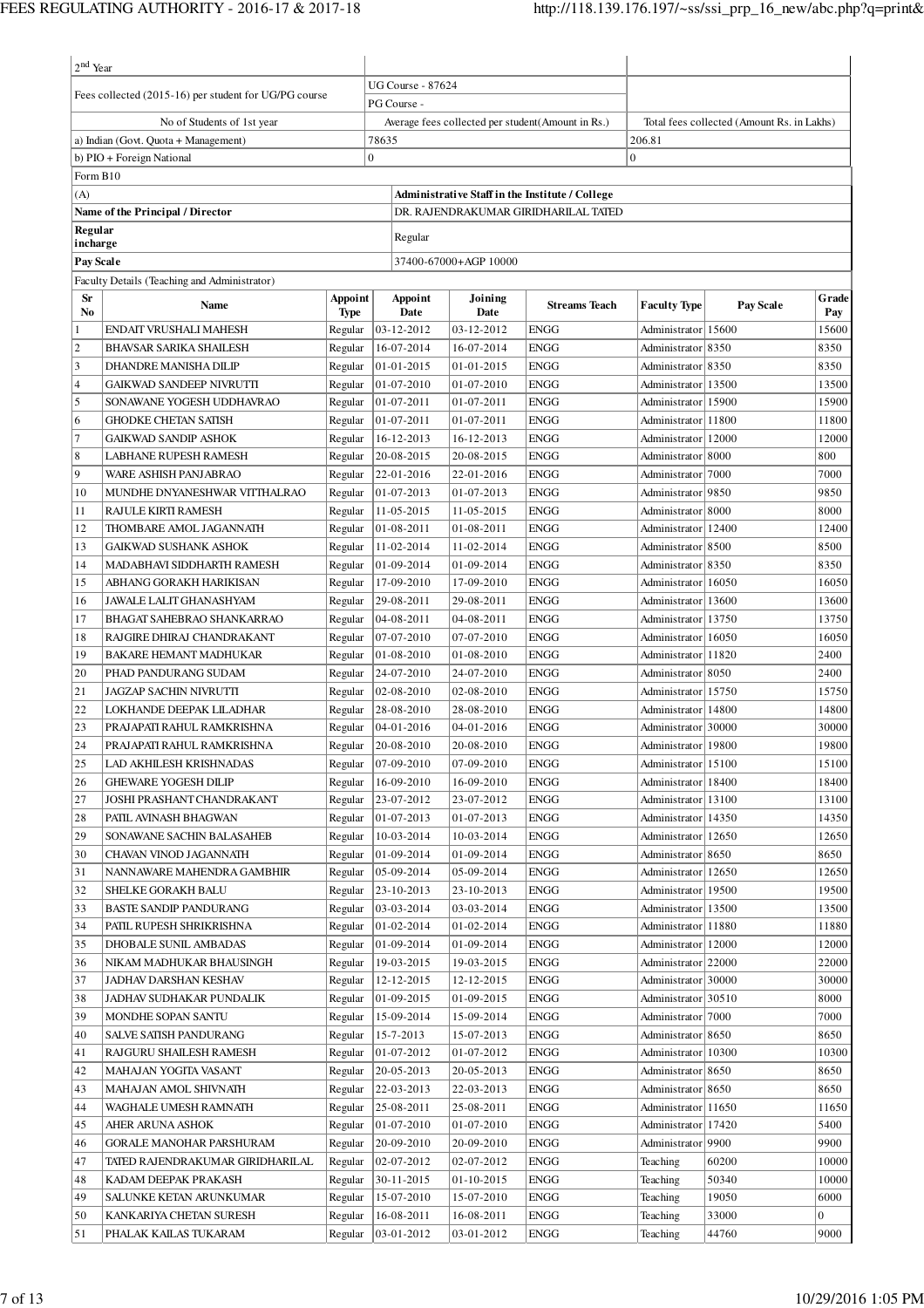| 2[nd] Year | | |
|---|---|---|
| Fees collected (2015-16) per student for UG/PG course | UG Course - 87624 | |
| | PG Course - | |
| No of Students of 1st year | Average fees collected per student(Amount in Rs.) | Total fees collected (Amount Rs. in Lakhs) |
| a) Indian (Govt. Quota + Management) | 78635 | 206.81 |
| b) PIO + Foreign National | 0 | 0 |

Form B10

| (A) | Administrative Staff in the Institute / College |
|---|---|
| **Name of the Principal / Director** | DR. RAJENDRAKUMAR GIRIDHARILAL TATED |
| **Regular incharge** | Regular |
| **Pay Scale** | 37400-67000+AGP 10000 |

Faculty Details (Teaching and Administrator)

| Sr No | Name | Appoint Type | Appoint Date | Joining Date | Streams Teach | Faculty Type | Pay Scale | Grade Pay |
|---|---|---|---|---|---|---|---|---|
| 1 | ENDAIT VRUSHALI MAHESH | Regular | 03-12-2012 | 03-12-2012 | ENGG | Administrator | 15600 | 15600 |
| 2 | BHAVSAR SARIKA SHAILESH | Regular | 16-07-2014 | 16-07-2014 | ENGG | Administrator | 8350 | 8350 |
| 3 | DHANDRE MANISHA DILIP | Regular | 01-01-2015 | 01-01-2015 | ENGG | Administrator | 8350 | 8350 |
| 4 | GAIKWAD SANDEEP NIVRUTTI | Regular | 01-07-2010 | 01-07-2010 | ENGG | Administrator | 13500 | 13500 |
| 5 | SONAWANE YOGESH UDDHAVRAO | Regular | 01-07-2011 | 01-07-2011 | ENGG | Administrator | 15900 | 15900 |
| 6 | GHODKE CHETAN SATISH | Regular | 01-07-2011 | 01-07-2011 | ENGG | Administrator | 11800 | 11800 |
| 7 | GAIKWAD SANDIP ASHOK | Regular | 16-12-2013 | 16-12-2013 | ENGG | Administrator | 12000 | 12000 |
| 8 | LABHANE RUPESH RAMESH | Regular | 20-08-2015 | 20-08-2015 | ENGG | Administrator | 8000 | 800 |
| 9 | WARE ASHISH PANJABRAO | Regular | 22-01-2016 | 22-01-2016 | ENGG | Administrator | 7000 | 7000 |
| 10 | MUNDHE DNYANESHWAR VITTHALRAO | Regular | 01-07-2013 | 01-07-2013 | ENGG | Administrator | 9850 | 9850 |
| 11 | RAJULE KIRTI RAMESH | Regular | 11-05-2015 | 11-05-2015 | ENGG | Administrator | 8000 | 8000 |
| 12 | THOMBARE AMOL JAGANNATH | Regular | 01-08-2011 | 01-08-2011 | ENGG | Administrator | 12400 | 12400 |
| 13 | GAIKWAD SUSHANK ASHOK | Regular | 11-02-2014 | 11-02-2014 | ENGG | Administrator | 8500 | 8500 |
| 14 | MADABHAVI SIDDHARTH RAMESH | Regular | 01-09-2014 | 01-09-2014 | ENGG | Administrator | 8350 | 8350 |
| 15 | ABHANG GORAKH HARIKISAN | Regular | 17-09-2010 | 17-09-2010 | ENGG | Administrator | 16050 | 16050 |
| 16 | JAWALE LALIT GHANASHYAM | Regular | 29-08-2011 | 29-08-2011 | ENGG | Administrator | 13600 | 13600 |
| 17 | BHAGAT SAHEBRAO SHANKARRAO | Regular | 04-08-2011 | 04-08-2011 | ENGG | Administrator | 13750 | 13750 |
| 18 | RAJGIRE DHIRAJ CHANDRAKANT | Regular | 07-07-2010 | 07-07-2010 | ENGG | Administrator | 16050 | 16050 |
| 19 | BAKARE HEMANT MADHUKAR | Regular | 01-08-2010 | 01-08-2010 | ENGG | Administrator | 11820 | 2400 |
| 20 | PHAD PANDURANG SUDAM | Regular | 24-07-2010 | 24-07-2010 | ENGG | Administrator | 8050 | 2400 |
| 21 | JAGZAP SACHIN NIVRUTTI | Regular | 02-08-2010 | 02-08-2010 | ENGG | Administrator | 15750 | 15750 |
| 22 | LOKHANDE DEEPAK LILADHAR | Regular | 28-08-2010 | 28-08-2010 | ENGG | Administrator | 14800 | 14800 |
| 23 | PRAJAPATI RAHUL RAMKRISHNA | Regular | 04-01-2016 | 04-01-2016 | ENGG | Administrator | 30000 | 30000 |
| 24 | PRAJAPATI RAHUL RAMKRISHNA | Regular | 20-08-2010 | 20-08-2010 | ENGG | Administrator | 19800 | 19800 |
| 25 | LAD AKHILESH KRISHNADAS | Regular | 07-09-2010 | 07-09-2010 | ENGG | Administrator | 15100 | 15100 |
| 26 | GHEWARE YOGESH DILIP | Regular | 16-09-2010 | 16-09-2010 | ENGG | Administrator | 18400 | 18400 |
| 27 | JOSHI PRASHANT CHANDRAKANT | Regular | 23-07-2012 | 23-07-2012 | ENGG | Administrator | 13100 | 13100 |
| 28 | PATIL AVINASH BHAGWAN | Regular | 01-07-2013 | 01-07-2013 | ENGG | Administrator | 14350 | 14350 |
| 29 | SONAWANE SACHIN BALASAHEB | Regular | 10-03-2014 | 10-03-2014 | ENGG | Administrator | 12650 | 12650 |
| 30 | CHAVAN VINOD JAGANNATH | Regular | 01-09-2014 | 01-09-2014 | ENGG | Administrator | 8650 | 8650 |
| 31 | NANNAWARE MAHENDRA GAMBHIR | Regular | 05-09-2014 | 05-09-2014 | ENGG | Administrator | 12650 | 12650 |
| 32 | SHELKE GORAKH BALU | Regular | 23-10-2013 | 23-10-2013 | ENGG | Administrator | 19500 | 19500 |
| 33 | BASTE SANDIP PANDURANG | Regular | 03-03-2014 | 03-03-2014 | ENGG | Administrator | 13500 | 13500 |
| 34 | PATIL RUPESH SHRIKRISHNA | Regular | 01-02-2014 | 01-02-2014 | ENGG | Administrator | 11880 | 11880 |
| 35 | DHOBALE SUNIL AMBADAS | Regular | 01-09-2014 | 01-09-2014 | ENGG | Administrator | 12000 | 12000 |
| 36 | NIKAM MADHUKAR BHAUSINGH | Regular | 19-03-2015 | 19-03-2015 | ENGG | Administrator | 22000 | 22000 |
| 37 | JADHAV DARSHAN KESHAV | Regular | 12-12-2015 | 12-12-2015 | ENGG | Administrator | 30000 | 30000 |
| 38 | JADHAV SUDHAKAR PUNDALIK | Regular | 01-09-2015 | 01-09-2015 | ENGG | Administrator | 30510 | 8000 |
| 39 | MONDHE SOPAN SANTU | Regular | 15-09-2014 | 15-09-2014 | ENGG | Administrator | 7000 | 7000 |
| 40 | SALVE SATISH PANDURANG | Regular | 15-7-2013 | 15-07-2013 | ENGG | Administrator | 8650 | 8650 |
| 41 | RAJGURU SHAILESH RAMESH | Regular | 01-07-2012 | 01-07-2012 | ENGG | Administrator | 10300 | 10300 |
| 42 | MAHAJAN YOGITA VASANT | Regular | 20-05-2013 | 20-05-2013 | ENGG | Administrator | 8650 | 8650 |
| 43 | MAHAJAN AMOL SHIVNATH | Regular | 22-03-2013 | 22-03-2013 | ENGG | Administrator | 8650 | 8650 |
| 44 | WAGHALE UMESH RAMNATH | Regular | 25-08-2011 | 25-08-2011 | ENGG | Administrator | 11650 | 11650 |
| 45 | AHER ARUNA ASHOK | Regular | 01-07-2010 | 01-07-2010 | ENGG | Administrator | 17420 | 5400 |
| 46 | GORALE MANOHAR PARSHURAM | Regular | 20-09-2010 | 20-09-2010 | ENGG | Administrator | 9900 | 9900 |
| 47 | TATED RAJENDRAKUMAR GIRIDHARILAL | Regular | 02-07-2012 | 02-07-2012 | ENGG | Teaching | 60200 | 10000 |
| 48 | KADAM DEEPAK PRAKASH | Regular | 30-11-2015 | 01-10-2015 | ENGG | Teaching | 50340 | 10000 |
| 49 | SALUNKE KETAN ARUNKUMAR | Regular | 15-07-2010 | 15-07-2010 | ENGG | Teaching | 19050 | 6000 |
| 50 | KANKARIYA CHETAN SURESH | Regular | 16-08-2011 | 16-08-2011 | ENGG | Teaching | 33000 | 0 |
| 51 | PHALAK KAILAS TUKARAM | Regular | 03-01-2012 | 03-01-2012 | ENGG | Teaching | 44760 | 9000 |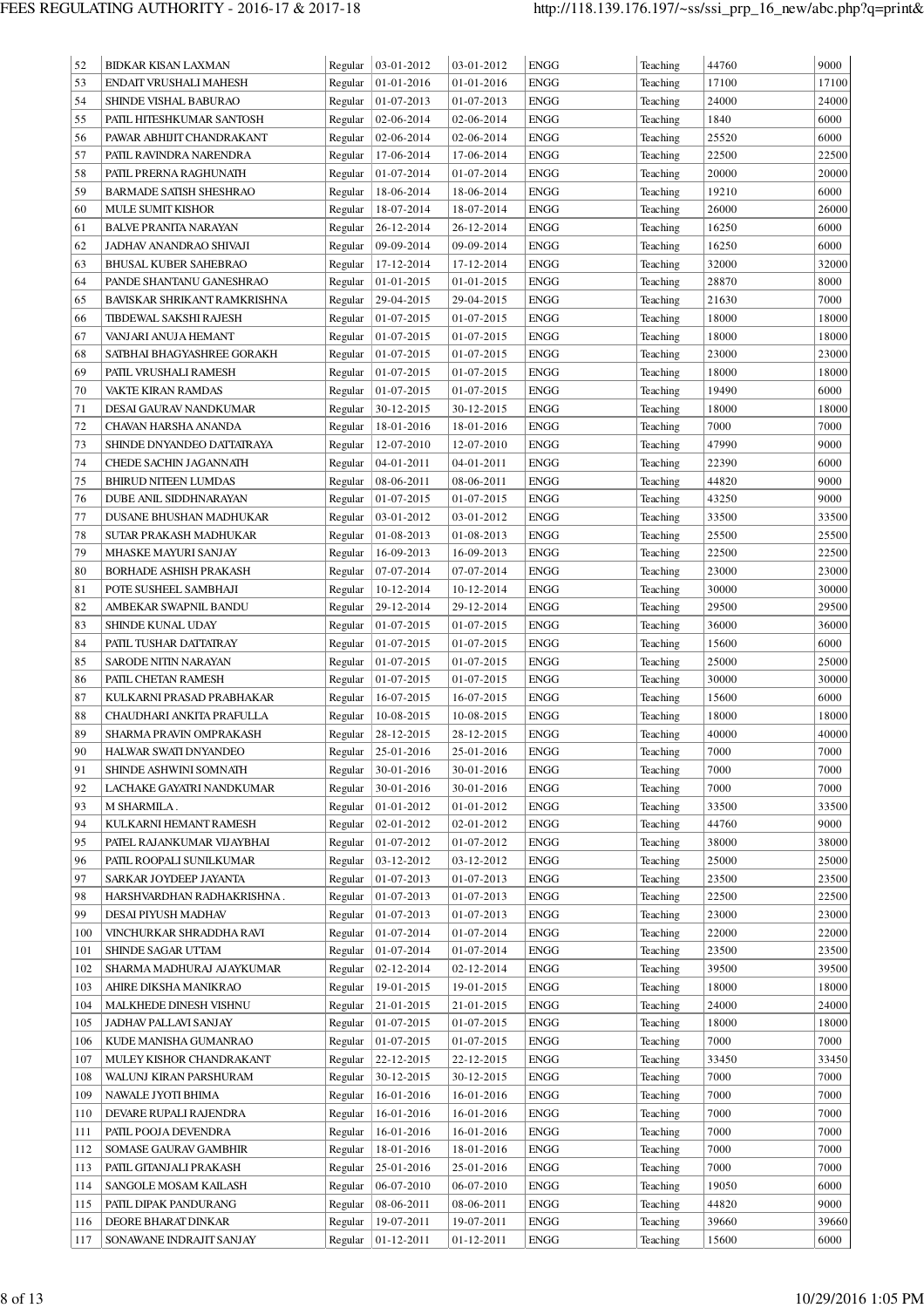| | | | | | | | | |
|---|---|---|---|---|---|---|---|---|
| 52 | BIDKAR KISAN LAXMAN | Regular | 03-01-2012 | 03-01-2012 | ENGG | Teaching | 44760 | 9000 |
| 53 | ENDAIT VRUSHALI MAHESH | Regular | 01-01-2016 | 01-01-2016 | ENGG | Teaching | 17100 | 17100 |
| 54 | SHINDE VISHAL BABURAO | Regular | 01-07-2013 | 01-07-2013 | ENGG | Teaching | 24000 | 24000 |
| 55 | PATIL HITESHKUMAR SANTOSH | Regular | 02-06-2014 | 02-06-2014 | ENGG | Teaching | 1840 | 6000 |
| 56 | PAWAR ABHIJIT CHANDRAKANT | Regular | 02-06-2014 | 02-06-2014 | ENGG | Teaching | 25520 | 6000 |
| 57 | PATIL RAVINDRA NARENDRA | Regular | 17-06-2014 | 17-06-2014 | ENGG | Teaching | 22500 | 22500 |
| 58 | PATIL PRERNA RAGHUNATH | Regular | 01-07-2014 | 01-07-2014 | ENGG | Teaching | 20000 | 20000 |
| 59 | BARMADE SATISH SHESHRAO | Regular | 18-06-2014 | 18-06-2014 | ENGG | Teaching | 19210 | 6000 |
| 60 | MULE SUMIT KISHOR | Regular | 18-07-2014 | 18-07-2014 | ENGG | Teaching | 26000 | 26000 |
| 61 | BALVE PRANITA NARAYAN | Regular | 26-12-2014 | 26-12-2014 | ENGG | Teaching | 16250 | 6000 |
| 62 | JADHAV ANANDRAO SHIVAJI | Regular | 09-09-2014 | 09-09-2014 | ENGG | Teaching | 16250 | 6000 |
| 63 | BHUSAL KUBER SAHEBRAO | Regular | 17-12-2014 | 17-12-2014 | ENGG | Teaching | 32000 | 32000 |
| 64 | PANDE SHANTANU GANESHRAO | Regular | 01-01-2015 | 01-01-2015 | ENGG | Teaching | 28870 | 8000 |
| 65 | BAVISKAR SHRIKANT RAMKRISHNA | Regular | 29-04-2015 | 29-04-2015 | ENGG | Teaching | 21630 | 7000 |
| 66 | TIBDEWAL SAKSHI RAJESH | Regular | 01-07-2015 | 01-07-2015 | ENGG | Teaching | 18000 | 18000 |
| 67 | VANJARI ANUJA HEMANT | Regular | 01-07-2015 | 01-07-2015 | ENGG | Teaching | 18000 | 18000 |
| 68 | SATBHAI BHAGYASHREE GORAKH | Regular | 01-07-2015 | 01-07-2015 | ENGG | Teaching | 23000 | 23000 |
| 69 | PATIL VRUSHALI RAMESH | Regular | 01-07-2015 | 01-07-2015 | ENGG | Teaching | 18000 | 18000 |
| 70 | VAKTE KIRAN RAMDAS | Regular | 01-07-2015 | 01-07-2015 | ENGG | Teaching | 19490 | 6000 |
| 71 | DESAI GAURAV NANDKUMAR | Regular | 30-12-2015 | 30-12-2015 | ENGG | Teaching | 18000 | 18000 |
| 72 | CHAVAN HARSHA ANANDA | Regular | 18-01-2016 | 18-01-2016 | ENGG | Teaching | 7000 | 7000 |
| 73 | SHINDE DNYANDEO DATTATRAYA | Regular | 12-07-2010 | 12-07-2010 | ENGG | Teaching | 47990 | 9000 |
| 74 | CHEDE SACHIN JAGANNATH | Regular | 04-01-2011 | 04-01-2011 | ENGG | Teaching | 22390 | 6000 |
| 75 | BHIRUD NITEEN LUMDAS | Regular | 08-06-2011 | 08-06-2011 | ENGG | Teaching | 44820 | 9000 |
| 76 | DUBE ANIL SIDDHNARAYAN | Regular | 01-07-2015 | 01-07-2015 | ENGG | Teaching | 43250 | 9000 |
| 77 | DUSANE BHUSHAN MADHUKAR | Regular | 03-01-2012 | 03-01-2012 | ENGG | Teaching | 33500 | 33500 |
| 78 | SUTAR PRAKASH MADHUKAR | Regular | 01-08-2013 | 01-08-2013 | ENGG | Teaching | 25500 | 25500 |
| 79 | MHASKE MAYURI SANJAY | Regular | 16-09-2013 | 16-09-2013 | ENGG | Teaching | 22500 | 22500 |
| 80 | BORHADE ASHISH PRAKASH | Regular | 07-07-2014 | 07-07-2014 | ENGG | Teaching | 23000 | 23000 |
| 81 | POTE SUSHEEL SAMBHAJI | Regular | 10-12-2014 | 10-12-2014 | ENGG | Teaching | 30000 | 30000 |
| 82 | AMBEKAR SWAPNIL BANDU | Regular | 29-12-2014 | 29-12-2014 | ENGG | Teaching | 29500 | 29500 |
| 83 | SHINDE KUNAL UDAY | Regular | 01-07-2015 | 01-07-2015 | ENGG | Teaching | 36000 | 36000 |
| 84 | PATIL TUSHAR DATTATRAY | Regular | 01-07-2015 | 01-07-2015 | ENGG | Teaching | 15600 | 6000 |
| 85 | SARODE NITIN NARAYAN | Regular | 01-07-2015 | 01-07-2015 | ENGG | Teaching | 25000 | 25000 |
| 86 | PATIL CHETAN RAMESH | Regular | 01-07-2015 | 01-07-2015 | ENGG | Teaching | 30000 | 30000 |
| 87 | KULKARNI PRASAD PRABHAKAR | Regular | 16-07-2015 | 16-07-2015 | ENGG | Teaching | 15600 | 6000 |
| 88 | CHAUDHARI ANKITA PRAFULLA | Regular | 10-08-2015 | 10-08-2015 | ENGG | Teaching | 18000 | 18000 |
| 89 | SHARMA PRAVIN OMPRAKASH | Regular | 28-12-2015 | 28-12-2015 | ENGG | Teaching | 40000 | 40000 |
| 90 | HALWAR SWATI DNYANDEO | Regular | 25-01-2016 | 25-01-2016 | ENGG | Teaching | 7000 | 7000 |
| 91 | SHINDE ASHWINI SOMNATH | Regular | 30-01-2016 | 30-01-2016 | ENGG | Teaching | 7000 | 7000 |
| 92 | LACHAKE GAYATRI NANDKUMAR | Regular | 30-01-2016 | 30-01-2016 | ENGG | Teaching | 7000 | 7000 |
| 93 | M SHARMILA . | Regular | 01-01-2012 | 01-01-2012 | ENGG | Teaching | 33500 | 33500 |
| 94 | KULKARNI HEMANT RAMESH | Regular | 02-01-2012 | 02-01-2012 | ENGG | Teaching | 44760 | 9000 |
| 95 | PATEL RAJANKUMAR VIJAYBHAI | Regular | 01-07-2012 | 01-07-2012 | ENGG | Teaching | 38000 | 38000 |
| 96 | PATIL ROOPALI SUNILKUMAR | Regular | 03-12-2012 | 03-12-2012 | ENGG | Teaching | 25000 | 25000 |
| 97 | SARKAR JOYDEEP JAYANTA | Regular | 01-07-2013 | 01-07-2013 | ENGG | Teaching | 23500 | 23500 |
| 98 | HARSHVARDHAN RADHAKRISHNA . | Regular | 01-07-2013 | 01-07-2013 | ENGG | Teaching | 22500 | 22500 |
| 99 | DESAI PIYUSH MADHAV | Regular | 01-07-2013 | 01-07-2013 | ENGG | Teaching | 23000 | 23000 |
| 100 | VINCHURKAR SHRADDHA RAVI | Regular | 01-07-2014 | 01-07-2014 | ENGG | Teaching | 22000 | 22000 |
| 101 | SHINDE SAGAR UTTAM | Regular | 01-07-2014 | 01-07-2014 | ENGG | Teaching | 23500 | 23500 |
| 102 | SHARMA MADHURAJ AJAYKUMAR | Regular | 02-12-2014 | 02-12-2014 | ENGG | Teaching | 39500 | 39500 |
| 103 | AHIRE DIKSHA MANIKRAO | Regular | 19-01-2015 | 19-01-2015 | ENGG | Teaching | 18000 | 18000 |
| 104 | MALKHEDE DINESH VISHNU | Regular | 21-01-2015 | 21-01-2015 | ENGG | Teaching | 24000 | 24000 |
| 105 | JADHAV PALLAVI SANJAY | Regular | 01-07-2015 | 01-07-2015 | ENGG | Teaching | 18000 | 18000 |
| 106 | KUDE MANISHA GUMANRAO | Regular | 01-07-2015 | 01-07-2015 | ENGG | Teaching | 7000 | 7000 |
| 107 | MULEY KISHOR CHANDRAKANT | Regular | 22-12-2015 | 22-12-2015 | ENGG | Teaching | 33450 | 33450 |
| 108 | WALUNJ KIRAN PARSHURAM | Regular | 30-12-2015 | 30-12-2015 | ENGG | Teaching | 7000 | 7000 |
| 109 | NAWALE JYOTI BHIMA | Regular | 16-01-2016 | 16-01-2016 | ENGG | Teaching | 7000 | 7000 |
| 110 | DEVARE RUPALI RAJENDRA | Regular | 16-01-2016 | 16-01-2016 | ENGG | Teaching | 7000 | 7000 |
| 111 | PATIL POOJA DEVENDRA | Regular | 16-01-2016 | 16-01-2016 | ENGG | Teaching | 7000 | 7000 |
| 112 | SOMASE GAURAV GAMBHIR | Regular | 18-01-2016 | 18-01-2016 | ENGG | Teaching | 7000 | 7000 |
| 113 | PATIL GITANJALI PRAKASH | Regular | 25-01-2016 | 25-01-2016 | ENGG | Teaching | 7000 | 7000 |
| 114 | SANGOLE MOSAM KAILASH | Regular | 06-07-2010 | 06-07-2010 | ENGG | Teaching | 19050 | 6000 |
| 115 | PATIL DIPAK PANDURANG | Regular | 08-06-2011 | 08-06-2011 | ENGG | Teaching | 44820 | 9000 |
| 116 | DEORE BHARAT DINKAR | Regular | 19-07-2011 | 19-07-2011 | ENGG | Teaching | 39660 | 39660 |
| 117 | SONAWANE INDRAJIT SANJAY | Regular | 01-12-2011 | 01-12-2011 | ENGG | Teaching | 15600 | 6000 |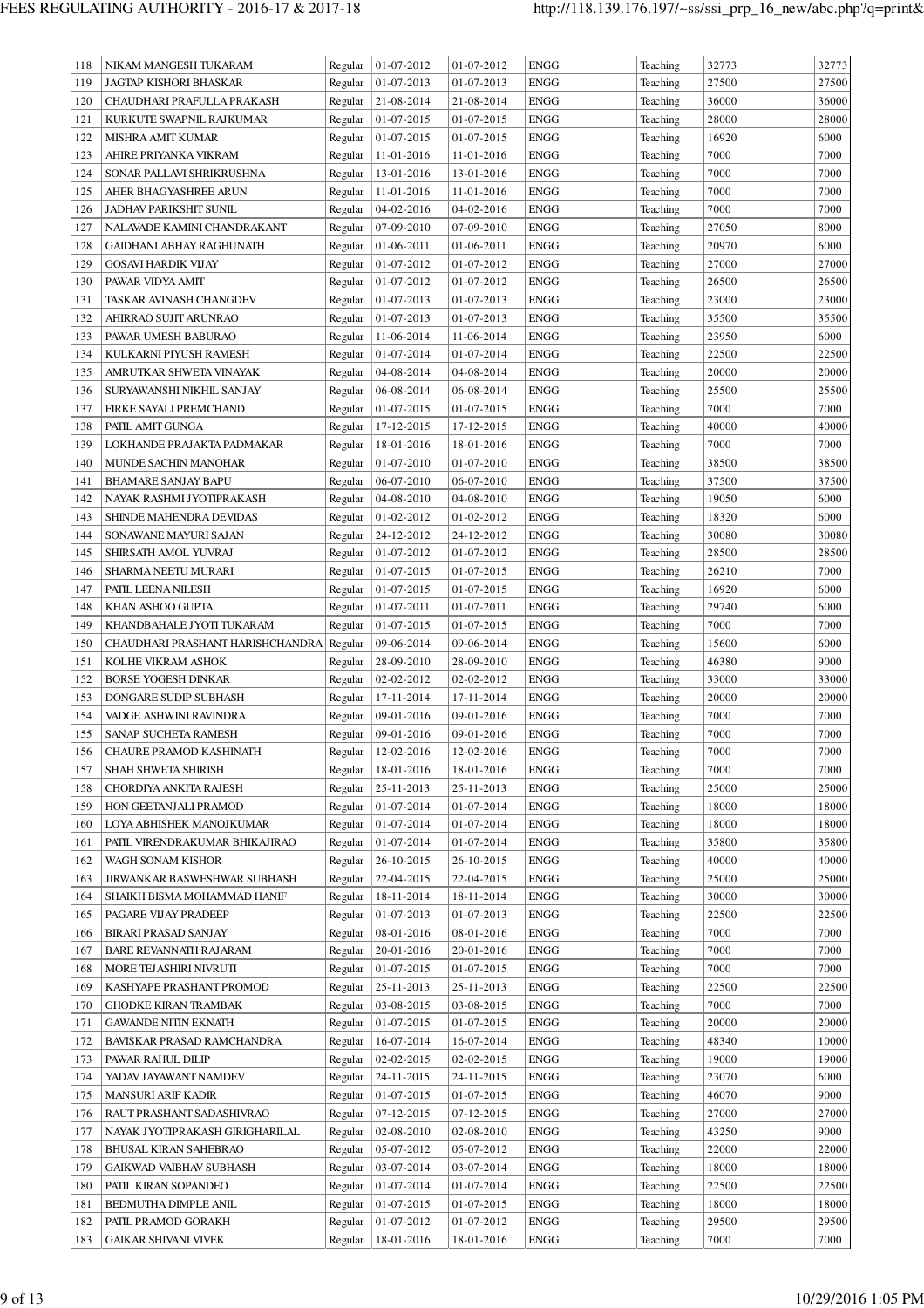| 118 | NIKAM MANGESH TUKARAM | Regular | 01-07-2012 | 01-07-2012 | ENGG | Teaching | 32773 | 32773 |
|---|---|---|---|---|---|---|---|---|
| 119 | JAGTAP KISHORI BHASKAR | Regular | 01-07-2013 | 01-07-2013 | ENGG | Teaching | 27500 | 27500 |
| 120 | CHAUDHARI PRAFULLA PRAKASH | Regular | 21-08-2014 | 21-08-2014 | ENGG | Teaching | 36000 | 36000 |
| 121 | KURKUTE SWAPNIL RAJKUMAR | Regular | 01-07-2015 | 01-07-2015 | ENGG | Teaching | 28000 | 28000 |
| 122 | MISHRA AMIT KUMAR | Regular | 01-07-2015 | 01-07-2015 | ENGG | Teaching | 16920 | 6000 |
| 123 | AHIRE PRIYANKA VIKRAM | Regular | 11-01-2016 | 11-01-2016 | ENGG | Teaching | 7000 | 7000 |
| 124 | SONAR PALLAVI SHRIKRUSHNA | Regular | 13-01-2016 | 13-01-2016 | ENGG | Teaching | 7000 | 7000 |
| 125 | AHER BHAGYASHREE ARUN | Regular | 11-01-2016 | 11-01-2016 | ENGG | Teaching | 7000 | 7000 |
| 126 | JADHAV PARIKSHIT SUNIL | Regular | 04-02-2016 | 04-02-2016 | ENGG | Teaching | 7000 | 7000 |
| 127 | NALAVADE KAMINI CHANDRAKANT | Regular | 07-09-2010 | 07-09-2010 | ENGG | Teaching | 27050 | 8000 |
| 128 | GAIDHANI ABHAY RAGHUNATH | Regular | 01-06-2011 | 01-06-2011 | ENGG | Teaching | 20970 | 6000 |
| 129 | GOSAVI HARDIK VIJAY | Regular | 01-07-2012 | 01-07-2012 | ENGG | Teaching | 27000 | 27000 |
| 130 | PAWAR VIDYA AMIT | Regular | 01-07-2012 | 01-07-2012 | ENGG | Teaching | 26500 | 26500 |
| 131 | TASKAR AVINASH CHANGDEV | Regular | 01-07-2013 | 01-07-2013 | ENGG | Teaching | 23000 | 23000 |
| 132 | AHIRRAO SUJIT ARUNRAO | Regular | 01-07-2013 | 01-07-2013 | ENGG | Teaching | 35500 | 35500 |
| 133 | PAWAR UMESH BABURAO | Regular | 11-06-2014 | 11-06-2014 | ENGG | Teaching | 23950 | 6000 |
| 134 | KULKARNI PIYUSH RAMESH | Regular | 01-07-2014 | 01-07-2014 | ENGG | Teaching | 22500 | 22500 |
| 135 | AMRUTKAR SHWETA VINAYAK | Regular | 04-08-2014 | 04-08-2014 | ENGG | Teaching | 20000 | 20000 |
| 136 | SURYAWANSHI NIKHIL SANJAY | Regular | 06-08-2014 | 06-08-2014 | ENGG | Teaching | 25500 | 25500 |
| 137 | FIRKE SAYALI PREMCHAND | Regular | 01-07-2015 | 01-07-2015 | ENGG | Teaching | 7000 | 7000 |
| 138 | PATIL AMIT GUNGA | Regular | 17-12-2015 | 17-12-2015 | ENGG | Teaching | 40000 | 40000 |
| 139 | LOKHANDE PRAJAKTA PADMAKAR | Regular | 18-01-2016 | 18-01-2016 | ENGG | Teaching | 7000 | 7000 |
| 140 | MUNDE SACHIN MANOHAR | Regular | 01-07-2010 | 01-07-2010 | ENGG | Teaching | 38500 | 38500 |
| 141 | BHAMARE SANJAY BAPU | Regular | 06-07-2010 | 06-07-2010 | ENGG | Teaching | 37500 | 37500 |
| 142 | NAYAK RASHMI JYOTIPRAKASH | Regular | 04-08-2010 | 04-08-2010 | ENGG | Teaching | 19050 | 6000 |
| 143 | SHINDE MAHENDRA DEVIDAS | Regular | 01-02-2012 | 01-02-2012 | ENGG | Teaching | 18320 | 6000 |
| 144 | SONAWANE MAYURI SAJAN | Regular | 24-12-2012 | 24-12-2012 | ENGG | Teaching | 30080 | 30080 |
| 145 | SHIRSATH AMOL YUVRAJ | Regular | 01-07-2012 | 01-07-2012 | ENGG | Teaching | 28500 | 28500 |
| 146 | SHARMA NEETU MURARI | Regular | 01-07-2015 | 01-07-2015 | ENGG | Teaching | 26210 | 7000 |
| 147 | PATIL LEENA NILESH | Regular | 01-07-2015 | 01-07-2015 | ENGG | Teaching | 16920 | 6000 |
| 148 | KHAN ASHOO GUPTA | Regular | 01-07-2011 | 01-07-2011 | ENGG | Teaching | 29740 | 6000 |
| 149 | KHANDBAHALE JYOTI TUKARAM | Regular | 01-07-2015 | 01-07-2015 | ENGG | Teaching | 7000 | 7000 |
| 150 | CHAUDHARI PRASHANT HARISHCHANDRA | Regular | 09-06-2014 | 09-06-2014 | ENGG | Teaching | 15600 | 6000 |
| 151 | KOLHE VIKRAM ASHOK | Regular | 28-09-2010 | 28-09-2010 | ENGG | Teaching | 46380 | 9000 |
| 152 | BORSE YOGESH DINKAR | Regular | 02-02-2012 | 02-02-2012 | ENGG | Teaching | 33000 | 33000 |
| 153 | DONGARE SUDIP SUBHASH | Regular | 17-11-2014 | 17-11-2014 | ENGG | Teaching | 20000 | 20000 |
| 154 | VADGE ASHWINI RAVINDRA | Regular | 09-01-2016 | 09-01-2016 | ENGG | Teaching | 7000 | 7000 |
| 155 | SANAP SUCHETA RAMESH | Regular | 09-01-2016 | 09-01-2016 | ENGG | Teaching | 7000 | 7000 |
| 156 | CHAURE PRAMOD KASHINATH | Regular | 12-02-2016 | 12-02-2016 | ENGG | Teaching | 7000 | 7000 |
| 157 | SHAH SHWETA SHIRISH | Regular | 18-01-2016 | 18-01-2016 | ENGG | Teaching | 7000 | 7000 |
| 158 | CHORDIYA ANKITA RAJESH | Regular | 25-11-2013 | 25-11-2013 | ENGG | Teaching | 25000 | 25000 |
| 159 | HON GEETANJALI PRAMOD | Regular | 01-07-2014 | 01-07-2014 | ENGG | Teaching | 18000 | 18000 |
| 160 | LOYA ABHISHEK MANOJKUMAR | Regular | 01-07-2014 | 01-07-2014 | ENGG | Teaching | 18000 | 18000 |
| 161 | PATIL VIRENDRAKUMAR BHIKAJIRAO | Regular | 01-07-2014 | 01-07-2014 | ENGG | Teaching | 35800 | 35800 |
| 162 | WAGH SONAM KISHOR | Regular | 26-10-2015 | 26-10-2015 | ENGG | Teaching | 40000 | 40000 |
| 163 | JIRWANKAR BASWESHWAR SUBHASH | Regular | 22-04-2015 | 22-04-2015 | ENGG | Teaching | 25000 | 25000 |
| 164 | SHAIKH BISMA MOHAMMAD HANIF | Regular | 18-11-2014 | 18-11-2014 | ENGG | Teaching | 30000 | 30000 |
| 165 | PAGARE VIJAY PRADEEP | Regular | 01-07-2013 | 01-07-2013 | ENGG | Teaching | 22500 | 22500 |
| 166 | BIRARI PRASAD SANJAY | Regular | 08-01-2016 | 08-01-2016 | ENGG | Teaching | 7000 | 7000 |
| 167 | BARE REVANNATH RAJARAM | Regular | 20-01-2016 | 20-01-2016 | ENGG | Teaching | 7000 | 7000 |
| 168 | MORE TEJASHIRI NIVRUTI | Regular | 01-07-2015 | 01-07-2015 | ENGG | Teaching | 7000 | 7000 |
| 169 | KASHYAPE PRASHANT PROMOD | Regular | 25-11-2013 | 25-11-2013 | ENGG | Teaching | 22500 | 22500 |
| 170 | GHODKE KIRAN TRAMBAK | Regular | 03-08-2015 | 03-08-2015 | ENGG | Teaching | 7000 | 7000 |
| 171 | GAWANDE NITIN EKNATH | Regular | 01-07-2015 | 01-07-2015 | ENGG | Teaching | 20000 | 20000 |
| 172 | BAVISKAR PRASAD RAMCHANDRA | Regular | 16-07-2014 | 16-07-2014 | ENGG | Teaching | 48340 | 10000 |
| 173 | PAWAR RAHUL DILIP | Regular | 02-02-2015 | 02-02-2015 | ENGG | Teaching | 19000 | 19000 |
| 174 | YADAV JAYAWANT NAMDEV | Regular | 24-11-2015 | 24-11-2015 | ENGG | Teaching | 23070 | 6000 |
| 175 | MANSURI ARIF KADIR | Regular | 01-07-2015 | 01-07-2015 | ENGG | Teaching | 46070 | 9000 |
| 176 | RAUT PRASHANT SADASHIVRAO | Regular | 07-12-2015 | 07-12-2015 | ENGG | Teaching | 27000 | 27000 |
| 177 | NAYAK JYOTIPRAKASH GIRIGHARILAL | Regular | 02-08-2010 | 02-08-2010 | ENGG | Teaching | 43250 | 9000 |
| 178 | BHUSAL KIRAN SAHEBRAO | Regular | 05-07-2012 | 05-07-2012 | ENGG | Teaching | 22000 | 22000 |
| 179 | GAIKWAD VAIBHAV SUBHASH | Regular | 03-07-2014 | 03-07-2014 | ENGG | Teaching | 18000 | 18000 |
| 180 | PATIL KIRAN SOPANDEO | Regular | 01-07-2014 | 01-07-2014 | ENGG | Teaching | 22500 | 22500 |
| 181 | BEDMUTHA DIMPLE ANIL | Regular | 01-07-2015 | 01-07-2015 | ENGG | Teaching | 18000 | 18000 |
| 182 | PATIL PRAMOD GORAKH | Regular | 01-07-2012 | 01-07-2012 | ENGG | Teaching | 29500 | 29500 |
| 183 | GAIKAR SHIVANI VIVEK | Regular | 18-01-2016 | 18-01-2016 | ENGG | Teaching | 7000 | 7000 |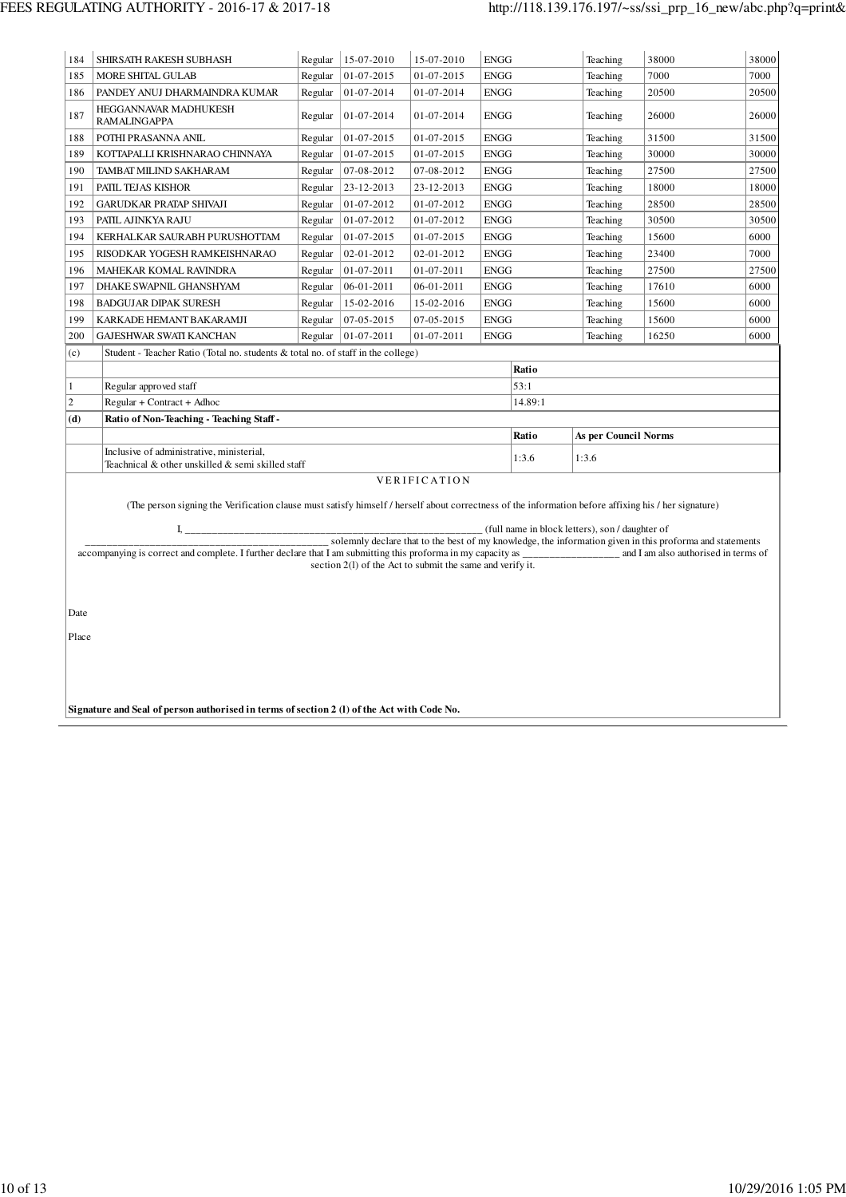| 184 | SHIRSATH RAKESH SUBHASH | Regular | 15-07-2010 | 15-07-2010 | ENGG | Teaching | 38000 | 38000 |
|---|---|---|---|---|---|---|---|---|
| 185 | MORE SHITAL GULAB | Regular | 01-07-2015 | 01-07-2015 | ENGG | Teaching | 7000 | 7000 |
| 186 | PANDEY ANUJ DHARMAINDRA KUMAR | Regular | 01-07-2014 | 01-07-2014 | ENGG | Teaching | 20500 | 20500 |
| 187 | HEGGANNAVAR MADHUKESH RAMALINGAPPA | Regular | 01-07-2014 | 01-07-2014 | ENGG | Teaching | 26000 | 26000 |
| 188 | POTHI PRASANNA ANIL | Regular | 01-07-2015 | 01-07-2015 | ENGG | Teaching | 31500 | 31500 |
| 189 | KOTTAPALLI KRISHNARAO CHINNAYA | Regular | 01-07-2015 | 01-07-2015 | ENGG | Teaching | 30000 | 30000 |
| 190 | TAMBAT MILIND SAKHARAM | Regular | 07-08-2012 | 07-08-2012 | ENGG | Teaching | 27500 | 27500 |
| 191 | PATIL TEJAS KISHOR | Regular | 23-12-2013 | 23-12-2013 | ENGG | Teaching | 18000 | 18000 |
| 192 | GARUDKAR PRATAP SHIVAJI | Regular | 01-07-2012 | 01-07-2012 | ENGG | Teaching | 28500 | 28500 |
| 193 | PATIL AJINKYA RAJU | Regular | 01-07-2012 | 01-07-2012 | ENGG | Teaching | 30500 | 30500 |
| 194 | KERHALKAR SAURABH PURUSHOTTAM | Regular | 01-07-2015 | 01-07-2015 | ENGG | Teaching | 15600 | 6000 |
| 195 | RISODKAR YOGESH RAMKEISHNARAO | Regular | 02-01-2012 | 02-01-2012 | ENGG | Teaching | 23400 | 7000 |
| 196 | MAHEKAR KOMAL RAVINDRA | Regular | 01-07-2011 | 01-07-2011 | ENGG | Teaching | 27500 | 27500 |
| 197 | DHAKE SWAPNIL GHANSHYAM | Regular | 06-01-2011 | 06-01-2011 | ENGG | Teaching | 17610 | 6000 |
| 198 | BADGUJAR DIPAK SURESH | Regular | 15-02-2016 | 15-02-2016 | ENGG | Teaching | 15600 | 6000 |
| 199 | KARKADE HEMANT BAKARAMJI | Regular | 07-05-2015 | 07-05-2015 | ENGG | Teaching | 15600 | 6000 |
| 200 | GAJESHWAR SWATI KANCHAN | Regular | 01-07-2011 | 01-07-2011 | ENGG | Teaching | 16250 | 6000 |

| (c) | Student - Teacher Ratio (Total no. students & total no. of staff in the college) | |
|---|---|---|
| | | **Ratio** |
| 1 | Regular approved staff | 53:1 |
| 2 | Regular + Contract + Adhoc | 14.89:1 |

| **(d)** | **Ratio of Non-Teaching - Teaching Staff -** | | |
|---|---|---|---|
| | | **Ratio** | **As per Council Norms** |
| | Inclusive of administrative, ministerial, Teachnical & other unskilled & semi skilled staff | 1:3.6 | 1:3.6 |

VERIFICATION

(The person signing the Verification clause must satisfy himself / herself about correctness of the information before affixing his / her signature)

I, _______________________________________________________ (full name in block letters), son / daughter of _____________________________________________ solemnly declare that to the best of my knowledge, the information given in this proforma and statements accompanying is correct and complete. I further declare that I am submitting this proforma in my capacity as __________________ and I am also authorised in terms of section 2(l) of the Act to submit the same and verify it.

Date

Place

**Signature and Seal of person authorised in terms of section 2 (l) of the Act with Code No.**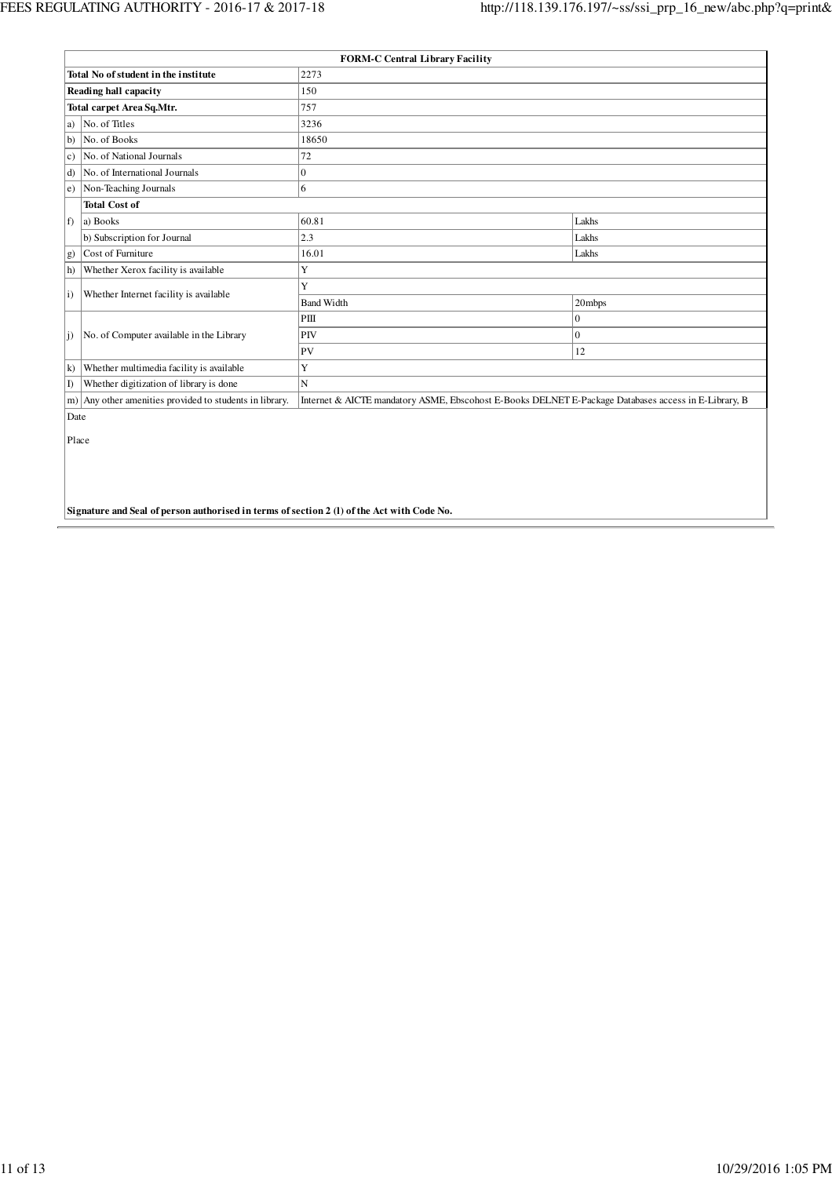| FORM-C Central Library Facility | | | |
|---|---|---|---|
| **Total No of student in the institute** | | 2273 | |
| **Reading hall capacity** | | 150 | |
| **Total carpet Area Sq.Mtr.** | | 757 | |
| a) | No. of Titles | 3236 | |
| b) | No. of Books | 18650 | |
| c) | No. of National Journals | 72 | |
| d) | No. of International Journals | 0 | |
| e) | Non-Teaching Journals | 6 | |
| f) | **Total Cost of** | | |
| | a) Books | 60.81 | Lakhs |
| | b) Subscription for Journal | 2.3 | Lakhs |
| g) | Cost of Furniture | 16.01 | Lakhs |
| h) | Whether Xerox facility is available | Y | |
| i) | Whether Internet facility is available | Y | |
| | | Band Width | 20mbps |
| j) | No. of Computer available in the Library | PIII | 0 |
| | | PIV | 0 |
| | | PV | 12 |
| k) | Whether multimedia facility is available | Y | |
| l) | Whether digitization of library is done | N | |
| m) | Any other amenities provided to students in library. | Internet & AICTE mandatory ASME, Ebscohost E-Books DELNET E-Package Databases access in E-Library, B | |

Date

Place

**Signature and Seal of person authorised in terms of section 2 (l) of the Act with Code No.**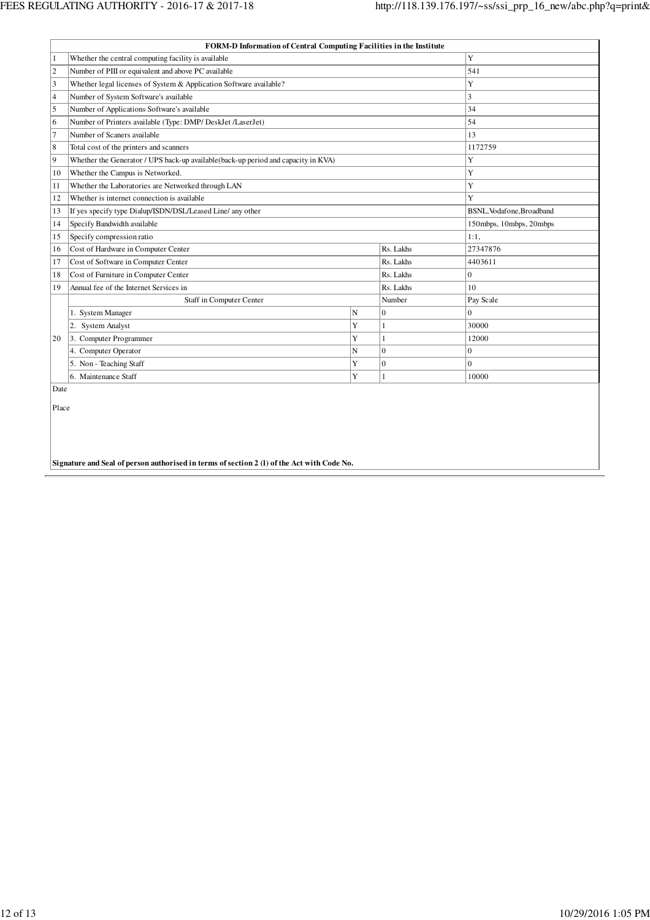| FORM-D Information of Central Computing Facilities in the Institute | | | | |
|---|---|---|---|---|
| 1 | Whether the central computing facility is available | | | Y |
| 2 | Number of PIII or equivalent and above PC available | | | 541 |
| 3 | Whether legal licenses of System & Application Software available? | | | Y |
| 4 | Number of System Software's available | | | 3 |
| 5 | Number of Applications Software's available | | | 34 |
| 6 | Number of Printers available (Type: DMP/ DeskJet /LaserJet) | | | 54 |
| 7 | Number of Scaners available | | | 13 |
| 8 | Total cost of the printers and scanners | | | 1172759 |
| 9 | Whether the Generator / UPS back-up available(back-up period and capacity in KVA) | | | Y |
| 10 | Whether the Campus is Networked. | | | Y |
| 11 | Whether the Laboratories are Networked through LAN | | | Y |
| 12 | Whether is internet connection is available | | | Y |
| 13 | If yes specify type Dialup/ISDN/DSL/Leased Line/ any other | | | BSNL,Vodafone,Broadband |
| 14 | Specify Bandwidth available | | | 150mbps, 10mbps, 20mbps |
| 15 | Specify compression ratio | | | 1:1, |
| 16 | Cost of Hardware in Computer Center | | Rs. Lakhs | 27347876 |
| 17 | Cost of Software in Computer Center | | Rs. Lakhs | 4403611 |
| 18 | Cost of Furniture in Computer Center | | Rs. Lakhs | 0 |
| 19 | Annual fee of the Internet Services in | | Rs. Lakhs | 10 |
| 20 | Staff in Computer Center | | Number | Pay Scale |
| | 1. System Manager | N | 0 | 0 |
| | 2. System Analyst | Y | 1 | 30000 |
| | 3. Computer Programmer | Y | 1 | 12000 |
| | 4. Computer Operator | N | 0 | 0 |
| | 5. Non - Teaching Staff | Y | 0 | 0 |
| | 6. Maintenance Staff | Y | 1 | 10000 |

Date

Place

**Signature and Seal of person authorised in terms of section 2 (l) of the Act with Code No.**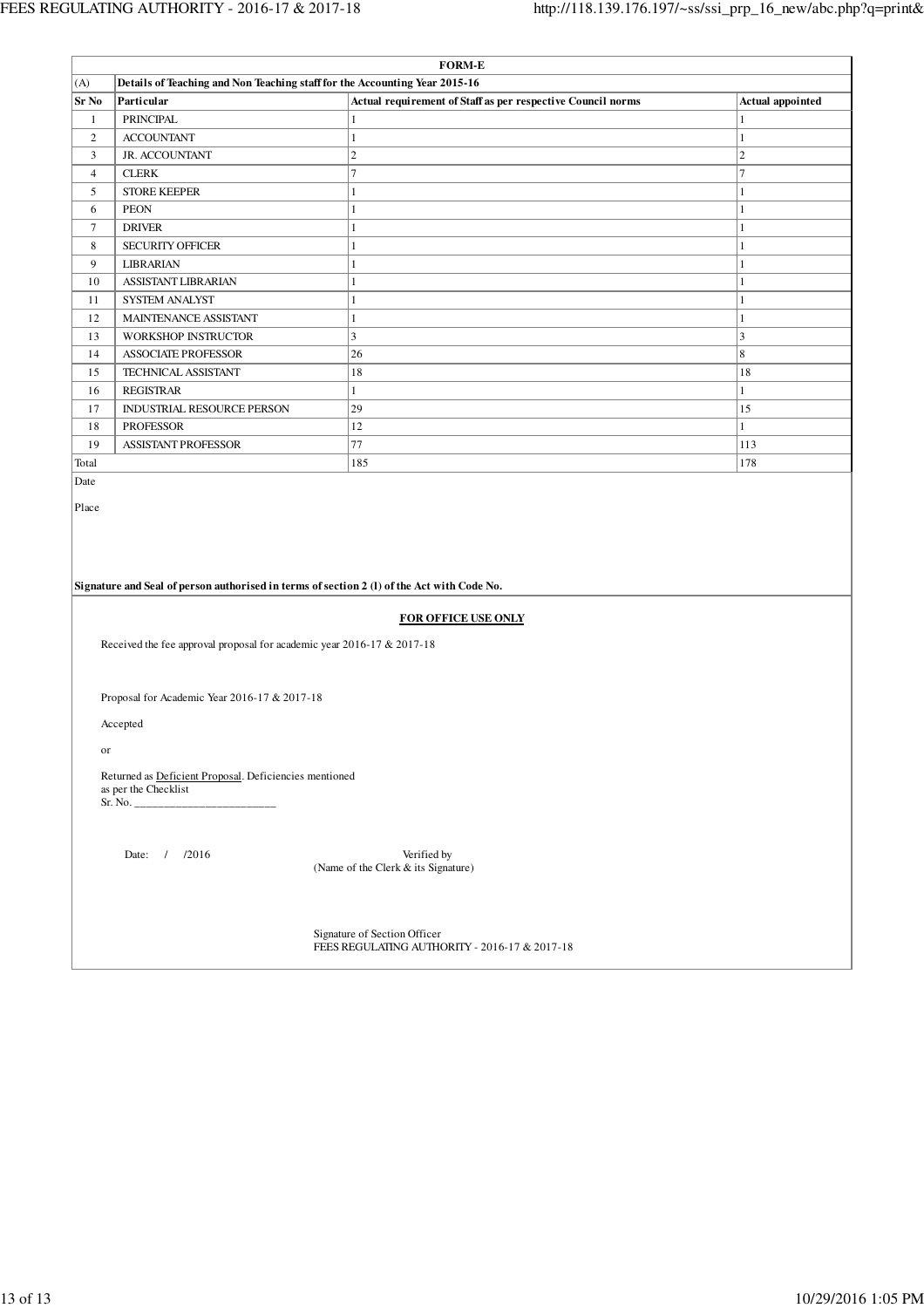## FORM-E

**(A) Details of Teaching and Non Teaching staff for the Accounting Year 2015-16**

| Sr No | Particular | Actual requirement of Staff as per respective Council norms | Actual appointed |
|---|---|---|---|
| 1 | PRINCIPAL | 1 | 1 |
| 2 | ACCOUNTANT | 1 | 1 |
| 3 | JR. ACCOUNTANT | 2 | 2 |
| 4 | CLERK | 7 | 7 |
| 5 | STORE KEEPER | 1 | 1 |
| 6 | PEON | 1 | 1 |
| 7 | DRIVER | 1 | 1 |
| 8 | SECURITY OFFICER | 1 | 1 |
| 9 | LIBRARIAN | 1 | 1 |
| 10 | ASSISTANT LIBRARIAN | 1 | 1 |
| 11 | SYSTEM ANALYST | 1 | 1 |
| 12 | MAINTENANCE ASSISTANT | 1 | 1 |
| 13 | WORKSHOP INSTRUCTOR | 3 | 3 |
| 14 | ASSOCIATE PROFESSOR | 26 | 8 |
| 15 | TECHNICAL ASSISTANT | 18 | 18 |
| 16 | REGISTRAR | 1 | 1 |
| 17 | INDUSTRIAL RESOURCE PERSON | 29 | 15 |
| 18 | PROFESSOR | 12 | 1 |
| 19 | ASSISTANT PROFESSOR | 77 | 113 |
| Total | | 185 | 178 |

Date

Place

**Signature and Seal of person authorised in terms of section 2 (l) of the Act with Code No.**

**FOR OFFICE USE ONLY**

Received the fee approval proposal for academic year 2016-17 & 2017-18

Proposal for Academic Year 2016-17 & 2017-18

Accepted

or

Returned as Deficient Proposal. Deficiencies mentioned as per the Checklist
Sr. No. ________________________

Date: / /2016

Verified by
(Name of the Clerk & its Signature)

Signature of Section Officer
FEES REGULATING AUTHORITY - 2016-17 & 2017-18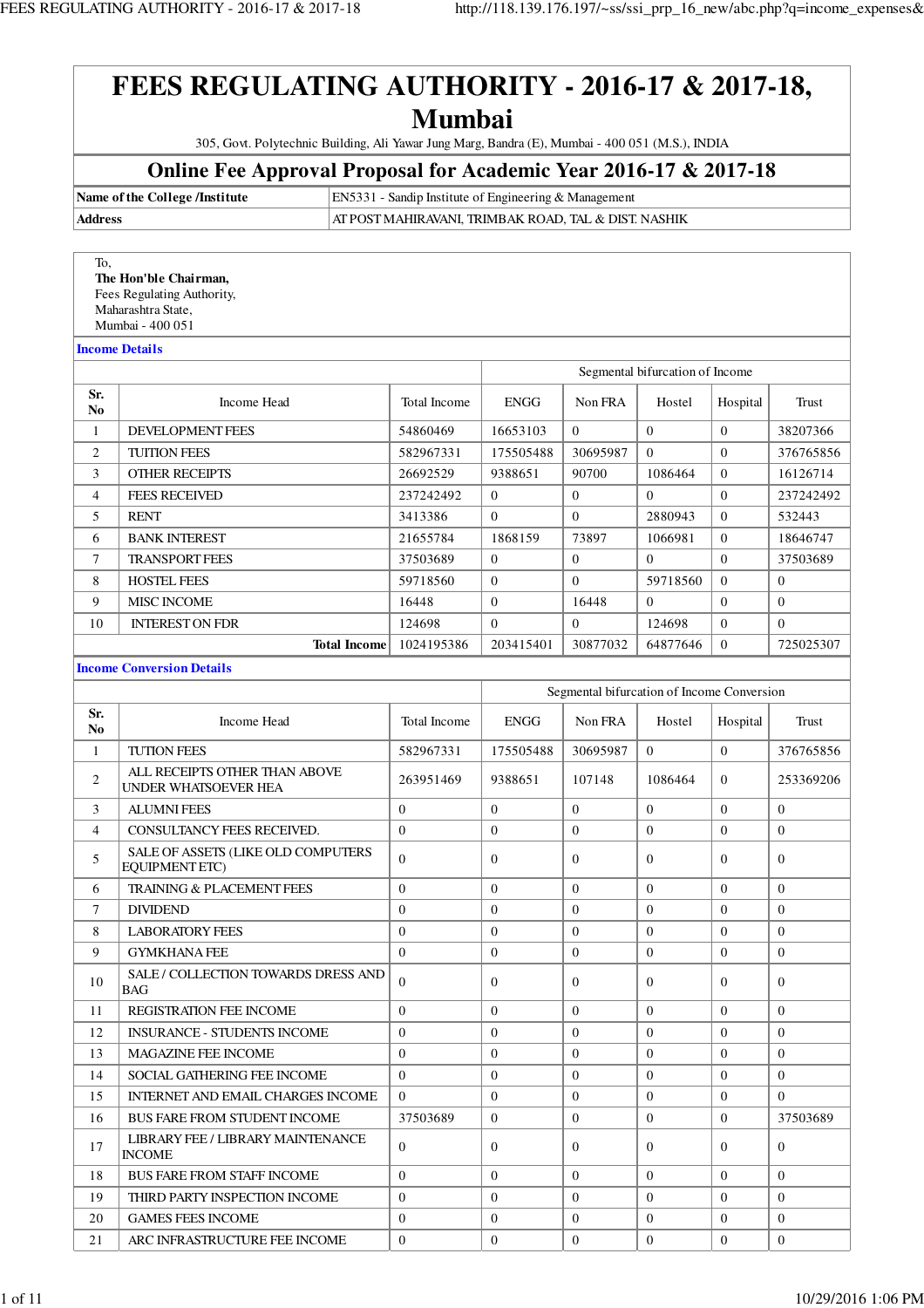# FEES REGULATING AUTHORITY - 2016-17 & 2017-18, Mumbai

305, Govt. Polytechnic Building, Ali Yawar Jung Marg, Bandra (E), Mumbai - 400 051 (M.S.), INDIA

## Online Fee Approval Proposal for Academic Year 2016-17 & 2017-18

| Name of the College /Institute | EN5331 - Sandip Institute of Engineering & Management |
|---|---|
| Address | AT POST MAHIRAVANI, TRIMBAK ROAD, TAL & DIST. NASHIK |

To,
**The Hon'ble Chairman,**
Fees Regulating Authority,
Maharashtra State,
Mumbai - 400 051

### Income Details

| | | | Segmental bifurcation of Income | | | | |
|---|---|---|---|---|---|---|---|
| **Sr. No** | Income Head | Total Income | ENGG | Non FRA | Hostel | Hospital | Trust |
| 1 | DEVELOPMENT FEES | 54860469 | 16653103 | 0 | 0 | 0 | 38207366 |
| 2 | TUITION FEES | 582967331 | 175505488 | 30695987 | 0 | 0 | 376765856 |
| 3 | OTHER RECEIPTS | 26692529 | 9388651 | 90700 | 1086464 | 0 | 16126714 |
| 4 | FEES RECEIVED | 237242492 | 0 | 0 | 0 | 0 | 237242492 |
| 5 | RENT | 3413386 | 0 | 0 | 2880943 | 0 | 532443 |
| 6 | BANK INTEREST | 21655784 | 1868159 | 73897 | 1066981 | 0 | 18646747 |
| 7 | TRANSPORT FEES | 37503689 | 0 | 0 | 0 | 0 | 37503689 |
| 8 | HOSTEL FEES | 59718560 | 0 | 0 | 59718560 | 0 | 0 |
| 9 | MISC INCOME | 16448 | 0 | 16448 | 0 | 0 | 0 |
| 10 | INTEREST ON FDR | 124698 | 0 | 0 | 124698 | 0 | 0 |
| | **Total Income** | 1024195386 | 203415401 | 30877032 | 64877646 | 0 | 725025307 |

### Income Conversion Details

| | | | Segmental bifurcation of Income Conversion | | | | |
|---|---|---|---|---|---|---|---|
| **Sr. No** | Income Head | Total Income | ENGG | Non FRA | Hostel | Hospital | Trust |
| 1 | TUTION FEES | 582967331 | 175505488 | 30695987 | 0 | 0 | 376765856 |
| 2 | ALL RECEIPTS OTHER THAN ABOVE UNDER WHATSOEVER HEA | 263951469 | 9388651 | 107148 | 1086464 | 0 | 253369206 |
| 3 | ALUMNI FEES | 0 | 0 | 0 | 0 | 0 | 0 |
| 4 | CONSULTANCY FEES RECEIVED. | 0 | 0 | 0 | 0 | 0 | 0 |
| 5 | SALE OF ASSETS (LIKE OLD COMPUTERS EQUIPMENT ETC) | 0 | 0 | 0 | 0 | 0 | 0 |
| 6 | TRAINING & PLACEMENT FEES | 0 | 0 | 0 | 0 | 0 | 0 |
| 7 | DIVIDEND | 0 | 0 | 0 | 0 | 0 | 0 |
| 8 | LABORATORY FEES | 0 | 0 | 0 | 0 | 0 | 0 |
| 9 | GYMKHANA FEE | 0 | 0 | 0 | 0 | 0 | 0 |
| 10 | SALE / COLLECTION TOWARDS DRESS AND BAG | 0 | 0 | 0 | 0 | 0 | 0 |
| 11 | REGISTRATION FEE INCOME | 0 | 0 | 0 | 0 | 0 | 0 |
| 12 | INSURANCE - STUDENTS INCOME | 0 | 0 | 0 | 0 | 0 | 0 |
| 13 | MAGAZINE FEE INCOME | 0 | 0 | 0 | 0 | 0 | 0 |
| 14 | SOCIAL GATHERING FEE INCOME | 0 | 0 | 0 | 0 | 0 | 0 |
| 15 | INTERNET AND EMAIL CHARGES INCOME | 0 | 0 | 0 | 0 | 0 | 0 |
| 16 | BUS FARE FROM STUDENT INCOME | 37503689 | 0 | 0 | 0 | 0 | 37503689 |
| 17 | LIBRARY FEE / LIBRARY MAINTENANCE INCOME | 0 | 0 | 0 | 0 | 0 | 0 |
| 18 | BUS FARE FROM STAFF INCOME | 0 | 0 | 0 | 0 | 0 | 0 |
| 19 | THIRD PARTY INSPECTION INCOME | 0 | 0 | 0 | 0 | 0 | 0 |
| 20 | GAMES FEES INCOME | 0 | 0 | 0 | 0 | 0 | 0 |
| 21 | ARC INFRASTRUCTURE FEE INCOME | 0 | 0 | 0 | 0 | 0 | 0 |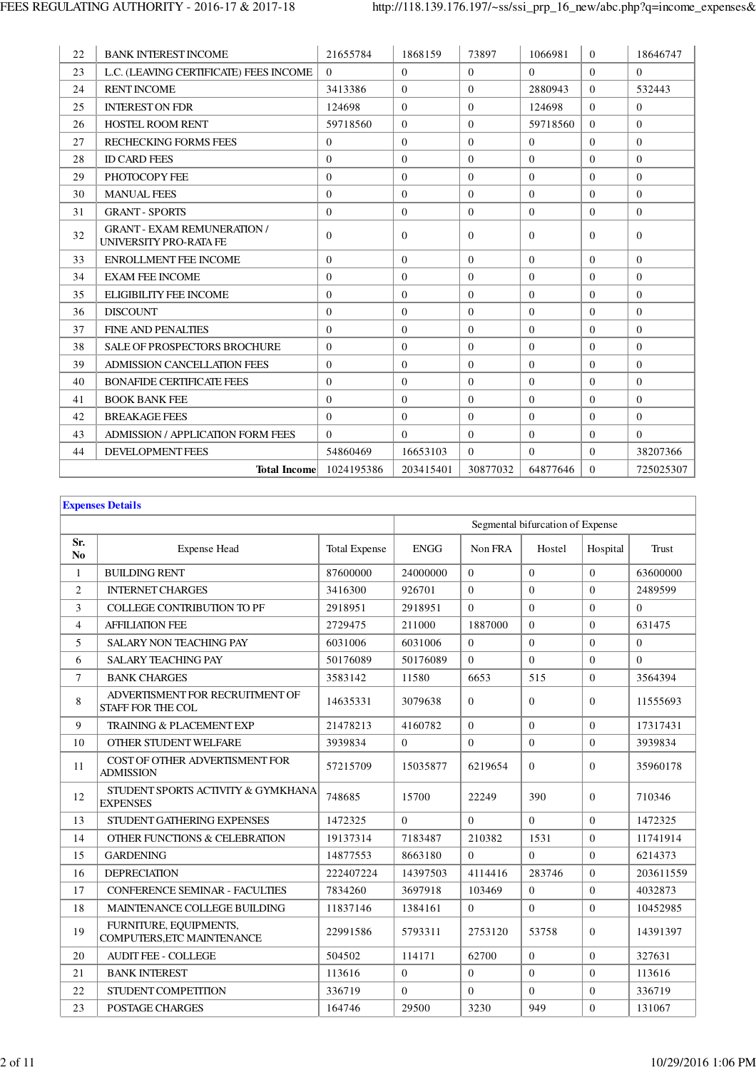| | | | | | | | |
|---|---|---|---|---|---|---|---|
| 22 | BANK INTEREST INCOME | 21655784 | 1868159 | 73897 | 1066981 | 0 | 18646747 |
| 23 | L.C. (LEAVING CERTIFICATE) FEES INCOME | 0 | 0 | 0 | 0 | 0 | 0 |
| 24 | RENT INCOME | 3413386 | 0 | 0 | 2880943 | 0 | 532443 |
| 25 | INTEREST ON FDR | 124698 | 0 | 0 | 124698 | 0 | 0 |
| 26 | HOSTEL ROOM RENT | 59718560 | 0 | 0 | 59718560 | 0 | 0 |
| 27 | RECHECKING FORMS FEES | 0 | 0 | 0 | 0 | 0 | 0 |
| 28 | ID CARD FEES | 0 | 0 | 0 | 0 | 0 | 0 |
| 29 | PHOTOCOPY FEE | 0 | 0 | 0 | 0 | 0 | 0 |
| 30 | MANUAL FEES | 0 | 0 | 0 | 0 | 0 | 0 |
| 31 | GRANT - SPORTS | 0 | 0 | 0 | 0 | 0 | 0 |
| 32 | GRANT - EXAM REMUNERATION / UNIVERSITY PRO-RATA FE | 0 | 0 | 0 | 0 | 0 | 0 |
| 33 | ENROLLMENT FEE INCOME | 0 | 0 | 0 | 0 | 0 | 0 |
| 34 | EXAM FEE INCOME | 0 | 0 | 0 | 0 | 0 | 0 |
| 35 | ELIGIBILITY FEE INCOME | 0 | 0 | 0 | 0 | 0 | 0 |
| 36 | DISCOUNT | 0 | 0 | 0 | 0 | 0 | 0 |
| 37 | FINE AND PENALTIES | 0 | 0 | 0 | 0 | 0 | 0 |
| 38 | SALE OF PROSPECTORS BROCHURE | 0 | 0 | 0 | 0 | 0 | 0 |
| 39 | ADMISSION CANCELLATION FEES | 0 | 0 | 0 | 0 | 0 | 0 |
| 40 | BONAFIDE CERTIFICATE FEES | 0 | 0 | 0 | 0 | 0 | 0 |
| 41 | BOOK BANK FEE | 0 | 0 | 0 | 0 | 0 | 0 |
| 42 | BREAKAGE FEES | 0 | 0 | 0 | 0 | 0 | 0 |
| 43 | ADMISSION / APPLICATION FORM FEES | 0 | 0 | 0 | 0 | 0 | 0 |
| 44 | DEVELOPMENT FEES | 54860469 | 16653103 | 0 | 0 | 0 | 38207366 |
| | **Total Income** | 1024195386 | 203415401 | 30877032 | 64877646 | 0 | 725025307 |

**Expenses Details**

| | | | Segmental bifurcation of Expense | | | | |
|---|---|---|---|---|---|---|---|
| Sr. No | Expense Head | Total Expense | ENGG | Non FRA | Hostel | Hospital | Trust |
| 1 | BUILDING RENT | 87600000 | 24000000 | 0 | 0 | 0 | 63600000 |
| 2 | INTERNET CHARGES | 3416300 | 926701 | 0 | 0 | 0 | 2489599 |
| 3 | COLLEGE CONTRIBUTION TO PF | 2918951 | 2918951 | 0 | 0 | 0 | 0 |
| 4 | AFFILIATION FEE | 2729475 | 211000 | 1887000 | 0 | 0 | 631475 |
| 5 | SALARY NON TEACHING PAY | 6031006 | 6031006 | 0 | 0 | 0 | 0 |
| 6 | SALARY TEACHING PAY | 50176089 | 50176089 | 0 | 0 | 0 | 0 |
| 7 | BANK CHARGES | 3583142 | 11580 | 6653 | 515 | 0 | 3564394 |
| 8 | ADVERTISMENT FOR RECRUITMENT OF STAFF FOR THE COL | 14635331 | 3079638 | 0 | 0 | 0 | 11555693 |
| 9 | TRAINING & PLACEMENT EXP | 21478213 | 4160782 | 0 | 0 | 0 | 17317431 |
| 10 | OTHER STUDENT WELFARE | 3939834 | 0 | 0 | 0 | 0 | 3939834 |
| 11 | COST OF OTHER ADVERTISMENT FOR ADMISSION | 57215709 | 15035877 | 6219654 | 0 | 0 | 35960178 |
| 12 | STUDENT SPORTS ACTIVITY & GYMKHANA EXPENSES | 748685 | 15700 | 22249 | 390 | 0 | 710346 |
| 13 | STUDENT GATHERING EXPENSES | 1472325 | 0 | 0 | 0 | 0 | 1472325 |
| 14 | OTHER FUNCTIONS & CELEBRATION | 19137314 | 7183487 | 210382 | 1531 | 0 | 11741914 |
| 15 | GARDENING | 14877553 | 8663180 | 0 | 0 | 0 | 6214373 |
| 16 | DEPRECIATION | 222407224 | 14397503 | 4114416 | 283746 | 0 | 203611559 |
| 17 | CONFERENCE SEMINAR - FACULTIES | 7834260 | 3697918 | 103469 | 0 | 0 | 4032873 |
| 18 | MAINTENANCE COLLEGE BUILDING | 11837146 | 1384161 | 0 | 0 | 0 | 10452985 |
| 19 | FURNITURE, EQUIPMENTS, COMPUTERS,ETC MAINTENANCE | 22991586 | 5793311 | 2753120 | 53758 | 0 | 14391397 |
| 20 | AUDIT FEE - COLLEGE | 504502 | 114171 | 62700 | 0 | 0 | 327631 |
| 21 | BANK INTEREST | 113616 | 0 | 0 | 0 | 0 | 113616 |
| 22 | STUDENT COMPETITION | 336719 | 0 | 0 | 0 | 0 | 336719 |
| 23 | POSTAGE CHARGES | 164746 | 29500 | 3230 | 949 | 0 | 131067 |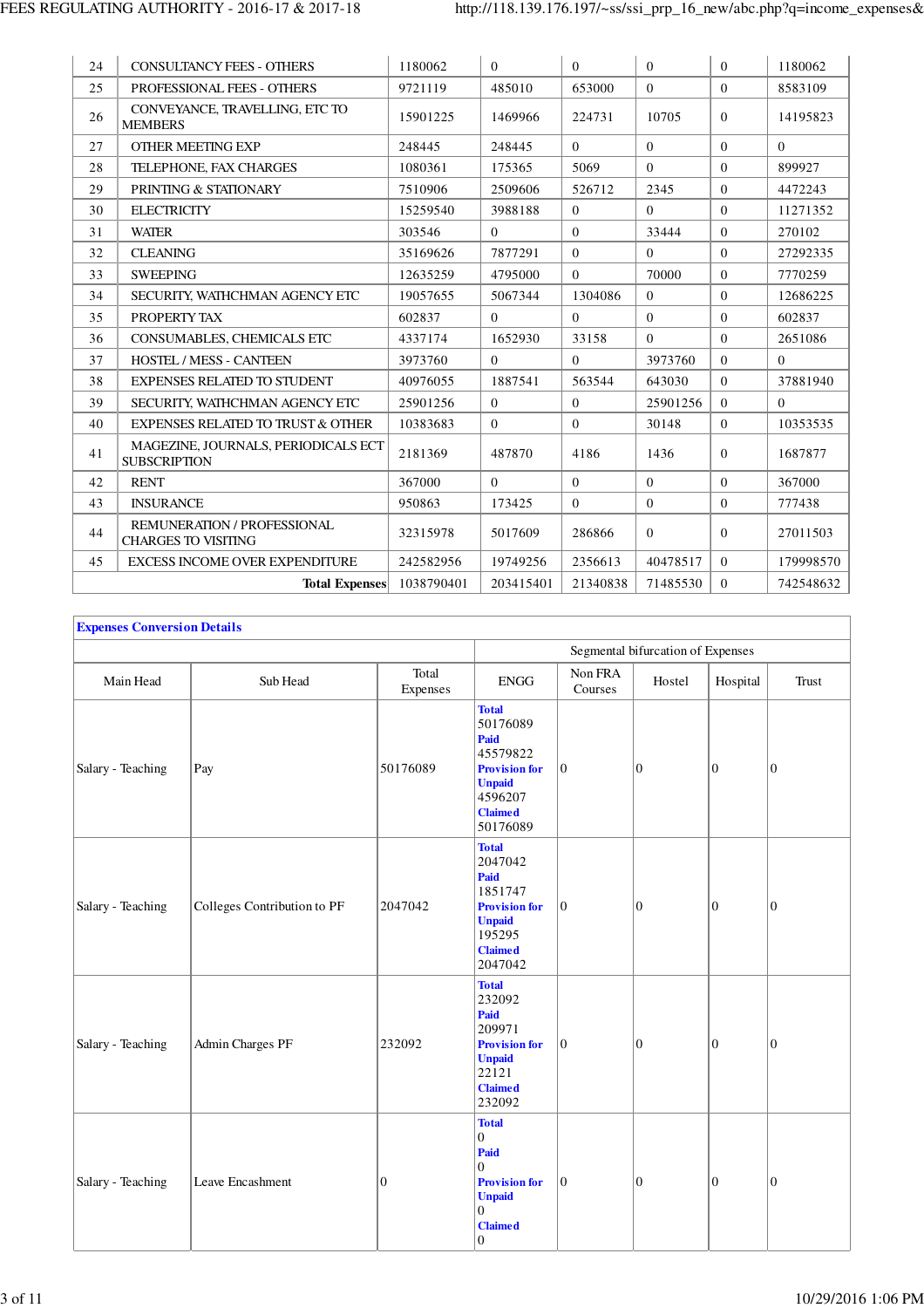| 24 | CONSULTANCY FEES - OTHERS | 1180062 | 0 | 0 | 0 | 0 | 1180062 |
|---|---|---|---|---|---|---|---|
| 25 | PROFESSIONAL FEES - OTHERS | 9721119 | 485010 | 653000 | 0 | 0 | 8583109 |
| 26 | CONVEYANCE, TRAVELLING, ETC TO MEMBERS | 15901225 | 1469966 | 224731 | 10705 | 0 | 14195823 |
| 27 | OTHER MEETING EXP | 248445 | 248445 | 0 | 0 | 0 | 0 |
| 28 | TELEPHONE, FAX CHARGES | 1080361 | 175365 | 5069 | 0 | 0 | 899927 |
| 29 | PRINTING & STATIONARY | 7510906 | 2509606 | 526712 | 2345 | 0 | 4472243 |
| 30 | ELECTRICITY | 15259540 | 3988188 | 0 | 0 | 0 | 11271352 |
| 31 | WATER | 303546 | 0 | 0 | 33444 | 0 | 270102 |
| 32 | CLEANING | 35169626 | 7877291 | 0 | 0 | 0 | 27292335 |
| 33 | SWEEPING | 12635259 | 4795000 | 0 | 70000 | 0 | 7770259 |
| 34 | SECURITY, WATHCHMAN AGENCY ETC | 19057655 | 5067344 | 1304086 | 0 | 0 | 12686225 |
| 35 | PROPERTY TAX | 602837 | 0 | 0 | 0 | 0 | 602837 |
| 36 | CONSUMABLES, CHEMICALS ETC | 4337174 | 1652930 | 33158 | 0 | 0 | 2651086 |
| 37 | HOSTEL / MESS - CANTEEN | 3973760 | 0 | 0 | 3973760 | 0 | 0 |
| 38 | EXPENSES RELATED TO STUDENT | 40976055 | 1887541 | 563544 | 643030 | 0 | 37881940 |
| 39 | SECURITY, WATHCHMAN AGENCY ETC | 25901256 | 0 | 0 | 25901256 | 0 | 0 |
| 40 | EXPENSES RELATED TO TRUST & OTHER | 10383683 | 0 | 0 | 30148 | 0 | 10353535 |
| 41 | MAGEZINE, JOURNALS, PERIODICALS ECT SUBSCRIPTION | 2181369 | 487870 | 4186 | 1436 | 0 | 1687877 |
| 42 | RENT | 367000 | 0 | 0 | 0 | 0 | 367000 |
| 43 | INSURANCE | 950863 | 173425 | 0 | 0 | 0 | 777438 |
| 44 | REMUNERATION / PROFESSIONAL CHARGES TO VISITING | 32315978 | 5017609 | 286866 | 0 | 0 | 27011503 |
| 45 | EXCESS INCOME OVER EXPENDITURE | 242582956 | 19749256 | 2356613 | 40478517 | 0 | 179998570 |
| | **Total Expenses** | 1038790401 | 203415401 | 21340838 | 71485530 | 0 | 742548632 |

**Expenses Conversion Details**

| Main Head | Sub Head | Total Expenses | Segmental bifurcation of Expenses | | | | |
|---|---|---|---|---|---|---|---|
| | | | ENGG | Non FRA Courses | Hostel | Hospital | Trust |
| Salary - Teaching | Pay | 50176089 | **Total** 50176089 **Paid** 45579822 **Provision for Unpaid** 4596207 **Claimed** 50176089 | 0 | 0 | 0 | 0 |
| Salary - Teaching | Colleges Contribution to PF | 2047042 | **Total** 2047042 **Paid** 1851747 **Provision for Unpaid** 195295 **Claimed** 2047042 | 0 | 0 | 0 | 0 |
| Salary - Teaching | Admin Charges PF | 232092 | **Total** 232092 **Paid** 209971 **Provision for Unpaid** 22121 **Claimed** 232092 | 0 | 0 | 0 | 0 |
| Salary - Teaching | Leave Encashment | 0 | **Total** 0 **Paid** 0 **Provision for Unpaid** 0 **Claimed** 0 | 0 | 0 | 0 | 0 |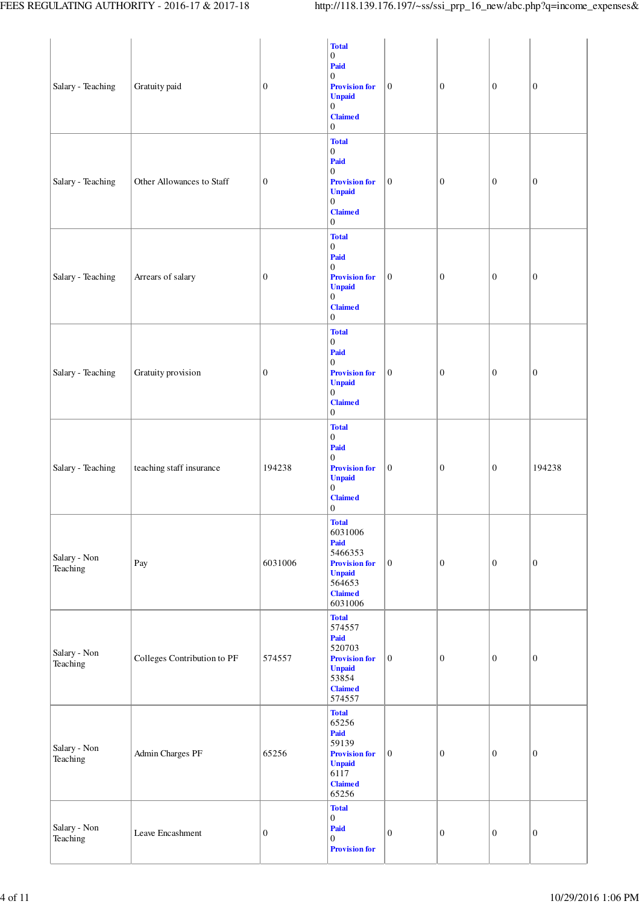| | | | | | | | |
|---|---|---|---|---|---|---|---|
| Salary - Teaching | Gratuity paid | 0 | **Total** 0 **Paid** 0 **Provision for Unpaid** 0 **Claimed** 0 | 0 | 0 | 0 | 0 |
| Salary - Teaching | Other Allowances to Staff | 0 | **Total** 0 **Paid** 0 **Provision for Unpaid** 0 **Claimed** 0 | 0 | 0 | 0 | 0 |
| Salary - Teaching | Arrears of salary | 0 | **Total** 0 **Paid** 0 **Provision for Unpaid** 0 **Claimed** 0 | 0 | 0 | 0 | 0 |
| Salary - Teaching | Gratuity provision | 0 | **Total** 0 **Paid** 0 **Provision for Unpaid** 0 **Claimed** 0 | 0 | 0 | 0 | 0 |
| Salary - Teaching | teaching staff insurance | 194238 | **Total** 0 **Paid** 0 **Provision for Unpaid** 0 **Claimed** 0 | 0 | 0 | 0 | 194238 |
| Salary - Non Teaching | Pay | 6031006 | **Total** 6031006 **Paid** 5466353 **Provision for Unpaid** 564653 **Claimed** 6031006 | 0 | 0 | 0 | 0 |
| Salary - Non Teaching | Colleges Contribution to PF | 574557 | **Total** 574557 **Paid** 520703 **Provision for Unpaid** 53854 **Claimed** 574557 | 0 | 0 | 0 | 0 |
| Salary - Non Teaching | Admin Charges PF | 65256 | **Total** 65256 **Paid** 59139 **Provision for Unpaid** 6117 **Claimed** 65256 | 0 | 0 | 0 | 0 |
| Salary - Non Teaching | Leave Encashment | 0 | **Total** 0 **Paid** 0 **Provision for** | 0 | 0 | 0 | 0 |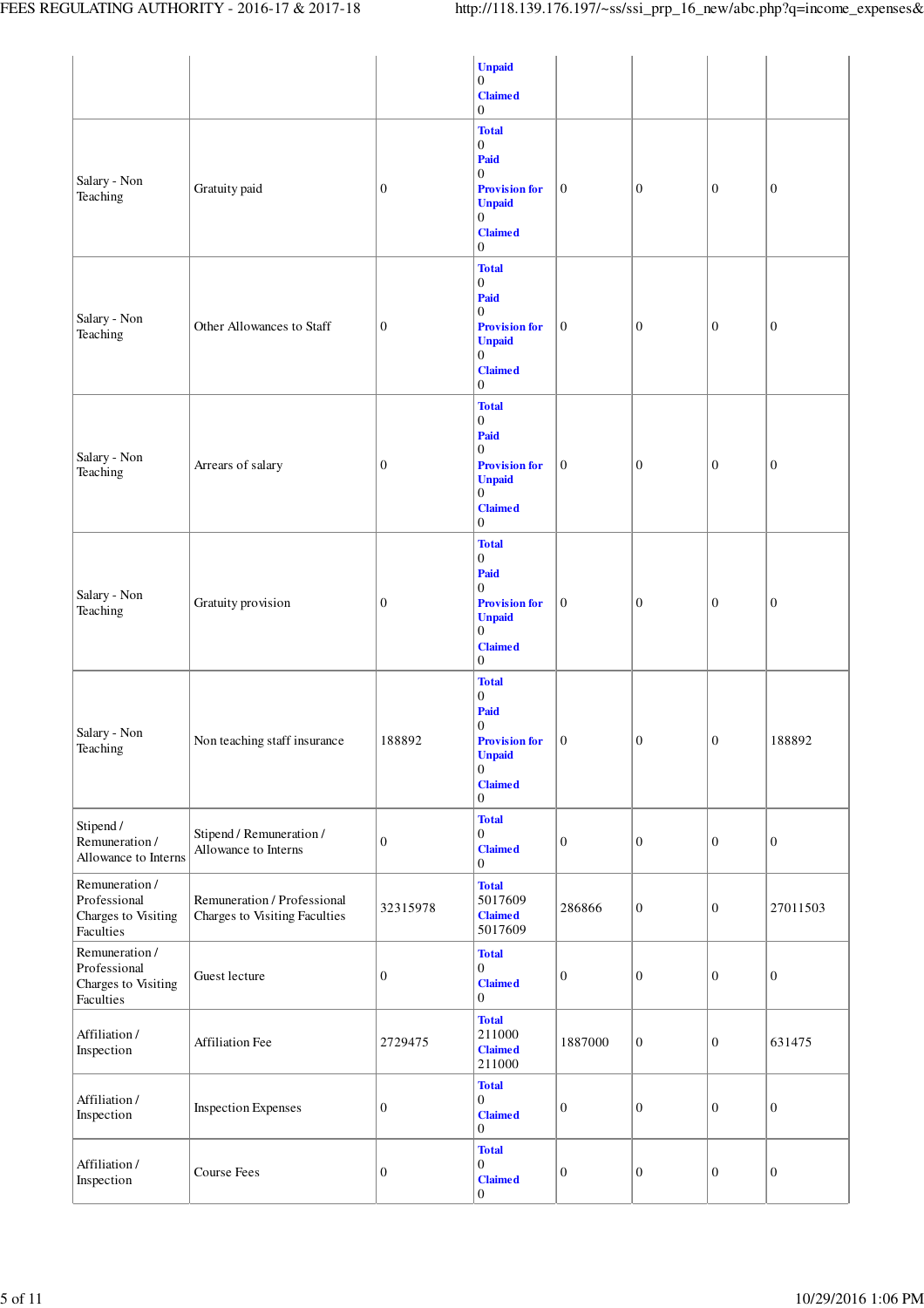| | | | Unpaid<br>0<br>Claimed<br>0 | | | | |
|---|---|---|---|---|---|---|---|
| Salary - Non Teaching | Gratuity paid | 0 | Total<br>0<br>Paid<br>0<br>Provision for Unpaid<br>0<br>Claimed<br>0 | 0 | 0 | 0 | 0 |
| Salary - Non Teaching | Other Allowances to Staff | 0 | Total<br>0<br>Paid<br>0<br>Provision for Unpaid<br>0<br>Claimed<br>0 | 0 | 0 | 0 | 0 |
| Salary - Non Teaching | Arrears of salary | 0 | Total<br>0<br>Paid<br>0<br>Provision for Unpaid<br>0<br>Claimed<br>0 | 0 | 0 | 0 | 0 |
| Salary - Non Teaching | Gratuity provision | 0 | Total<br>0<br>Paid<br>0<br>Provision for Unpaid<br>0<br>Claimed<br>0 | 0 | 0 | 0 | 0 |
| Salary - Non Teaching | Non teaching staff insurance | 188892 | Total<br>0<br>Paid<br>0<br>Provision for Unpaid<br>0<br>Claimed<br>0 | 0 | 0 | 0 | 188892 |
| Stipend / Remuneration / Allowance to Interns | Stipend / Remuneration / Allowance to Interns | 0 | Total<br>0<br>Claimed<br>0 | 0 | 0 | 0 | 0 |
| Remuneration / Professional Charges to Visiting Faculties | Remuneration / Professional Charges to Visiting Faculties | 32315978 | Total<br>5017609<br>Claimed<br>5017609 | 286866 | 0 | 0 | 27011503 |
| Remuneration / Professional Charges to Visiting Faculties | Guest lecture | 0 | Total<br>0<br>Claimed<br>0 | 0 | 0 | 0 | 0 |
| Affiliation / Inspection | Affiliation Fee | 2729475 | Total<br>211000<br>Claimed<br>211000 | 1887000 | 0 | 0 | 631475 |
| Affiliation / Inspection | Inspection Expenses | 0 | Total<br>0<br>Claimed<br>0 | 0 | 0 | 0 | 0 |
| Affiliation / Inspection | Course Fees | 0 | Total<br>0<br>Claimed<br>0 | 0 | 0 | 0 | 0 |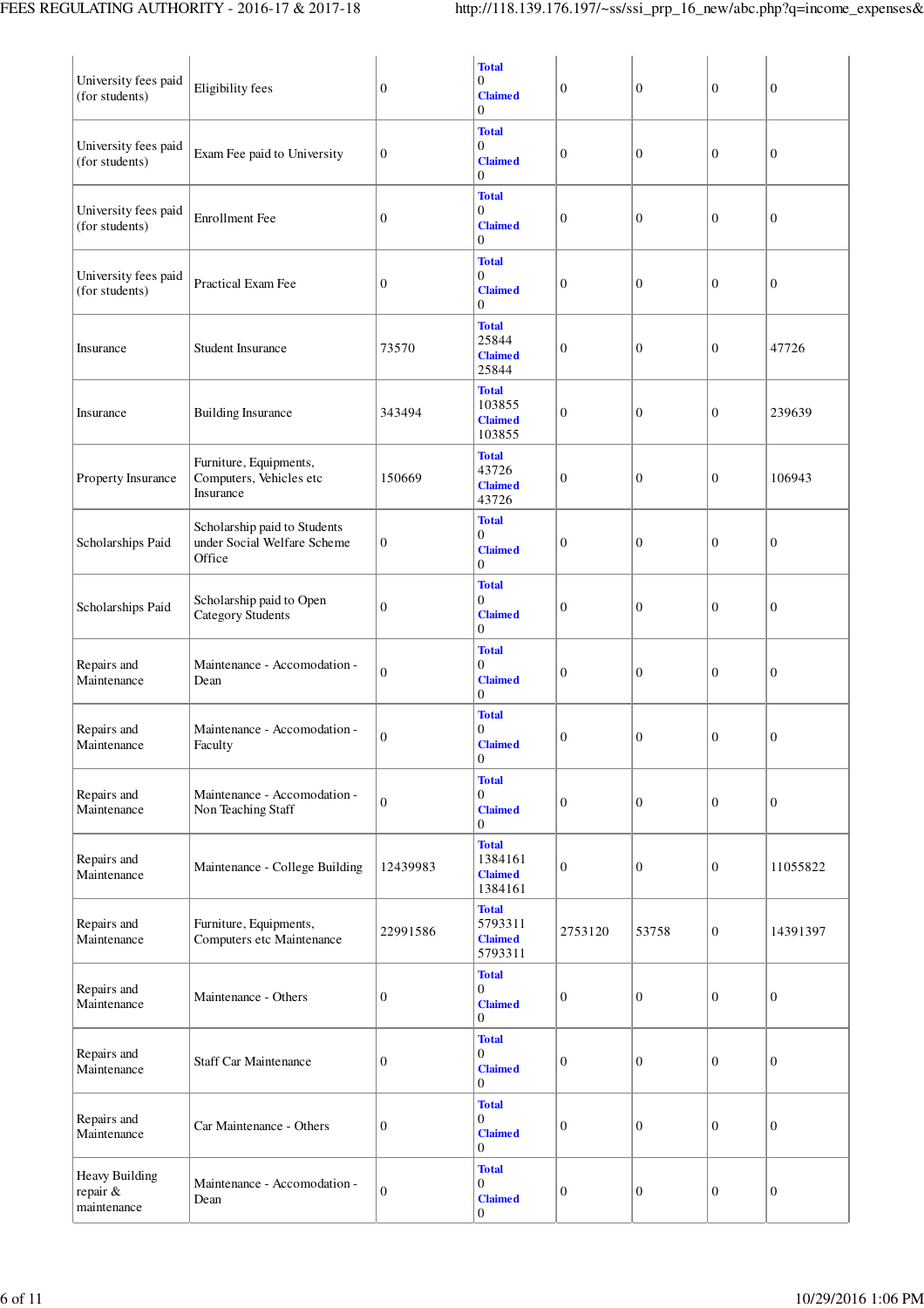| | | | | | | | |
|---|---|---|---|---|---|---|---|
| University fees paid (for students) | Eligibility fees | 0 | **Total** 0 **Claimed** 0 | 0 | 0 | 0 | 0 |
| University fees paid (for students) | Exam Fee paid to University | 0 | **Total** 0 **Claimed** 0 | 0 | 0 | 0 | 0 |
| University fees paid (for students) | Enrollment Fee | 0 | **Total** 0 **Claimed** 0 | 0 | 0 | 0 | 0 |
| University fees paid (for students) | Practical Exam Fee | 0 | **Total** 0 **Claimed** 0 | 0 | 0 | 0 | 0 |
| Insurance | Student Insurance | 73570 | **Total** 25844 **Claimed** 25844 | 0 | 0 | 0 | 47726 |
| Insurance | Building Insurance | 343494 | **Total** 103855 **Claimed** 103855 | 0 | 0 | 0 | 239639 |
| Property Insurance | Furniture, Equipments, Computers, Vehicles etc Insurance | 150669 | **Total** 43726 **Claimed** 43726 | 0 | 0 | 0 | 106943 |
| Scholarships Paid | Scholarship paid to Students under Social Welfare Scheme Office | 0 | **Total** 0 **Claimed** 0 | 0 | 0 | 0 | 0 |
| Scholarships Paid | Scholarship paid to Open Category Students | 0 | **Total** 0 **Claimed** 0 | 0 | 0 | 0 | 0 |
| Repairs and Maintenance | Maintenance - Accomodation - Dean | 0 | **Total** 0 **Claimed** 0 | 0 | 0 | 0 | 0 |
| Repairs and Maintenance | Maintenance - Accomodation - Faculty | 0 | **Total** 0 **Claimed** 0 | 0 | 0 | 0 | 0 |
| Repairs and Maintenance | Maintenance - Accomodation - Non Teaching Staff | 0 | **Total** 0 **Claimed** 0 | 0 | 0 | 0 | 0 |
| Repairs and Maintenance | Maintenance - College Building | 12439983 | **Total** 1384161 **Claimed** 1384161 | 0 | 0 | 0 | 11055822 |
| Repairs and Maintenance | Furniture, Equipments, Computers etc Maintenance | 22991586 | **Total** 5793311 **Claimed** 5793311 | 2753120 | 53758 | 0 | 14391397 |
| Repairs and Maintenance | Maintenance - Others | 0 | **Total** 0 **Claimed** 0 | 0 | 0 | 0 | 0 |
| Repairs and Maintenance | Staff Car Maintenance | 0 | **Total** 0 **Claimed** 0 | 0 | 0 | 0 | 0 |
| Repairs and Maintenance | Car Maintenance - Others | 0 | **Total** 0 **Claimed** 0 | 0 | 0 | 0 | 0 |
| Heavy Building repair & maintenance | Maintenance - Accomodation - Dean | 0 | **Total** 0 **Claimed** 0 | 0 | 0 | 0 | 0 |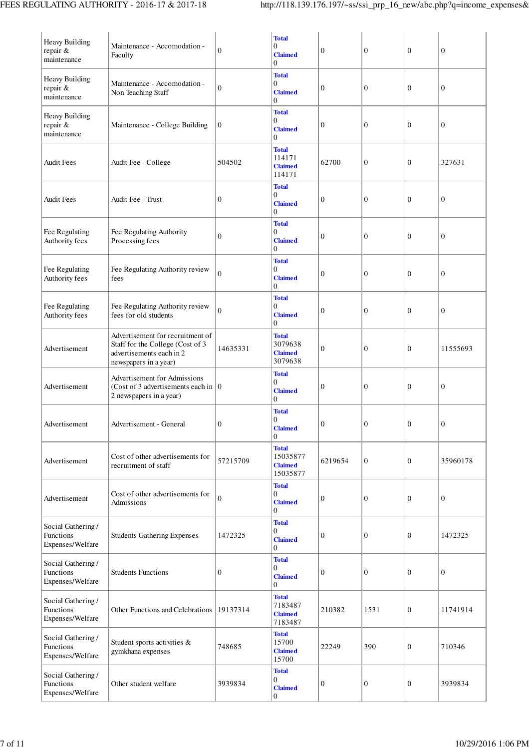| Heavy Building repair & maintenance | Maintenance - Accomodation - Faculty | 0 | **Total** 0 **Claimed** 0 | 0 | 0 | 0 | 0 |
|---|---|---|---|---|---|---|---|
| Heavy Building repair & maintenance | Maintenance - Accomodation - Non Teaching Staff | 0 | **Total** 0 **Claimed** 0 | 0 | 0 | 0 | 0 |
| Heavy Building repair & maintenance | Maintenance - College Building | 0 | **Total** 0 **Claimed** 0 | 0 | 0 | 0 | 0 |
| Audit Fees | Audit Fee - College | 504502 | **Total** 114171 **Claimed** 114171 | 62700 | 0 | 0 | 327631 |
| Audit Fees | Audit Fee - Trust | 0 | **Total** 0 **Claimed** 0 | 0 | 0 | 0 | 0 |
| Fee Regulating Authority fees | Fee Regulating Authority Processing fees | 0 | **Total** 0 **Claimed** 0 | 0 | 0 | 0 | 0 |
| Fee Regulating Authority fees | Fee Regulating Authority review fees | 0 | **Total** 0 **Claimed** 0 | 0 | 0 | 0 | 0 |
| Fee Regulating Authority fees | Fee Regulating Authority review fees for old students | 0 | **Total** 0 **Claimed** 0 | 0 | 0 | 0 | 0 |
| Advertisement | Advertisement for recruitment of Staff for the College (Cost of 3 advertisements each in 2 newspapers in a year) | 14635331 | **Total** 3079638 **Claimed** 3079638 | 0 | 0 | 0 | 11555693 |
| Advertisement | Advertisement for Admissions (Cost of 3 advertisements each in 2 newspapers in a year) | 0 | **Total** 0 **Claimed** 0 | 0 | 0 | 0 | 0 |
| Advertisement | Advertisement - General | 0 | **Total** 0 **Claimed** 0 | 0 | 0 | 0 | 0 |
| Advertisement | Cost of other advertisements for recruitment of staff | 57215709 | **Total** 15035877 **Claimed** 15035877 | 6219654 | 0 | 0 | 35960178 |
| Advertisement | Cost of other advertisements for Admissions | 0 | **Total** 0 **Claimed** 0 | 0 | 0 | 0 | 0 |
| Social Gathering / Functions Expenses/Welfare | Students Gathering Expenses | 1472325 | **Total** 0 **Claimed** 0 | 0 | 0 | 0 | 1472325 |
| Social Gathering / Functions Expenses/Welfare | Students Functions | 0 | **Total** 0 **Claimed** 0 | 0 | 0 | 0 | 0 |
| Social Gathering / Functions Expenses/Welfare | Other Functions and Celebrations | 19137314 | **Total** 7183487 **Claimed** 7183487 | 210382 | 1531 | 0 | 11741914 |
| Social Gathering / Functions Expenses/Welfare | Student sports activities & gymkhana expenses | 748685 | **Total** 15700 **Claimed** 15700 | 22249 | 390 | 0 | 710346 |
| Social Gathering / Functions Expenses/Welfare | Other student welfare | 3939834 | **Total** 0 **Claimed** 0 | 0 | 0 | 0 | 3939834 |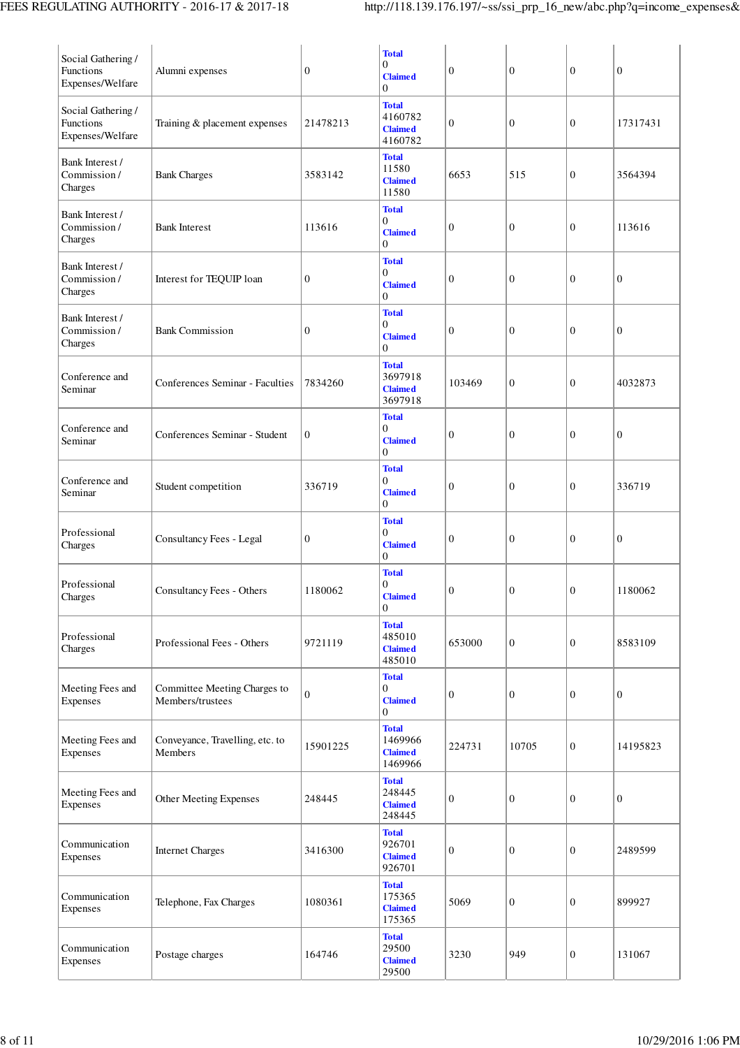| | | | | | | | |
|---|---|---|---|---|---|---|---|
| Social Gathering / Functions Expenses/Welfare | Alumni expenses | 0 | **Total** 0 **Claimed** 0 | 0 | 0 | 0 | 0 |
| Social Gathering / Functions Expenses/Welfare | Training & placement expenses | 21478213 | **Total** 4160782 **Claimed** 4160782 | 0 | 0 | 0 | 17317431 |
| Bank Interest / Commission / Charges | Bank Charges | 3583142 | **Total** 11580 **Claimed** 11580 | 6653 | 515 | 0 | 3564394 |
| Bank Interest / Commission / Charges | Bank Interest | 113616 | **Total** 0 **Claimed** 0 | 0 | 0 | 0 | 113616 |
| Bank Interest / Commission / Charges | Interest for TEQUIP loan | 0 | **Total** 0 **Claimed** 0 | 0 | 0 | 0 | 0 |
| Bank Interest / Commission / Charges | Bank Commission | 0 | **Total** 0 **Claimed** 0 | 0 | 0 | 0 | 0 |
| Conference and Seminar | Conferences Seminar - Faculties | 7834260 | **Total** 3697918 **Claimed** 3697918 | 103469 | 0 | 0 | 4032873 |
| Conference and Seminar | Conferences Seminar - Student | 0 | **Total** 0 **Claimed** 0 | 0 | 0 | 0 | 0 |
| Conference and Seminar | Student competition | 336719 | **Total** 0 **Claimed** 0 | 0 | 0 | 0 | 336719 |
| Professional Charges | Consultancy Fees - Legal | 0 | **Total** 0 **Claimed** 0 | 0 | 0 | 0 | 0 |
| Professional Charges | Consultancy Fees - Others | 1180062 | **Total** 0 **Claimed** 0 | 0 | 0 | 0 | 1180062 |
| Professional Charges | Professional Fees - Others | 9721119 | **Total** 485010 **Claimed** 485010 | 653000 | 0 | 0 | 8583109 |
| Meeting Fees and Expenses | Committee Meeting Charges to Members/trustees | 0 | **Total** 0 **Claimed** 0 | 0 | 0 | 0 | 0 |
| Meeting Fees and Expenses | Conveyance, Travelling, etc. to Members | 15901225 | **Total** 1469966 **Claimed** 1469966 | 224731 | 10705 | 0 | 14195823 |
| Meeting Fees and Expenses | Other Meeting Expenses | 248445 | **Total** 248445 **Claimed** 248445 | 0 | 0 | 0 | 0 |
| Communication Expenses | Internet Charges | 3416300 | **Total** 926701 **Claimed** 926701 | 0 | 0 | 0 | 2489599 |
| Communication Expenses | Telephone, Fax Charges | 1080361 | **Total** 175365 **Claimed** 175365 | 5069 | 0 | 0 | 899927 |
| Communication Expenses | Postage charges | 164746 | **Total** 29500 **Claimed** 29500 | 3230 | 949 | 0 | 131067 |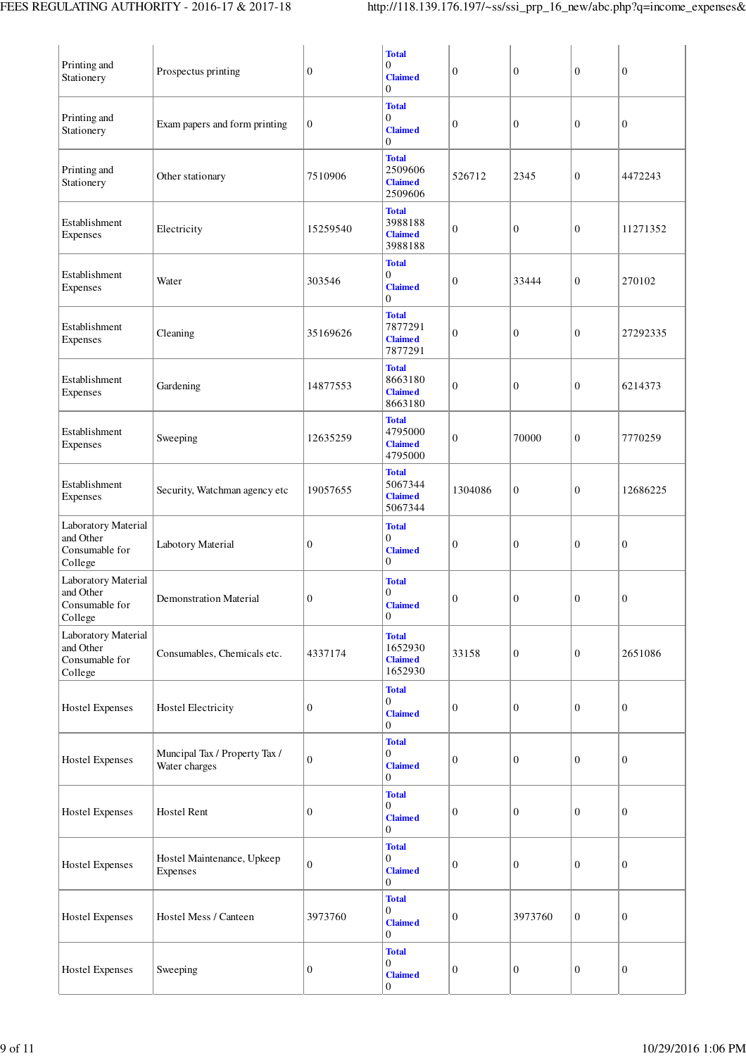| Printing and Stationery | Prospectus printing | 0 | **Total** 0 **Claimed** 0 | 0 | 0 | 0 | 0 |
|---|---|---|---|---|---|---|---|
| Printing and Stationery | Exam papers and form printing | 0 | **Total** 0 **Claimed** 0 | 0 | 0 | 0 | 0 |
| Printing and Stationery | Other stationary | 7510906 | **Total** 2509606 **Claimed** 2509606 | 526712 | 2345 | 0 | 4472243 |
| Establishment Expenses | Electricity | 15259540 | **Total** 3988188 **Claimed** 3988188 | 0 | 0 | 0 | 11271352 |
| Establishment Expenses | Water | 303546 | **Total** 0 **Claimed** 0 | 0 | 33444 | 0 | 270102 |
| Establishment Expenses | Cleaning | 35169626 | **Total** 7877291 **Claimed** 7877291 | 0 | 0 | 0 | 27292335 |
| Establishment Expenses | Gardening | 14877553 | **Total** 8663180 **Claimed** 8663180 | 0 | 0 | 0 | 6214373 |
| Establishment Expenses | Sweeping | 12635259 | **Total** 4795000 **Claimed** 4795000 | 0 | 70000 | 0 | 7770259 |
| Establishment Expenses | Security, Watchman agency etc | 19057655 | **Total** 5067344 **Claimed** 5067344 | 1304086 | 0 | 0 | 12686225 |
| Laboratory Material and Other Consumable for College | Labotory Material | 0 | **Total** 0 **Claimed** 0 | 0 | 0 | 0 | 0 |
| Laboratory Material and Other Consumable for College | Demonstration Material | 0 | **Total** 0 **Claimed** 0 | 0 | 0 | 0 | 0 |
| Laboratory Material and Other Consumable for College | Consumables, Chemicals etc. | 4337174 | **Total** 1652930 **Claimed** 1652930 | 33158 | 0 | 0 | 2651086 |
| Hostel Expenses | Hostel Electricity | 0 | **Total** 0 **Claimed** 0 | 0 | 0 | 0 | 0 |
| Hostel Expenses | Muncipal Tax / Property Tax / Water charges | 0 | **Total** 0 **Claimed** 0 | 0 | 0 | 0 | 0 |
| Hostel Expenses | Hostel Rent | 0 | **Total** 0 **Claimed** 0 | 0 | 0 | 0 | 0 |
| Hostel Expenses | Hostel Maintenance, Upkeep Expenses | 0 | **Total** 0 **Claimed** 0 | 0 | 0 | 0 | 0 |
| Hostel Expenses | Hostel Mess / Canteen | 3973760 | **Total** 0 **Claimed** 0 | 0 | 3973760 | 0 | 0 |
| Hostel Expenses | Sweeping | 0 | **Total** 0 **Claimed** 0 | 0 | 0 | 0 | 0 |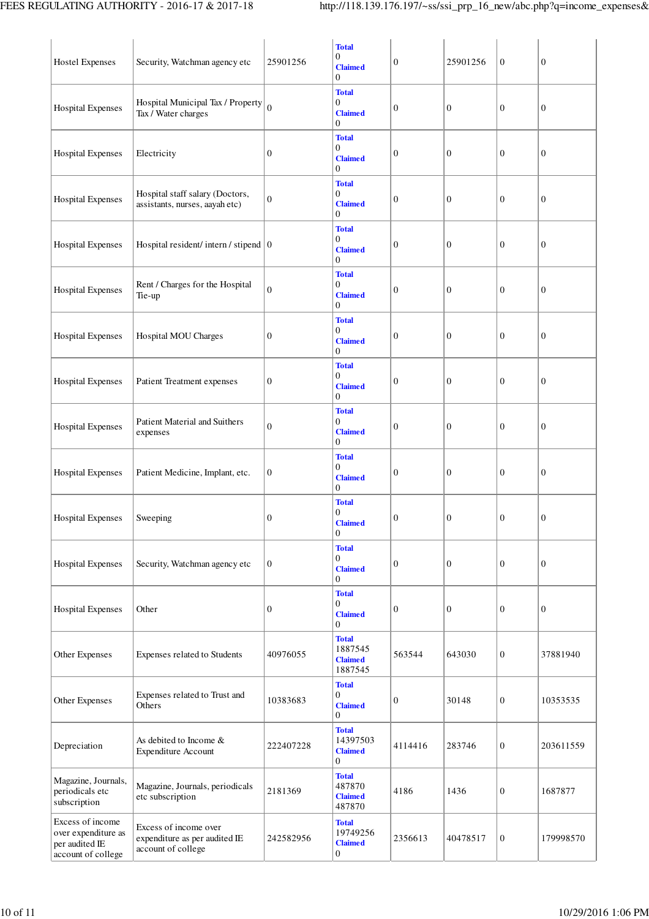| Hostel Expenses | Security, Watchman agency etc | 25901256 | **Total** 0 **Claimed** 0 | 0 | 25901256 | 0 | 0 |
|---|---|---|---|---|---|---|---|
| Hospital Expenses | Hospital Municipal Tax / Property Tax / Water charges | 0 | **Total** 0 **Claimed** 0 | 0 | 0 | 0 | 0 |
| Hospital Expenses | Electricity | 0 | **Total** 0 **Claimed** 0 | 0 | 0 | 0 | 0 |
| Hospital Expenses | Hospital staff salary (Doctors, assistants, nurses, aayah etc) | 0 | **Total** 0 **Claimed** 0 | 0 | 0 | 0 | 0 |
| Hospital Expenses | Hospital resident/ intern / stipend | 0 | **Total** 0 **Claimed** 0 | 0 | 0 | 0 | 0 |
| Hospital Expenses | Rent / Charges for the Hospital Tie-up | 0 | **Total** 0 **Claimed** 0 | 0 | 0 | 0 | 0 |
| Hospital Expenses | Hospital MOU Charges | 0 | **Total** 0 **Claimed** 0 | 0 | 0 | 0 | 0 |
| Hospital Expenses | Patient Treatment expenses | 0 | **Total** 0 **Claimed** 0 | 0 | 0 | 0 | 0 |
| Hospital Expenses | Patient Material and Suithers expenses | 0 | **Total** 0 **Claimed** 0 | 0 | 0 | 0 | 0 |
| Hospital Expenses | Patient Medicine, Implant, etc. | 0 | **Total** 0 **Claimed** 0 | 0 | 0 | 0 | 0 |
| Hospital Expenses | Sweeping | 0 | **Total** 0 **Claimed** 0 | 0 | 0 | 0 | 0 |
| Hospital Expenses | Security, Watchman agency etc | 0 | **Total** 0 **Claimed** 0 | 0 | 0 | 0 | 0 |
| Hospital Expenses | Other | 0 | **Total** 0 **Claimed** 0 | 0 | 0 | 0 | 0 |
| Other Expenses | Expenses related to Students | 40976055 | **Total** 1887545 **Claimed** 1887545 | 563544 | 643030 | 0 | 37881940 |
| Other Expenses | Expenses related to Trust and Others | 10383683 | **Total** 0 **Claimed** 0 | 0 | 30148 | 0 | 10353535 |
| Depreciation | As debited to Income & Expenditure Account | 222407228 | **Total** 14397503 **Claimed** 0 | 4114416 | 283746 | 0 | 203611559 |
| Magazine, Journals, periodicals etc subscription | Magazine, Journals, periodicals etc subscription | 2181369 | **Total** 487870 **Claimed** 487870 | 4186 | 1436 | 0 | 1687877 |
| Excess of income over expenditure as per audited IE account of college | Excess of income over expenditure as per audited IE account of college | 242582956 | **Total** 19749256 **Claimed** 0 | 2356613 | 40478517 | 0 | 179998570 |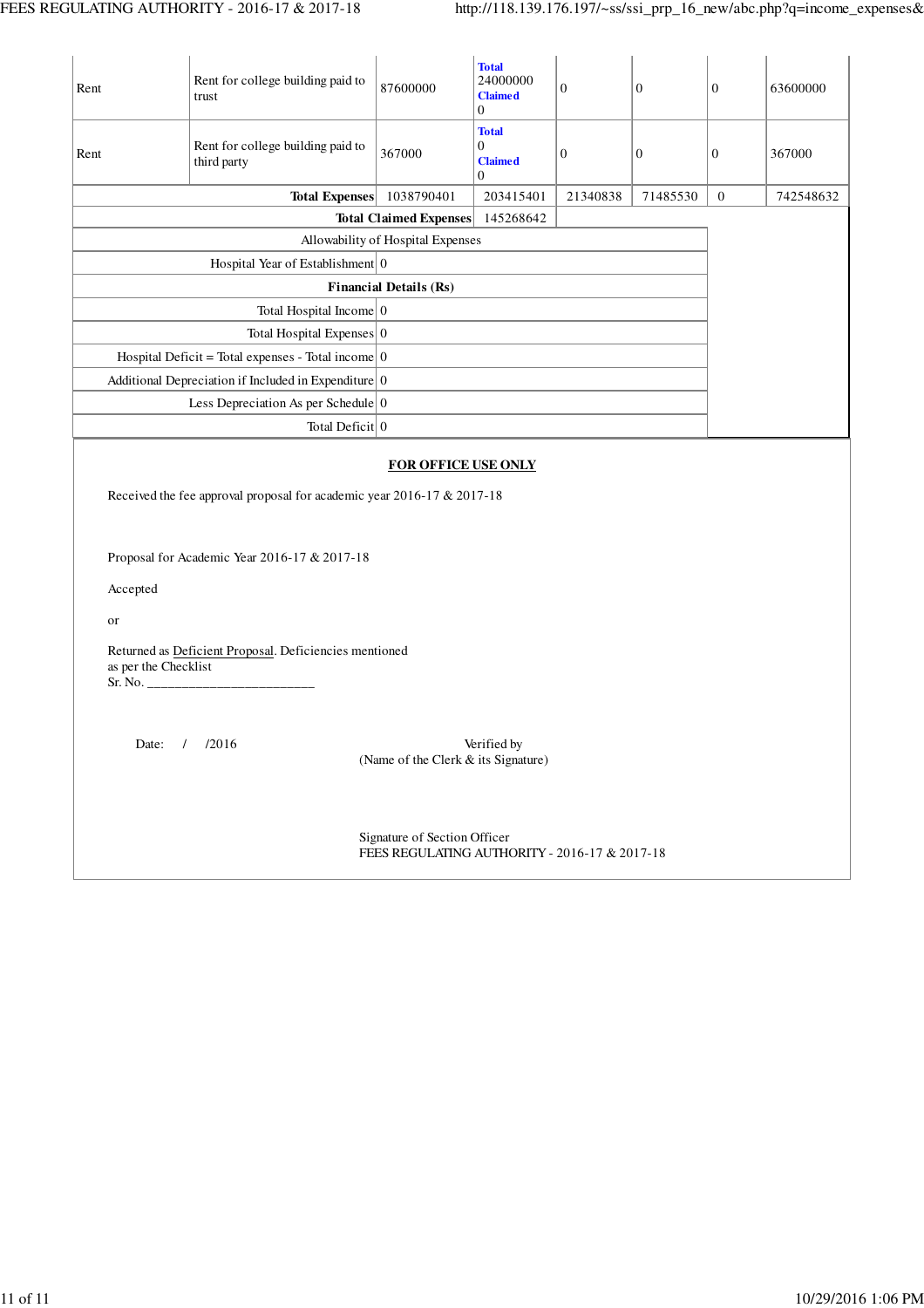| | | | | | | | |
|---|---|---|---|---|---|---|---|
| Rent | Rent for college building paid to trust | 87600000 | **Total** 24000000 **Claimed** 0 | 0 | 0 | 0 | 63600000 |
| Rent | Rent for college building paid to third party | 367000 | **Total** 0 **Claimed** 0 | 0 | 0 | 0 | 367000 |
| | **Total Expenses** | 1038790401 | 203415401 | 21340838 | 71485530 | 0 | 742548632 |
| | | **Total Claimed Expenses** | 145268642 | | | | |

| Allowability of Hospital Expenses | |
|---|---|
| Hospital Year of Establishment | 0 |
| **Financial Details (Rs)** | |
| Total Hospital Income | 0 |
| Total Hospital Expenses | 0 |
| Hospital Deficit = Total expenses - Total income | 0 |
| Additional Depreciation if Included in Expenditure | 0 |
| Less Depreciation As per Schedule | 0 |
| Total Deficit | 0 |

**FOR OFFICE USE ONLY**

Received the fee approval proposal for academic year 2016-17 & 2017-18

Proposal for Academic Year 2016-17 & 2017-18

Accepted

or

Returned as Deficient Proposal. Deficiencies mentioned as per the Checklist
Sr. No. ________________________

Date: / /2016

Verified by
(Name of the Clerk & its Signature)

Signature of Section Officer
FEES REGULATING AUTHORITY - 2016-17 & 2017-18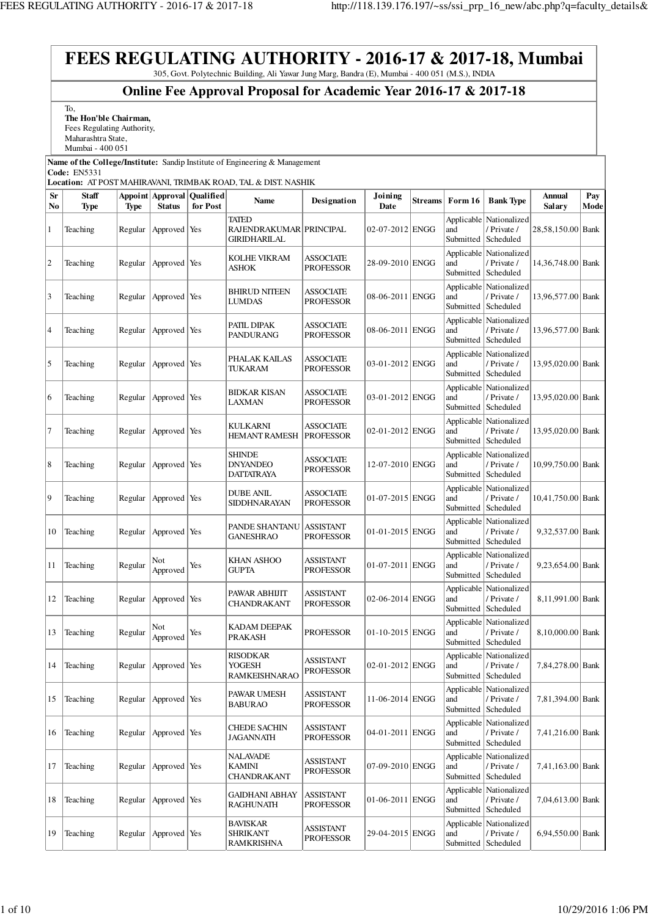# FEES REGULATING AUTHORITY - 2016-17 & 2017-18, Mumbai

305, Govt. Polytechnic Building, Ali Yawar Jung Marg, Bandra (E), Mumbai - 400 051 (M.S.), INDIA

## Online Fee Approval Proposal for Academic Year 2016-17 & 2017-18

To,
**The Hon'ble Chairman,**
Fees Regulating Authority,
Maharashtra State,
Mumbai - 400 051

**Name of the College/Institute:** Sandip Institute of Engineering & Management
**Code:** EN5331
**Location:** AT POST MAHIRAVANI, TRIMBAK ROAD, TAL & DIST. NASHIK

| Sr No | Staff Type | Appoint Type | Approval Status | Qualified for Post | Name | Designation | Joining Date | Streams | Form 16 | Bank Type | Annual Salary | Pay Mode |
|---|---|---|---|---|---|---|---|---|---|---|---|---|
| 1 | Teaching | Regular | Approved | Yes | TATED RAJENDRAKUMAR GIRIDHARILAL | PRINCIPAL | 02-07-2012 | ENGG | Applicable and Submitted | Nationalized / Private / Scheduled | 28,58,150.00 | Bank |
| 2 | Teaching | Regular | Approved | Yes | KOLHE VIKRAM ASHOK | ASSOCIATE PROFESSOR | 28-09-2010 | ENGG | Applicable and Submitted | Nationalized / Private / Scheduled | 14,36,748.00 | Bank |
| 3 | Teaching | Regular | Approved | Yes | BHIRUD NITEEN LUMDAS | ASSOCIATE PROFESSOR | 08-06-2011 | ENGG | Applicable and Submitted | Nationalized / Private / Scheduled | 13,96,577.00 | Bank |
| 4 | Teaching | Regular | Approved | Yes | PATIL DIPAK PANDURANG | ASSOCIATE PROFESSOR | 08-06-2011 | ENGG | Applicable and Submitted | Nationalized / Private / Scheduled | 13,96,577.00 | Bank |
| 5 | Teaching | Regular | Approved | Yes | PHALAK KAILAS TUKARAM | ASSOCIATE PROFESSOR | 03-01-2012 | ENGG | Applicable and Submitted | Nationalized / Private / Scheduled | 13,95,020.00 | Bank |
| 6 | Teaching | Regular | Approved | Yes | BIDKAR KISAN LAXMAN | ASSOCIATE PROFESSOR | 03-01-2012 | ENGG | Applicable and Submitted | Nationalized / Private / Scheduled | 13,95,020.00 | Bank |
| 7 | Teaching | Regular | Approved | Yes | KULKARNI HEMANT RAMESH | ASSOCIATE PROFESSOR | 02-01-2012 | ENGG | Applicable and Submitted | Nationalized / Private / Scheduled | 13,95,020.00 | Bank |
| 8 | Teaching | Regular | Approved | Yes | SHINDE DNYANDEO DATTATRAYA | ASSOCIATE PROFESSOR | 12-07-2010 | ENGG | Applicable and Submitted | Nationalized / Private / Scheduled | 10,99,750.00 | Bank |
| 9 | Teaching | Regular | Approved | Yes | DUBE ANIL SIDDHNARAYAN | ASSOCIATE PROFESSOR | 01-07-2015 | ENGG | Applicable and Submitted | Nationalized / Private / Scheduled | 10,41,750.00 | Bank |
| 10 | Teaching | Regular | Approved | Yes | PANDE SHANTANU GANESHRAO | ASSISTANT PROFESSOR | 01-01-2015 | ENGG | Applicable and Submitted | Nationalized / Private / Scheduled | 9,32,537.00 | Bank |
| 11 | Teaching | Regular | Not Approved | Yes | KHAN ASHOO GUPTA | ASSISTANT PROFESSOR | 01-07-2011 | ENGG | Applicable and Submitted | Nationalized / Private / Scheduled | 9,23,654.00 | Bank |
| 12 | Teaching | Regular | Approved | Yes | PAWAR ABHIJIT CHANDRAKANT | ASSISTANT PROFESSOR | 02-06-2014 | ENGG | Applicable and Submitted | Nationalized / Private / Scheduled | 8,11,991.00 | Bank |
| 13 | Teaching | Regular | Not Approved | Yes | KADAM DEEPAK PRAKASH | PROFESSOR | 01-10-2015 | ENGG | Applicable and Submitted | Nationalized / Private / Scheduled | 8,10,000.00 | Bank |
| 14 | Teaching | Regular | Approved | Yes | RISODKAR YOGESH RAMKEISHNARAO | ASSISTANT PROFESSOR | 02-01-2012 | ENGG | Applicable and Submitted | Nationalized / Private / Scheduled | 7,84,278.00 | Bank |
| 15 | Teaching | Regular | Approved | Yes | PAWAR UMESH BABURAO | ASSISTANT PROFESSOR | 11-06-2014 | ENGG | Applicable and Submitted | Nationalized / Private / Scheduled | 7,81,394.00 | Bank |
| 16 | Teaching | Regular | Approved | Yes | CHEDE SACHIN JAGANNATH | ASSISTANT PROFESSOR | 04-01-2011 | ENGG | Applicable and Submitted | Nationalized / Private / Scheduled | 7,41,216.00 | Bank |
| 17 | Teaching | Regular | Approved | Yes | NALAVADE KAMINI CHANDRAKANT | ASSISTANT PROFESSOR | 07-09-2010 | ENGG | Applicable and Submitted | Nationalized / Private / Scheduled | 7,41,163.00 | Bank |
| 18 | Teaching | Regular | Approved | Yes | GAIDHANI ABHAY RAGHUNATH | ASSISTANT PROFESSOR | 01-06-2011 | ENGG | Applicable and Submitted | Nationalized / Private / Scheduled | 7,04,613.00 | Bank |
| 19 | Teaching | Regular | Approved | Yes | BAVISKAR SHRIKANT RAMKRISHNA | ASSISTANT PROFESSOR | 29-04-2015 | ENGG | Applicable and Submitted | Nationalized / Private / Scheduled | 6,94,550.00 | Bank |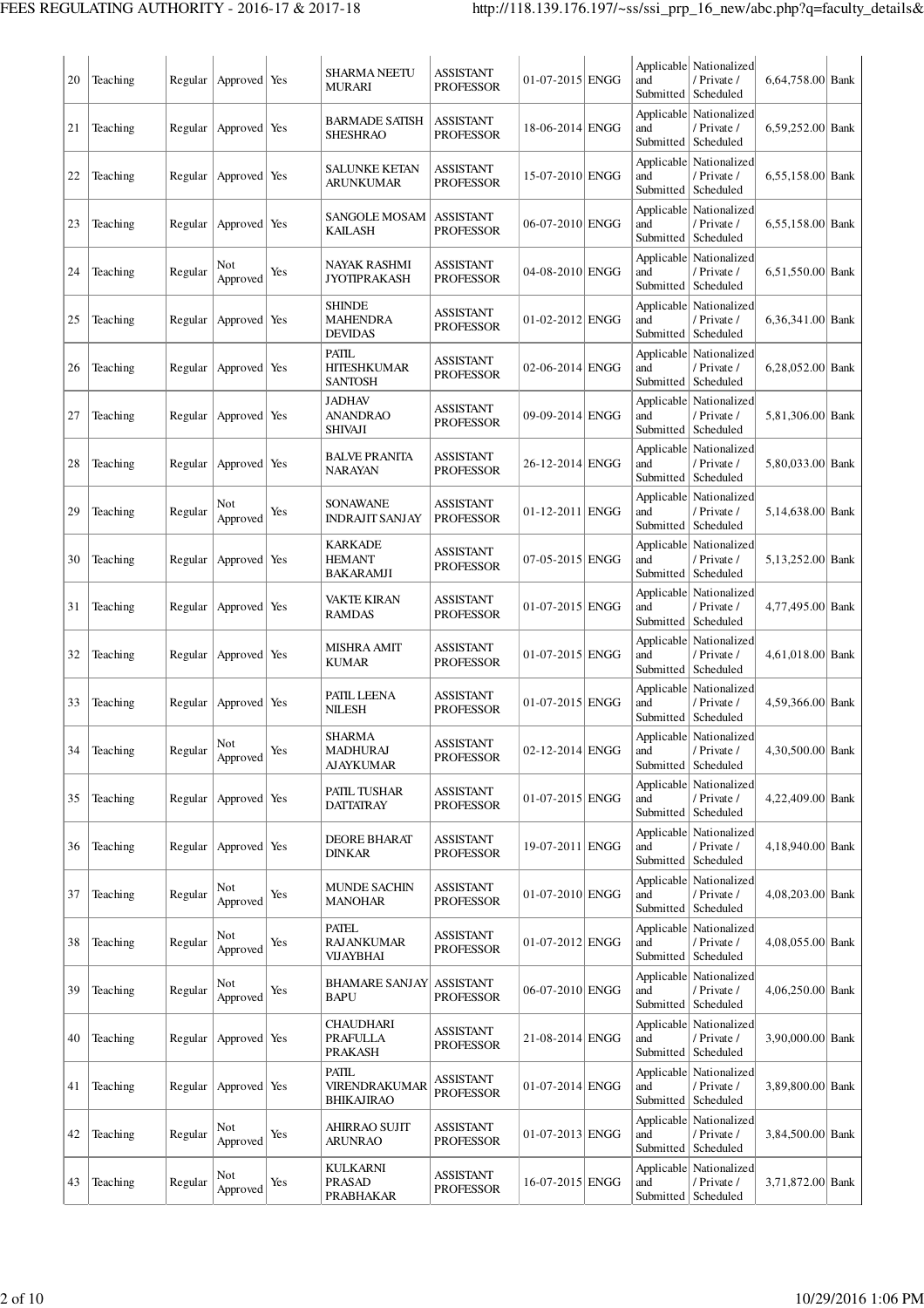| 20 | Teaching | Regular | Approved | Yes | SHARMA NEETU MURARI | ASSISTANT PROFESSOR | 01-07-2015 | ENGG | Applicable and Submitted | Nationalized / Private / Scheduled | 6,64,758.00 | Bank |
|---|---|---|---|---|---|---|---|---|---|---|---|---|
| 21 | Teaching | Regular | Approved | Yes | BARMADE SATISH SHESHRAO | ASSISTANT PROFESSOR | 18-06-2014 | ENGG | Applicable and Submitted | Nationalized / Private / Scheduled | 6,59,252.00 | Bank |
| 22 | Teaching | Regular | Approved | Yes | SALUNKE KETAN ARUNKUMAR | ASSISTANT PROFESSOR | 15-07-2010 | ENGG | Applicable and Submitted | Nationalized / Private / Scheduled | 6,55,158.00 | Bank |
| 23 | Teaching | Regular | Approved | Yes | SANGOLE MOSAM KAILASH | ASSISTANT PROFESSOR | 06-07-2010 | ENGG | Applicable and Submitted | Nationalized / Private / Scheduled | 6,55,158.00 | Bank |
| 24 | Teaching | Regular | Not Approved | Yes | NAYAK RASHMI JYOTIPRAKASH | ASSISTANT PROFESSOR | 04-08-2010 | ENGG | Applicable and Submitted | Nationalized / Private / Scheduled | 6,51,550.00 | Bank |
| 25 | Teaching | Regular | Approved | Yes | SHINDE MAHENDRA DEVIDAS | ASSISTANT PROFESSOR | 01-02-2012 | ENGG | Applicable and Submitted | Nationalized / Private / Scheduled | 6,36,341.00 | Bank |
| 26 | Teaching | Regular | Approved | Yes | PATIL HITESHKUMAR SANTOSH | ASSISTANT PROFESSOR | 02-06-2014 | ENGG | Applicable and Submitted | Nationalized / Private / Scheduled | 6,28,052.00 | Bank |
| 27 | Teaching | Regular | Approved | Yes | JADHAV ANANDRAO SHIVAJI | ASSISTANT PROFESSOR | 09-09-2014 | ENGG | Applicable and Submitted | Nationalized / Private / Scheduled | 5,81,306.00 | Bank |
| 28 | Teaching | Regular | Approved | Yes | BALVE PRANITA NARAYAN | ASSISTANT PROFESSOR | 26-12-2014 | ENGG | Applicable and Submitted | Nationalized / Private / Scheduled | 5,80,033.00 | Bank |
| 29 | Teaching | Regular | Not Approved | Yes | SONAWANE INDRAJIT SANJAY | ASSISTANT PROFESSOR | 01-12-2011 | ENGG | Applicable and Submitted | Nationalized / Private / Scheduled | 5,14,638.00 | Bank |
| 30 | Teaching | Regular | Approved | Yes | KARKADE HEMANT BAKARAMJI | ASSISTANT PROFESSOR | 07-05-2015 | ENGG | Applicable and Submitted | Nationalized / Private / Scheduled | 5,13,252.00 | Bank |
| 31 | Teaching | Regular | Approved | Yes | VAKTE KIRAN RAMDAS | ASSISTANT PROFESSOR | 01-07-2015 | ENGG | Applicable and Submitted | Nationalized / Private / Scheduled | 4,77,495.00 | Bank |
| 32 | Teaching | Regular | Approved | Yes | MISHRA AMIT KUMAR | ASSISTANT PROFESSOR | 01-07-2015 | ENGG | Applicable and Submitted | Nationalized / Private / Scheduled | 4,61,018.00 | Bank |
| 33 | Teaching | Regular | Approved | Yes | PATIL LEENA NILESH | ASSISTANT PROFESSOR | 01-07-2015 | ENGG | Applicable and Submitted | Nationalized / Private / Scheduled | 4,59,366.00 | Bank |
| 34 | Teaching | Regular | Not Approved | Yes | SHARMA MADHURAJ AJAYKUMAR | ASSISTANT PROFESSOR | 02-12-2014 | ENGG | Applicable and Submitted | Nationalized / Private / Scheduled | 4,30,500.00 | Bank |
| 35 | Teaching | Regular | Approved | Yes | PATIL TUSHAR DATTATRAY | ASSISTANT PROFESSOR | 01-07-2015 | ENGG | Applicable and Submitted | Nationalized / Private / Scheduled | 4,22,409.00 | Bank |
| 36 | Teaching | Regular | Approved | Yes | DEORE BHARAT DINKAR | ASSISTANT PROFESSOR | 19-07-2011 | ENGG | Applicable and Submitted | Nationalized / Private / Scheduled | 4,18,940.00 | Bank |
| 37 | Teaching | Regular | Not Approved | Yes | MUNDE SACHIN MANOHAR | ASSISTANT PROFESSOR | 01-07-2010 | ENGG | Applicable and Submitted | Nationalized / Private / Scheduled | 4,08,203.00 | Bank |
| 38 | Teaching | Regular | Not Approved | Yes | PATEL RAJANKUMAR VIJAYBHAI | ASSISTANT PROFESSOR | 01-07-2012 | ENGG | Applicable and Submitted | Nationalized / Private / Scheduled | 4,08,055.00 | Bank |
| 39 | Teaching | Regular | Not Approved | Yes | BHAMARE SANJAY BAPU | ASSISTANT PROFESSOR | 06-07-2010 | ENGG | Applicable and Submitted | Nationalized / Private / Scheduled | 4,06,250.00 | Bank |
| 40 | Teaching | Regular | Approved | Yes | CHAUDHARI PRAFULLA PRAKASH | ASSISTANT PROFESSOR | 21-08-2014 | ENGG | Applicable and Submitted | Nationalized / Private / Scheduled | 3,90,000.00 | Bank |
| 41 | Teaching | Regular | Approved | Yes | PATIL VIRENDRAKUMAR BHIKAJIRAO | ASSISTANT PROFESSOR | 01-07-2014 | ENGG | Applicable and Submitted | Nationalized / Private / Scheduled | 3,89,800.00 | Bank |
| 42 | Teaching | Regular | Not Approved | Yes | AHIRRAO SUJIT ARUNRAO | ASSISTANT PROFESSOR | 01-07-2013 | ENGG | Applicable and Submitted | Nationalized / Private / Scheduled | 3,84,500.00 | Bank |
| 43 | Teaching | Regular | Not Approved | Yes | KULKARNI PRASAD PRABHAKAR | ASSISTANT PROFESSOR | 16-07-2015 | ENGG | Applicable and Submitted | Nationalized / Private / Scheduled | 3,71,872.00 | Bank |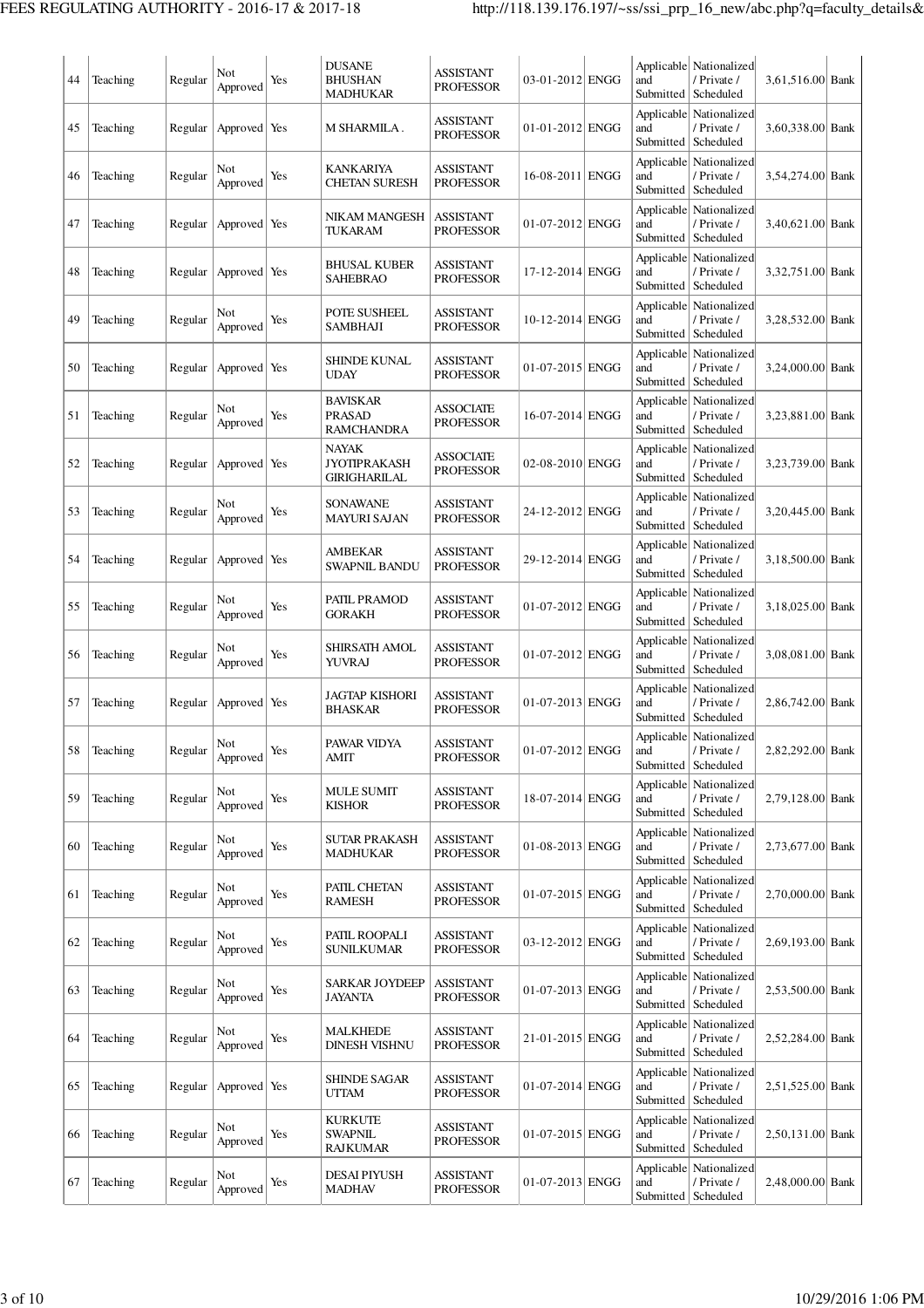| 44 | Teaching | Regular | Not Approved | Yes | DUSANE BHUSHAN MADHUKAR | ASSISTANT PROFESSOR | 03-01-2012 | ENGG | Applicable and Submitted | Nationalized / Private / Scheduled | 3,61,516.00 | Bank |
|---|---|---|---|---|---|---|---|---|---|---|---|---|
| 45 | Teaching | Regular | Approved | Yes | M SHARMILA . | ASSISTANT PROFESSOR | 01-01-2012 | ENGG | Applicable and Submitted | Nationalized / Private / Scheduled | 3,60,338.00 | Bank |
| 46 | Teaching | Regular | Not Approved | Yes | KANKARIYA CHETAN SURESH | ASSISTANT PROFESSOR | 16-08-2011 | ENGG | Applicable and Submitted | Nationalized / Private / Scheduled | 3,54,274.00 | Bank |
| 47 | Teaching | Regular | Approved | Yes | NIKAM MANGESH TUKARAM | ASSISTANT PROFESSOR | 01-07-2012 | ENGG | Applicable and Submitted | Nationalized / Private / Scheduled | 3,40,621.00 | Bank |
| 48 | Teaching | Regular | Approved | Yes | BHUSAL KUBER SAHEBRAO | ASSISTANT PROFESSOR | 17-12-2014 | ENGG | Applicable and Submitted | Nationalized / Private / Scheduled | 3,32,751.00 | Bank |
| 49 | Teaching | Regular | Not Approved | Yes | POTE SUSHEEL SAMBHAJI | ASSISTANT PROFESSOR | 10-12-2014 | ENGG | Applicable and Submitted | Nationalized / Private / Scheduled | 3,28,532.00 | Bank |
| 50 | Teaching | Regular | Approved | Yes | SHINDE KUNAL UDAY | ASSISTANT PROFESSOR | 01-07-2015 | ENGG | Applicable and Submitted | Nationalized / Private / Scheduled | 3,24,000.00 | Bank |
| 51 | Teaching | Regular | Not Approved | Yes | BAVISKAR PRASAD RAMCHANDRA | ASSOCIATE PROFESSOR | 16-07-2014 | ENGG | Applicable and Submitted | Nationalized / Private / Scheduled | 3,23,881.00 | Bank |
| 52 | Teaching | Regular | Approved | Yes | NAYAK JYOTIPRAKASH GIRIGHARILAL | ASSOCIATE PROFESSOR | 02-08-2010 | ENGG | Applicable and Submitted | Nationalized / Private / Scheduled | 3,23,739.00 | Bank |
| 53 | Teaching | Regular | Not Approved | Yes | SONAWANE MAYURI SAJAN | ASSISTANT PROFESSOR | 24-12-2012 | ENGG | Applicable and Submitted | Nationalized / Private / Scheduled | 3,20,445.00 | Bank |
| 54 | Teaching | Regular | Approved | Yes | AMBEKAR SWAPNIL BANDU | ASSISTANT PROFESSOR | 29-12-2014 | ENGG | Applicable and Submitted | Nationalized / Private / Scheduled | 3,18,500.00 | Bank |
| 55 | Teaching | Regular | Not Approved | Yes | PATIL PRAMOD GORAKH | ASSISTANT PROFESSOR | 01-07-2012 | ENGG | Applicable and Submitted | Nationalized / Private / Scheduled | 3,18,025.00 | Bank |
| 56 | Teaching | Regular | Not Approved | Yes | SHIRSATH AMOL YUVRAJ | ASSISTANT PROFESSOR | 01-07-2012 | ENGG | Applicable and Submitted | Nationalized / Private / Scheduled | 3,08,081.00 | Bank |
| 57 | Teaching | Regular | Approved | Yes | JAGTAP KISHORI BHASKAR | ASSISTANT PROFESSOR | 01-07-2013 | ENGG | Applicable and Submitted | Nationalized / Private / Scheduled | 2,86,742.00 | Bank |
| 58 | Teaching | Regular | Not Approved | Yes | PAWAR VIDYA AMIT | ASSISTANT PROFESSOR | 01-07-2012 | ENGG | Applicable and Submitted | Nationalized / Private / Scheduled | 2,82,292.00 | Bank |
| 59 | Teaching | Regular | Not Approved | Yes | MULE SUMIT KISHOR | ASSISTANT PROFESSOR | 18-07-2014 | ENGG | Applicable and Submitted | Nationalized / Private / Scheduled | 2,79,128.00 | Bank |
| 60 | Teaching | Regular | Not Approved | Yes | SUTAR PRAKASH MADHUKAR | ASSISTANT PROFESSOR | 01-08-2013 | ENGG | Applicable and Submitted | Nationalized / Private / Scheduled | 2,73,677.00 | Bank |
| 61 | Teaching | Regular | Not Approved | Yes | PATIL CHETAN RAMESH | ASSISTANT PROFESSOR | 01-07-2015 | ENGG | Applicable and Submitted | Nationalized / Private / Scheduled | 2,70,000.00 | Bank |
| 62 | Teaching | Regular | Not Approved | Yes | PATIL ROOPALI SUNILKUMAR | ASSISTANT PROFESSOR | 03-12-2012 | ENGG | Applicable and Submitted | Nationalized / Private / Scheduled | 2,69,193.00 | Bank |
| 63 | Teaching | Regular | Not Approved | Yes | SARKAR JOYDEEP JAYANTA | ASSISTANT PROFESSOR | 01-07-2013 | ENGG | Applicable and Submitted | Nationalized / Private / Scheduled | 2,53,500.00 | Bank |
| 64 | Teaching | Regular | Not Approved | Yes | MALKHEDE DINESH VISHNU | ASSISTANT PROFESSOR | 21-01-2015 | ENGG | Applicable and Submitted | Nationalized / Private / Scheduled | 2,52,284.00 | Bank |
| 65 | Teaching | Regular | Approved | Yes | SHINDE SAGAR UTTAM | ASSISTANT PROFESSOR | 01-07-2014 | ENGG | Applicable and Submitted | Nationalized / Private / Scheduled | 2,51,525.00 | Bank |
| 66 | Teaching | Regular | Not Approved | Yes | KURKUTE SWAPNIL RAJKUMAR | ASSISTANT PROFESSOR | 01-07-2015 | ENGG | Applicable and Submitted | Nationalized / Private / Scheduled | 2,50,131.00 | Bank |
| 67 | Teaching | Regular | Not Approved | Yes | DESAI PIYUSH MADHAV | ASSISTANT PROFESSOR | 01-07-2013 | ENGG | Applicable and Submitted | Nationalized / Private / Scheduled | 2,48,000.00 | Bank |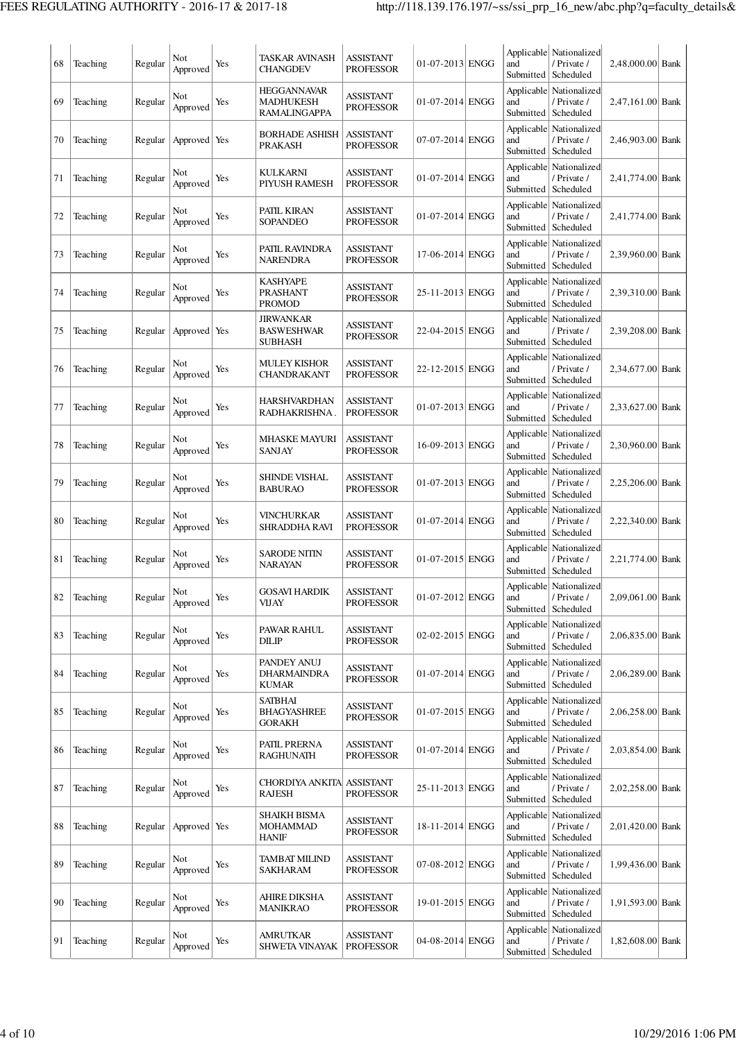| | | | | | | | | | | | | |
|---|---|---|---|---|---|---|---|---|---|---|---|---|
| 68 | Teaching | Regular | Not Approved | Yes | TASKAR AVINASH CHANGDEV | ASSISTANT PROFESSOR | 01-07-2013 | ENGG | Applicable and Submitted | Nationalized / Private / Scheduled | 2,48,000.00 | Bank |
| 69 | Teaching | Regular | Not Approved | Yes | HEGGANNAVAR MADHUKESH RAMALINGAPPA | ASSISTANT PROFESSOR | 01-07-2014 | ENGG | Applicable and Submitted | Nationalized / Private / Scheduled | 2,47,161.00 | Bank |
| 70 | Teaching | Regular | Approved | Yes | BORHADE ASHISH PRAKASH | ASSISTANT PROFESSOR | 07-07-2014 | ENGG | Applicable and Submitted | Nationalized / Private / Scheduled | 2,46,903.00 | Bank |
| 71 | Teaching | Regular | Not Approved | Yes | KULKARNI PIYUSH RAMESH | ASSISTANT PROFESSOR | 01-07-2014 | ENGG | Applicable and Submitted | Nationalized / Private / Scheduled | 2,41,774.00 | Bank |
| 72 | Teaching | Regular | Not Approved | Yes | PATIL KIRAN SOPANDEO | ASSISTANT PROFESSOR | 01-07-2014 | ENGG | Applicable and Submitted | Nationalized / Private / Scheduled | 2,41,774.00 | Bank |
| 73 | Teaching | Regular | Not Approved | Yes | PATIL RAVINDRA NARENDRA | ASSISTANT PROFESSOR | 17-06-2014 | ENGG | Applicable and Submitted | Nationalized / Private / Scheduled | 2,39,960.00 | Bank |
| 74 | Teaching | Regular | Not Approved | Yes | KASHYAPE PRASHANT PROMOD | ASSISTANT PROFESSOR | 25-11-2013 | ENGG | Applicable and Submitted | Nationalized / Private / Scheduled | 2,39,310.00 | Bank |
| 75 | Teaching | Regular | Approved | Yes | JIRWANKAR BASWESHWAR SUBHASH | ASSISTANT PROFESSOR | 22-04-2015 | ENGG | Applicable and Submitted | Nationalized / Private / Scheduled | 2,39,208.00 | Bank |
| 76 | Teaching | Regular | Not Approved | Yes | MULEY KISHOR CHANDRAKANT | ASSISTANT PROFESSOR | 22-12-2015 | ENGG | Applicable and Submitted | Nationalized / Private / Scheduled | 2,34,677.00 | Bank |
| 77 | Teaching | Regular | Not Approved | Yes | HARSHVARDHAN RADHAKRISHNA . | ASSISTANT PROFESSOR | 01-07-2013 | ENGG | Applicable and Submitted | Nationalized / Private / Scheduled | 2,33,627.00 | Bank |
| 78 | Teaching | Regular | Not Approved | Yes | MHASKE MAYURI SANJAY | ASSISTANT PROFESSOR | 16-09-2013 | ENGG | Applicable and Submitted | Nationalized / Private / Scheduled | 2,30,960.00 | Bank |
| 79 | Teaching | Regular | Not Approved | Yes | SHINDE VISHAL BABURAO | ASSISTANT PROFESSOR | 01-07-2013 | ENGG | Applicable and Submitted | Nationalized / Private / Scheduled | 2,25,206.00 | Bank |
| 80 | Teaching | Regular | Not Approved | Yes | VINCHURKAR SHRADDHA RAVI | ASSISTANT PROFESSOR | 01-07-2014 | ENGG | Applicable and Submitted | Nationalized / Private / Scheduled | 2,22,340.00 | Bank |
| 81 | Teaching | Regular | Not Approved | Yes | SARODE NITIN NARAYAN | ASSISTANT PROFESSOR | 01-07-2015 | ENGG | Applicable and Submitted | Nationalized / Private / Scheduled | 2,21,774.00 | Bank |
| 82 | Teaching | Regular | Not Approved | Yes | GOSAVI HARDIK VIJAY | ASSISTANT PROFESSOR | 01-07-2012 | ENGG | Applicable and Submitted | Nationalized / Private / Scheduled | 2,09,061.00 | Bank |
| 83 | Teaching | Regular | Not Approved | Yes | PAWAR RAHUL DILIP | ASSISTANT PROFESSOR | 02-02-2015 | ENGG | Applicable and Submitted | Nationalized / Private / Scheduled | 2,06,835.00 | Bank |
| 84 | Teaching | Regular | Not Approved | Yes | PANDEY ANUJ DHARMAINDRA KUMAR | ASSISTANT PROFESSOR | 01-07-2014 | ENGG | Applicable and Submitted | Nationalized / Private / Scheduled | 2,06,289.00 | Bank |
| 85 | Teaching | Regular | Not Approved | Yes | SATBHAI BHAGYASHREE GORAKH | ASSISTANT PROFESSOR | 01-07-2015 | ENGG | Applicable and Submitted | Nationalized / Private / Scheduled | 2,06,258.00 | Bank |
| 86 | Teaching | Regular | Not Approved | Yes | PATIL PRERNA RAGHUNATH | ASSISTANT PROFESSOR | 01-07-2014 | ENGG | Applicable and Submitted | Nationalized / Private / Scheduled | 2,03,854.00 | Bank |
| 87 | Teaching | Regular | Not Approved | Yes | CHORDIYA ANKITA RAJESH | ASSISTANT PROFESSOR | 25-11-2013 | ENGG | Applicable and Submitted | Nationalized / Private / Scheduled | 2,02,258.00 | Bank |
| 88 | Teaching | Regular | Approved | Yes | SHAIKH BISMA MOHAMMAD HANIF | ASSISTANT PROFESSOR | 18-11-2014 | ENGG | Applicable and Submitted | Nationalized / Private / Scheduled | 2,01,420.00 | Bank |
| 89 | Teaching | Regular | Not Approved | Yes | TAMBAT MILIND SAKHARAM | ASSISTANT PROFESSOR | 07-08-2012 | ENGG | Applicable and Submitted | Nationalized / Private / Scheduled | 1,99,436.00 | Bank |
| 90 | Teaching | Regular | Not Approved | Yes | AHIRE DIKSHA MANIKRAO | ASSISTANT PROFESSOR | 19-01-2015 | ENGG | Applicable and Submitted | Nationalized / Private / Scheduled | 1,91,593.00 | Bank |
| 91 | Teaching | Regular | Not Approved | Yes | AMRUTKAR SHWETA VINAYAK | ASSISTANT PROFESSOR | 04-08-2014 | ENGG | Applicable and Submitted | Nationalized / Private / Scheduled | 1,82,608.00 | Bank |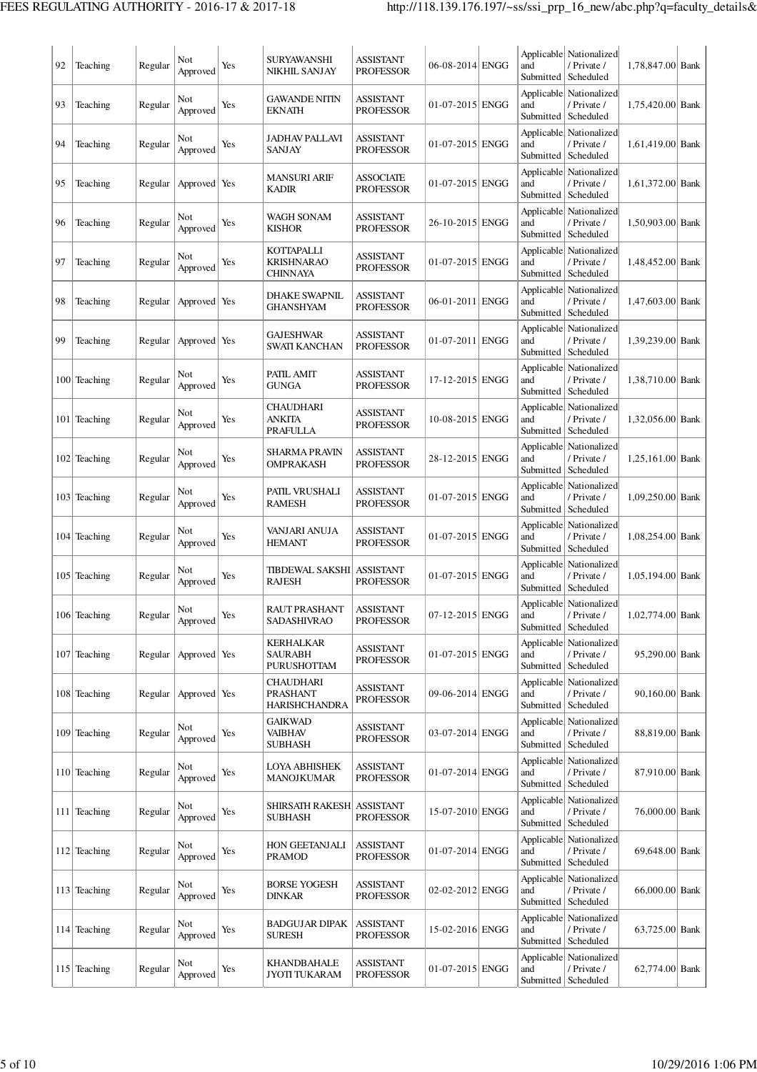| 92 | Teaching | Regular | Not Approved | Yes | SURYAWANSHI NIKHIL SANJAY | ASSISTANT PROFESSOR | 06-08-2014 | ENGG | Applicable and Submitted | Nationalized / Private / Scheduled | 1,78,847.00 | Bank |
|---|---|---|---|---|---|---|---|---|---|---|---|---|
| 93 | Teaching | Regular | Not Approved | Yes | GAWANDE NITIN EKNATH | ASSISTANT PROFESSOR | 01-07-2015 | ENGG | Applicable and Submitted | Nationalized / Private / Scheduled | 1,75,420.00 | Bank |
| 94 | Teaching | Regular | Not Approved | Yes | JADHAV PALLAVI SANJAY | ASSISTANT PROFESSOR | 01-07-2015 | ENGG | Applicable and Submitted | Nationalized / Private / Scheduled | 1,61,419.00 | Bank |
| 95 | Teaching | Regular | Approved | Yes | MANSURI ARIF KADIR | ASSOCIATE PROFESSOR | 01-07-2015 | ENGG | Applicable and Submitted | Nationalized / Private / Scheduled | 1,61,372.00 | Bank |
| 96 | Teaching | Regular | Not Approved | Yes | WAGH SONAM KISHOR | ASSISTANT PROFESSOR | 26-10-2015 | ENGG | Applicable and Submitted | Nationalized / Private / Scheduled | 1,50,903.00 | Bank |
| 97 | Teaching | Regular | Not Approved | Yes | KOTTAPALLI KRISHNARAO CHINNAYA | ASSISTANT PROFESSOR | 01-07-2015 | ENGG | Applicable and Submitted | Nationalized / Private / Scheduled | 1,48,452.00 | Bank |
| 98 | Teaching | Regular | Approved | Yes | DHAKE SWAPNIL GHANSHYAM | ASSISTANT PROFESSOR | 06-01-2011 | ENGG | Applicable and Submitted | Nationalized / Private / Scheduled | 1,47,603.00 | Bank |
| 99 | Teaching | Regular | Approved | Yes | GAJESHWAR SWATI KANCHAN | ASSISTANT PROFESSOR | 01-07-2011 | ENGG | Applicable and Submitted | Nationalized / Private / Scheduled | 1,39,239.00 | Bank |
| 100 | Teaching | Regular | Not Approved | Yes | PATIL AMIT GUNGA | ASSISTANT PROFESSOR | 17-12-2015 | ENGG | Applicable and Submitted | Nationalized / Private / Scheduled | 1,38,710.00 | Bank |
| 101 | Teaching | Regular | Not Approved | Yes | CHAUDHARI ANKITA PRAFULLA | ASSISTANT PROFESSOR | 10-08-2015 | ENGG | Applicable and Submitted | Nationalized / Private / Scheduled | 1,32,056.00 | Bank |
| 102 | Teaching | Regular | Not Approved | Yes | SHARMA PRAVIN OMPRAKASH | ASSISTANT PROFESSOR | 28-12-2015 | ENGG | Applicable and Submitted | Nationalized / Private / Scheduled | 1,25,161.00 | Bank |
| 103 | Teaching | Regular | Not Approved | Yes | PATIL VRUSHALI RAMESH | ASSISTANT PROFESSOR | 01-07-2015 | ENGG | Applicable and Submitted | Nationalized / Private / Scheduled | 1,09,250.00 | Bank |
| 104 | Teaching | Regular | Not Approved | Yes | VANJARI ANUJA HEMANT | ASSISTANT PROFESSOR | 01-07-2015 | ENGG | Applicable and Submitted | Nationalized / Private / Scheduled | 1,08,254.00 | Bank |
| 105 | Teaching | Regular | Not Approved | Yes | TIBDEWAL SAKSHI RAJESH | ASSISTANT PROFESSOR | 01-07-2015 | ENGG | Applicable and Submitted | Nationalized / Private / Scheduled | 1,05,194.00 | Bank |
| 106 | Teaching | Regular | Not Approved | Yes | RAUT PRASHANT SADASHIVRAO | ASSISTANT PROFESSOR | 07-12-2015 | ENGG | Applicable and Submitted | Nationalized / Private / Scheduled | 1,02,774.00 | Bank |
| 107 | Teaching | Regular | Approved | Yes | KERHALKAR SAURABH PURUSHOTTAM | ASSISTANT PROFESSOR | 01-07-2015 | ENGG | Applicable and Submitted | Nationalized / Private / Scheduled | 95,290.00 | Bank |
| 108 | Teaching | Regular | Approved | Yes | CHAUDHARI PRASHANT HARISHCHANDRA | ASSISTANT PROFESSOR | 09-06-2014 | ENGG | Applicable and Submitted | Nationalized / Private / Scheduled | 90,160.00 | Bank |
| 109 | Teaching | Regular | Not Approved | Yes | GAIKWAD VAIBHAV SUBHASH | ASSISTANT PROFESSOR | 03-07-2014 | ENGG | Applicable and Submitted | Nationalized / Private / Scheduled | 88,819.00 | Bank |
| 110 | Teaching | Regular | Not Approved | Yes | LOYA ABHISHEK MANOJKUMAR | ASSISTANT PROFESSOR | 01-07-2014 | ENGG | Applicable and Submitted | Nationalized / Private / Scheduled | 87,910.00 | Bank |
| 111 | Teaching | Regular | Not Approved | Yes | SHIRSATH RAKESH SUBHASH | ASSISTANT PROFESSOR | 15-07-2010 | ENGG | Applicable and Submitted | Nationalized / Private / Scheduled | 76,000.00 | Bank |
| 112 | Teaching | Regular | Not Approved | Yes | HON GEETANJALI PRAMOD | ASSISTANT PROFESSOR | 01-07-2014 | ENGG | Applicable and Submitted | Nationalized / Private / Scheduled | 69,648.00 | Bank |
| 113 | Teaching | Regular | Not Approved | Yes | BORSE YOGESH DINKAR | ASSISTANT PROFESSOR | 02-02-2012 | ENGG | Applicable and Submitted | Nationalized / Private / Scheduled | 66,000.00 | Bank |
| 114 | Teaching | Regular | Not Approved | Yes | BADGUJAR DIPAK SURESH | ASSISTANT PROFESSOR | 15-02-2016 | ENGG | Applicable and Submitted | Nationalized / Private / Scheduled | 63,725.00 | Bank |
| 115 | Teaching | Regular | Not Approved | Yes | KHANDBAHALE JYOTI TUKARAM | ASSISTANT PROFESSOR | 01-07-2015 | ENGG | Applicable and Submitted | Nationalized / Private / Scheduled | 62,774.00 | Bank |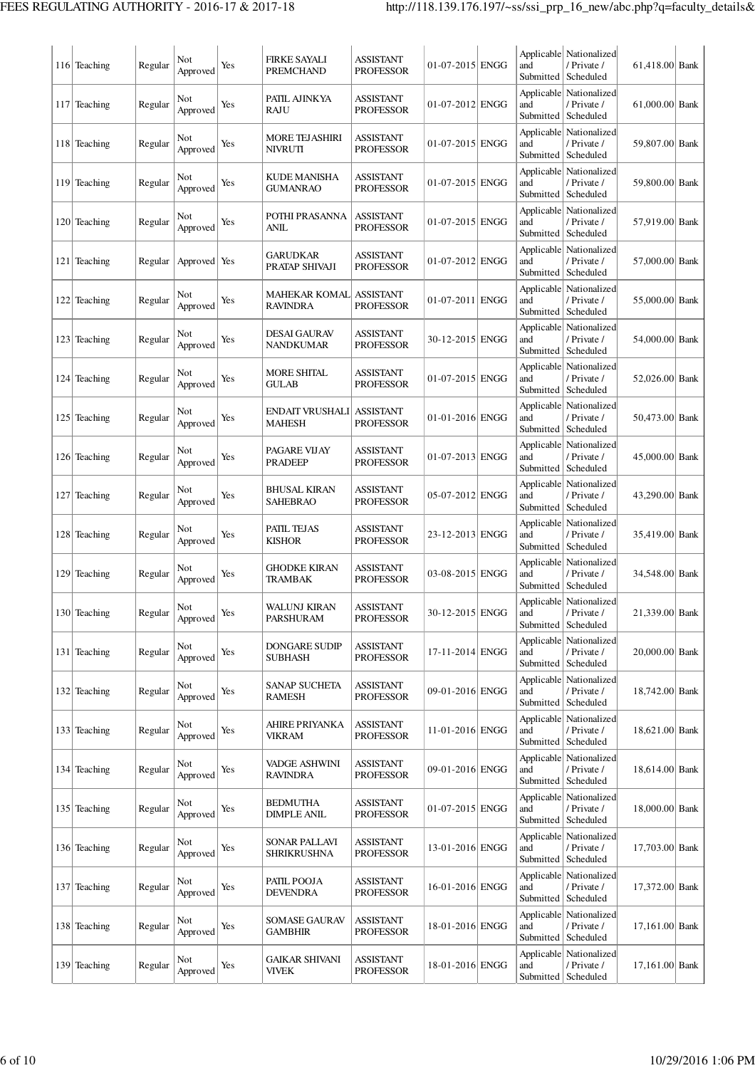| 116 | Teaching | Regular | Not Approved | Yes | FIRKE SAYALI PREMCHAND | ASSISTANT PROFESSOR | 01-07-2015 | ENGG | Applicable and Submitted | Nationalized / Private / Scheduled | 61,418.00 | Bank |
|---|---|---|---|---|---|---|---|---|---|---|---|---|
| 117 | Teaching | Regular | Not Approved | Yes | PATIL AJINKYA RAJU | ASSISTANT PROFESSOR | 01-07-2012 | ENGG | Applicable and Submitted | Nationalized / Private / Scheduled | 61,000.00 | Bank |
| 118 | Teaching | Regular | Not Approved | Yes | MORE TEJASHIRI NIVRUTI | ASSISTANT PROFESSOR | 01-07-2015 | ENGG | Applicable and Submitted | Nationalized / Private / Scheduled | 59,807.00 | Bank |
| 119 | Teaching | Regular | Not Approved | Yes | KUDE MANISHA GUMANRAO | ASSISTANT PROFESSOR | 01-07-2015 | ENGG | Applicable and Submitted | Nationalized / Private / Scheduled | 59,800.00 | Bank |
| 120 | Teaching | Regular | Not Approved | Yes | POTHI PRASANNA ANIL | ASSISTANT PROFESSOR | 01-07-2015 | ENGG | Applicable and Submitted | Nationalized / Private / Scheduled | 57,919.00 | Bank |
| 121 | Teaching | Regular | Approved | Yes | GARUDKAR PRATAP SHIVAJI | ASSISTANT PROFESSOR | 01-07-2012 | ENGG | Applicable and Submitted | Nationalized / Private / Scheduled | 57,000.00 | Bank |
| 122 | Teaching | Regular | Not Approved | Yes | MAHEKAR KOMAL RAVINDRA | ASSISTANT PROFESSOR | 01-07-2011 | ENGG | Applicable and Submitted | Nationalized / Private / Scheduled | 55,000.00 | Bank |
| 123 | Teaching | Regular | Not Approved | Yes | DESAI GAURAV NANDKUMAR | ASSISTANT PROFESSOR | 30-12-2015 | ENGG | Applicable and Submitted | Nationalized / Private / Scheduled | 54,000.00 | Bank |
| 124 | Teaching | Regular | Not Approved | Yes | MORE SHITAL GULAB | ASSISTANT PROFESSOR | 01-07-2015 | ENGG | Applicable and Submitted | Nationalized / Private / Scheduled | 52,026.00 | Bank |
| 125 | Teaching | Regular | Not Approved | Yes | ENDAIT VRUSHALI MAHESH | ASSISTANT PROFESSOR | 01-01-2016 | ENGG | Applicable and Submitted | Nationalized / Private / Scheduled | 50,473.00 | Bank |
| 126 | Teaching | Regular | Not Approved | Yes | PAGARE VIJAY PRADEEP | ASSISTANT PROFESSOR | 01-07-2013 | ENGG | Applicable and Submitted | Nationalized / Private / Scheduled | 45,000.00 | Bank |
| 127 | Teaching | Regular | Not Approved | Yes | BHUSAL KIRAN SAHEBRAO | ASSISTANT PROFESSOR | 05-07-2012 | ENGG | Applicable and Submitted | Nationalized / Private / Scheduled | 43,290.00 | Bank |
| 128 | Teaching | Regular | Not Approved | Yes | PATIL TEJAS KISHOR | ASSISTANT PROFESSOR | 23-12-2013 | ENGG | Applicable and Submitted | Nationalized / Private / Scheduled | 35,419.00 | Bank |
| 129 | Teaching | Regular | Not Approved | Yes | GHODKE KIRAN TRAMBAK | ASSISTANT PROFESSOR | 03-08-2015 | ENGG | Applicable and Submitted | Nationalized / Private / Scheduled | 34,548.00 | Bank |
| 130 | Teaching | Regular | Not Approved | Yes | WALUNJ KIRAN PARSHURAM | ASSISTANT PROFESSOR | 30-12-2015 | ENGG | Applicable and Submitted | Nationalized / Private / Scheduled | 21,339.00 | Bank |
| 131 | Teaching | Regular | Not Approved | Yes | DONGARE SUDIP SUBHASH | ASSISTANT PROFESSOR | 17-11-2014 | ENGG | Applicable and Submitted | Nationalized / Private / Scheduled | 20,000.00 | Bank |
| 132 | Teaching | Regular | Not Approved | Yes | SANAP SUCHETA RAMESH | ASSISTANT PROFESSOR | 09-01-2016 | ENGG | Applicable and Submitted | Nationalized / Private / Scheduled | 18,742.00 | Bank |
| 133 | Teaching | Regular | Not Approved | Yes | AHIRE PRIYANKA VIKRAM | ASSISTANT PROFESSOR | 11-01-2016 | ENGG | Applicable and Submitted | Nationalized / Private / Scheduled | 18,621.00 | Bank |
| 134 | Teaching | Regular | Not Approved | Yes | VADGE ASHWINI RAVINDRA | ASSISTANT PROFESSOR | 09-01-2016 | ENGG | Applicable and Submitted | Nationalized / Private / Scheduled | 18,614.00 | Bank |
| 135 | Teaching | Regular | Not Approved | Yes | BEDMUTHA DIMPLE ANIL | ASSISTANT PROFESSOR | 01-07-2015 | ENGG | Applicable and Submitted | Nationalized / Private / Scheduled | 18,000.00 | Bank |
| 136 | Teaching | Regular | Not Approved | Yes | SONAR PALLAVI SHRIKRUSHNA | ASSISTANT PROFESSOR | 13-01-2016 | ENGG | Applicable and Submitted | Nationalized / Private / Scheduled | 17,703.00 | Bank |
| 137 | Teaching | Regular | Not Approved | Yes | PATIL POOJA DEVENDRA | ASSISTANT PROFESSOR | 16-01-2016 | ENGG | Applicable and Submitted | Nationalized / Private / Scheduled | 17,372.00 | Bank |
| 138 | Teaching | Regular | Not Approved | Yes | SOMASE GAURAV GAMBHIR | ASSISTANT PROFESSOR | 18-01-2016 | ENGG | Applicable and Submitted | Nationalized / Private / Scheduled | 17,161.00 | Bank |
| 139 | Teaching | Regular | Not Approved | Yes | GAIKAR SHIVANI VIVEK | ASSISTANT PROFESSOR | 18-01-2016 | ENGG | Applicable and Submitted | Nationalized / Private / Scheduled | 17,161.00 | Bank |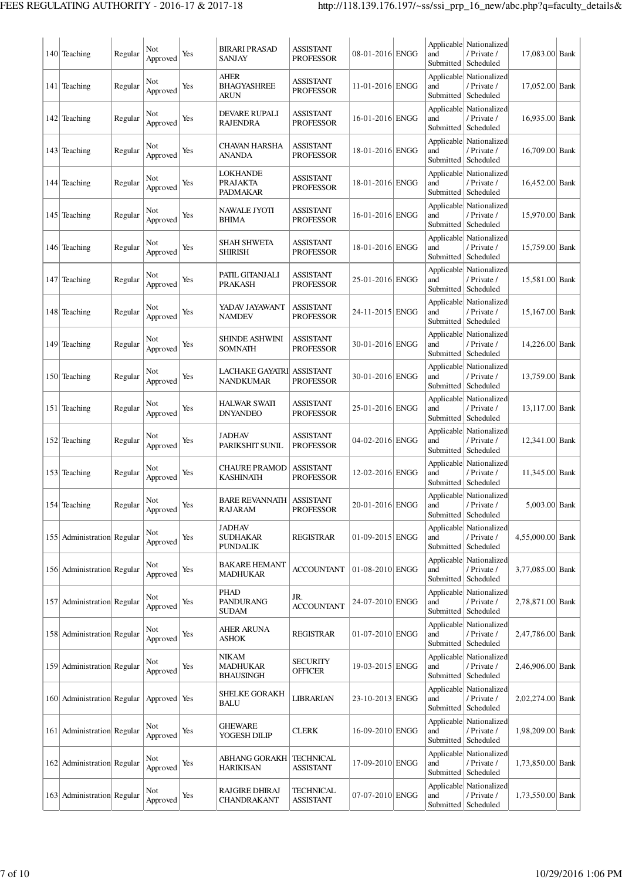| 140 | Teaching | Regular | Not Approved | Yes | BIRARI PRASAD SANJAY | ASSISTANT PROFESSOR | 08-01-2016 | ENGG | Applicable and Submitted | Nationalized / Private / Scheduled | 17,083.00 | Bank |
|---|---|---|---|---|---|---|---|---|---|---|---|---|
| 141 | Teaching | Regular | Not Approved | Yes | AHER BHAGYASHREE ARUN | ASSISTANT PROFESSOR | 11-01-2016 | ENGG | Applicable and Submitted | Nationalized / Private / Scheduled | 17,052.00 | Bank |
| 142 | Teaching | Regular | Not Approved | Yes | DEVARE RUPALI RAJENDRA | ASSISTANT PROFESSOR | 16-01-2016 | ENGG | Applicable and Submitted | Nationalized / Private / Scheduled | 16,935.00 | Bank |
| 143 | Teaching | Regular | Not Approved | Yes | CHAVAN HARSHA ANANDA | ASSISTANT PROFESSOR | 18-01-2016 | ENGG | Applicable and Submitted | Nationalized / Private / Scheduled | 16,709.00 | Bank |
| 144 | Teaching | Regular | Not Approved | Yes | LOKHANDE PRAJAKTA PADMAKAR | ASSISTANT PROFESSOR | 18-01-2016 | ENGG | Applicable and Submitted | Nationalized / Private / Scheduled | 16,452.00 | Bank |
| 145 | Teaching | Regular | Not Approved | Yes | NAWALE JYOTI BHIMA | ASSISTANT PROFESSOR | 16-01-2016 | ENGG | Applicable and Submitted | Nationalized / Private / Scheduled | 15,970.00 | Bank |
| 146 | Teaching | Regular | Not Approved | Yes | SHAH SHWETA SHIRISH | ASSISTANT PROFESSOR | 18-01-2016 | ENGG | Applicable and Submitted | Nationalized / Private / Scheduled | 15,759.00 | Bank |
| 147 | Teaching | Regular | Not Approved | Yes | PATIL GITANJALI PRAKASH | ASSISTANT PROFESSOR | 25-01-2016 | ENGG | Applicable and Submitted | Nationalized / Private / Scheduled | 15,581.00 | Bank |
| 148 | Teaching | Regular | Not Approved | Yes | YADAV JAYAWANT NAMDEV | ASSISTANT PROFESSOR | 24-11-2015 | ENGG | Applicable and Submitted | Nationalized / Private / Scheduled | 15,167.00 | Bank |
| 149 | Teaching | Regular | Not Approved | Yes | SHINDE ASHWINI SOMNATH | ASSISTANT PROFESSOR | 30-01-2016 | ENGG | Applicable and Submitted | Nationalized / Private / Scheduled | 14,226.00 | Bank |
| 150 | Teaching | Regular | Not Approved | Yes | LACHAKE GAYATRI NANDKUMAR | ASSISTANT PROFESSOR | 30-01-2016 | ENGG | Applicable and Submitted | Nationalized / Private / Scheduled | 13,759.00 | Bank |
| 151 | Teaching | Regular | Not Approved | Yes | HALWAR SWATI DNYANDEO | ASSISTANT PROFESSOR | 25-01-2016 | ENGG | Applicable and Submitted | Nationalized / Private / Scheduled | 13,117.00 | Bank |
| 152 | Teaching | Regular | Not Approved | Yes | JADHAV PARIKSHIT SUNIL | ASSISTANT PROFESSOR | 04-02-2016 | ENGG | Applicable and Submitted | Nationalized / Private / Scheduled | 12,341.00 | Bank |
| 153 | Teaching | Regular | Not Approved | Yes | CHAURE PRAMOD KASHINATH | ASSISTANT PROFESSOR | 12-02-2016 | ENGG | Applicable and Submitted | Nationalized / Private / Scheduled | 11,345.00 | Bank |
| 154 | Teaching | Regular | Not Approved | Yes | BARE REVANNATH RAJARAM | ASSISTANT PROFESSOR | 20-01-2016 | ENGG | Applicable and Submitted | Nationalized / Private / Scheduled | 5,003.00 | Bank |
| 155 | Administration | Regular | Not Approved | Yes | JADHAV SUDHAKAR PUNDALIK | REGISTRAR | 01-09-2015 | ENGG | Applicable and Submitted | Nationalized / Private / Scheduled | 4,55,000.00 | Bank |
| 156 | Administration | Regular | Not Approved | Yes | BAKARE HEMANT MADHUKAR | ACCOUNTANT | 01-08-2010 | ENGG | Applicable and Submitted | Nationalized / Private / Scheduled | 3,77,085.00 | Bank |
| 157 | Administration | Regular | Not Approved | Yes | PHAD PANDURANG SUDAM | JR. ACCOUNTANT | 24-07-2010 | ENGG | Applicable and Submitted | Nationalized / Private / Scheduled | 2,78,871.00 | Bank |
| 158 | Administration | Regular | Not Approved | Yes | AHER ARUNA ASHOK | REGISTRAR | 01-07-2010 | ENGG | Applicable and Submitted | Nationalized / Private / Scheduled | 2,47,786.00 | Bank |
| 159 | Administration | Regular | Not Approved | Yes | NIKAM MADHUKAR BHAUSINGH | SECURITY OFFICER | 19-03-2015 | ENGG | Applicable and Submitted | Nationalized / Private / Scheduled | 2,46,906.00 | Bank |
| 160 | Administration | Regular | Approved | Yes | SHELKE GORAKH BALU | LIBRARIAN | 23-10-2013 | ENGG | Applicable and Submitted | Nationalized / Private / Scheduled | 2,02,274.00 | Bank |
| 161 | Administration | Regular | Not Approved | Yes | GHEWARE YOGESH DILIP | CLERK | 16-09-2010 | ENGG | Applicable and Submitted | Nationalized / Private / Scheduled | 1,98,209.00 | Bank |
| 162 | Administration | Regular | Not Approved | Yes | ABHANG GORAKH HARIKISAN | TECHNICAL ASSISTANT | 17-09-2010 | ENGG | Applicable and Submitted | Nationalized / Private / Scheduled | 1,73,850.00 | Bank |
| 163 | Administration | Regular | Not Approved | Yes | RAJGIRE DHIRAJ CHANDRAKANT | TECHNICAL ASSISTANT | 07-07-2010 | ENGG | Applicable and Submitted | Nationalized / Private / Scheduled | 1,73,550.00 | Bank |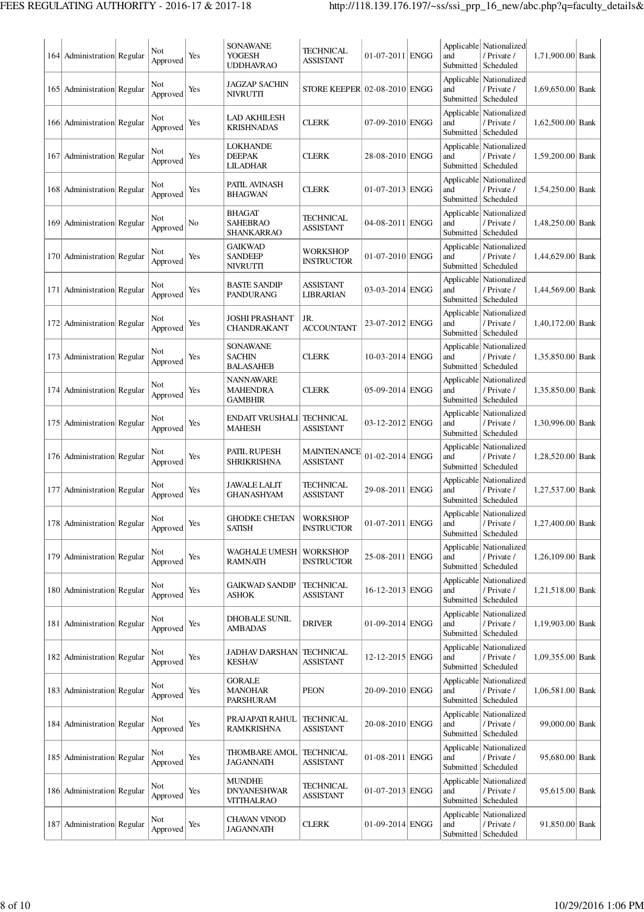| | | | | | | | | | | | | |
|---|---|---|---|---|---|---|---|---|---|---|---|---|
| 164 | Administration | Regular | Not Approved | Yes | SONAWANE YOGESH UDDHAVRAO | TECHNICAL ASSISTANT | 01-07-2011 | ENGG | Applicable and Submitted | Nationalized / Private / Scheduled | 1,71,900.00 | Bank |
| 165 | Administration | Regular | Not Approved | Yes | JAGZAP SACHIN NIVRUTTI | STORE KEEPER | 02-08-2010 | ENGG | Applicable and Submitted | Nationalized / Private / Scheduled | 1,69,650.00 | Bank |
| 166 | Administration | Regular | Not Approved | Yes | LAD AKHILESH KRISHNADAS | CLERK | 07-09-2010 | ENGG | Applicable and Submitted | Nationalized / Private / Scheduled | 1,62,500.00 | Bank |
| 167 | Administration | Regular | Not Approved | Yes | LOKHANDE DEEPAK LILADHAR | CLERK | 28-08-2010 | ENGG | Applicable and Submitted | Nationalized / Private / Scheduled | 1,59,200.00 | Bank |
| 168 | Administration | Regular | Not Approved | Yes | PATIL AVINASH BHAGWAN | CLERK | 01-07-2013 | ENGG | Applicable and Submitted | Nationalized / Private / Scheduled | 1,54,250.00 | Bank |
| 169 | Administration | Regular | Not Approved | No | BHAGAT SAHEBRAO SHANKARRAO | TECHNICAL ASSISTANT | 04-08-2011 | ENGG | Applicable and Submitted | Nationalized / Private / Scheduled | 1,48,250.00 | Bank |
| 170 | Administration | Regular | Not Approved | Yes | GAIKWAD SANDEEP NIVRUTTI | WORKSHOP INSTRUCTOR | 01-07-2010 | ENGG | Applicable and Submitted | Nationalized / Private / Scheduled | 1,44,629.00 | Bank |
| 171 | Administration | Regular | Not Approved | Yes | BASTE SANDIP PANDURANG | ASSISTANT LIBRARIAN | 03-03-2014 | ENGG | Applicable and Submitted | Nationalized / Private / Scheduled | 1,44,569.00 | Bank |
| 172 | Administration | Regular | Not Approved | Yes | JOSHI PRASHANT CHANDRAKANT | JR. ACCOUNTANT | 23-07-2012 | ENGG | Applicable and Submitted | Nationalized / Private / Scheduled | 1,40,172.00 | Bank |
| 173 | Administration | Regular | Not Approved | Yes | SONAWANE SACHIN BALASAHEB | CLERK | 10-03-2014 | ENGG | Applicable and Submitted | Nationalized / Private / Scheduled | 1,35,850.00 | Bank |
| 174 | Administration | Regular | Not Approved | Yes | NANNAWARE MAHENDRA GAMBHIR | CLERK | 05-09-2014 | ENGG | Applicable and Submitted | Nationalized / Private / Scheduled | 1,35,850.00 | Bank |
| 175 | Administration | Regular | Not Approved | Yes | ENDAIT VRUSHALI MAHESH | TECHNICAL ASSISTANT | 03-12-2012 | ENGG | Applicable and Submitted | Nationalized / Private / Scheduled | 1,30,996.00 | Bank |
| 176 | Administration | Regular | Not Approved | Yes | PATIL RUPESH SHRIKRISHNA | MAINTENANCE ASSISTANT | 01-02-2014 | ENGG | Applicable and Submitted | Nationalized / Private / Scheduled | 1,28,520.00 | Bank |
| 177 | Administration | Regular | Not Approved | Yes | JAWALE LALIT GHANASHYAM | TECHNICAL ASSISTANT | 29-08-2011 | ENGG | Applicable and Submitted | Nationalized / Private / Scheduled | 1,27,537.00 | Bank |
| 178 | Administration | Regular | Not Approved | Yes | GHODKE CHETAN SATISH | WORKSHOP INSTRUCTOR | 01-07-2011 | ENGG | Applicable and Submitted | Nationalized / Private / Scheduled | 1,27,400.00 | Bank |
| 179 | Administration | Regular | Not Approved | Yes | WAGHALE UMESH RAMNATH | WORKSHOP INSTRUCTOR | 25-08-2011 | ENGG | Applicable and Submitted | Nationalized / Private / Scheduled | 1,26,109.00 | Bank |
| 180 | Administration | Regular | Not Approved | Yes | GAIKWAD SANDIP ASHOK | TECHNICAL ASSISTANT | 16-12-2013 | ENGG | Applicable and Submitted | Nationalized / Private / Scheduled | 1,21,518.00 | Bank |
| 181 | Administration | Regular | Not Approved | Yes | DHOBALE SUNIL AMBADAS | DRIVER | 01-09-2014 | ENGG | Applicable and Submitted | Nationalized / Private / Scheduled | 1,19,903.00 | Bank |
| 182 | Administration | Regular | Not Approved | Yes | JADHAV DARSHAN KESHAV | TECHNICAL ASSISTANT | 12-12-2015 | ENGG | Applicable and Submitted | Nationalized / Private / Scheduled | 1,09,355.00 | Bank |
| 183 | Administration | Regular | Not Approved | Yes | GORALE MANOHAR PARSHURAM | PEON | 20-09-2010 | ENGG | Applicable and Submitted | Nationalized / Private / Scheduled | 1,06,581.00 | Bank |
| 184 | Administration | Regular | Not Approved | Yes | PRAJAPATI RAHUL RAMKRISHNA | TECHNICAL ASSISTANT | 20-08-2010 | ENGG | Applicable and Submitted | Nationalized / Private / Scheduled | 99,000.00 | Bank |
| 185 | Administration | Regular | Not Approved | Yes | THOMBARE AMOL JAGANNATH | TECHNICAL ASSISTANT | 01-08-2011 | ENGG | Applicable and Submitted | Nationalized / Private / Scheduled | 95,680.00 | Bank |
| 186 | Administration | Regular | Not Approved | Yes | MUNDHE DNYANESHWAR VITTHALRAO | TECHNICAL ASSISTANT | 01-07-2013 | ENGG | Applicable and Submitted | Nationalized / Private / Scheduled | 95,615.00 | Bank |
| 187 | Administration | Regular | Not Approved | Yes | CHAVAN VINOD JAGANNATH | CLERK | 01-09-2014 | ENGG | Applicable and Submitted | Nationalized / Private / Scheduled | 91,850.00 | Bank |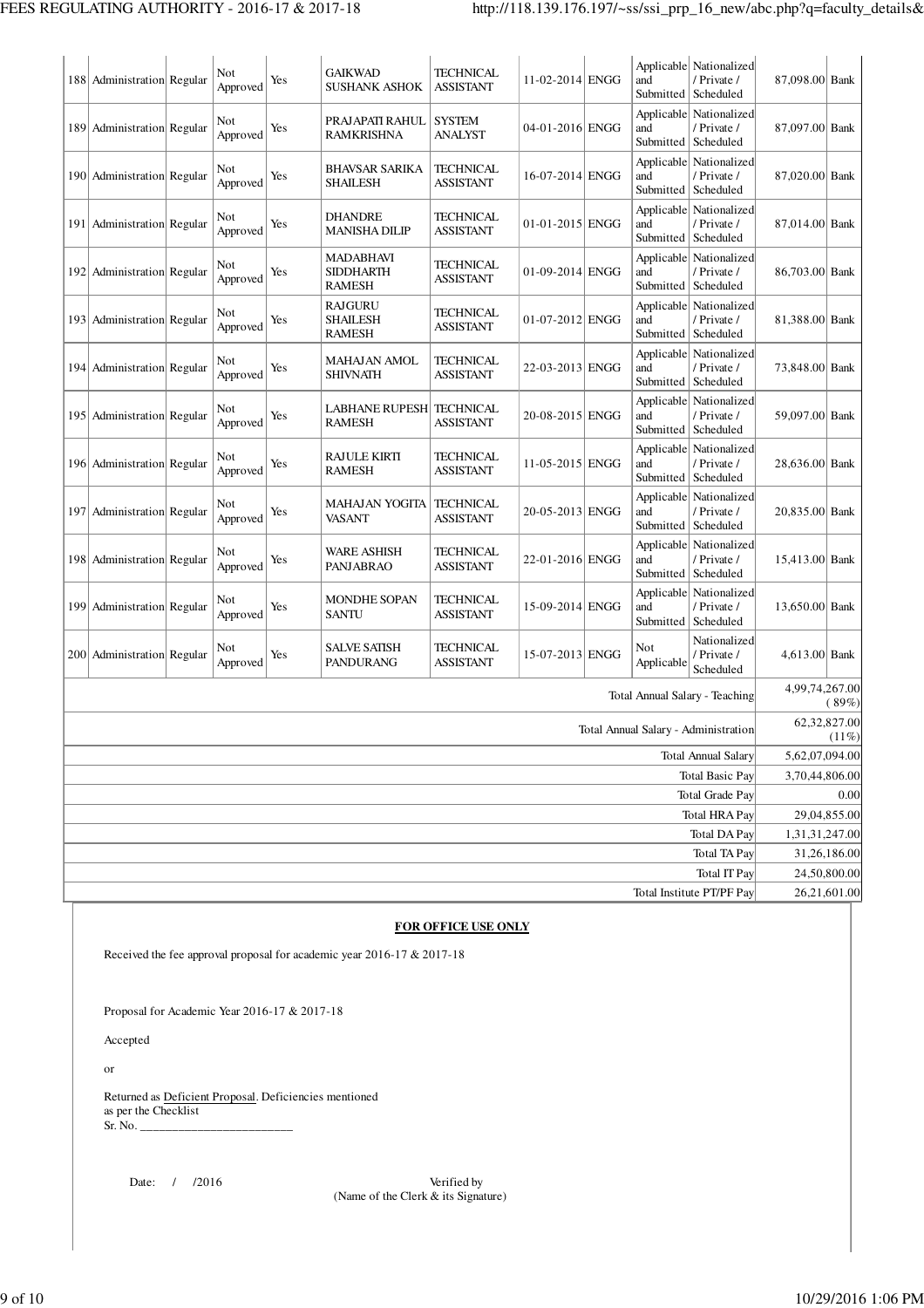| 188 | Administration | Regular | Not Approved | Yes | GAIKWAD SUSHANK ASHOK | TECHNICAL ASSISTANT | 11-02-2014 | ENGG | Applicable and Submitted | Nationalized / Private / Scheduled | 87,098.00 | Bank |
|---|---|---|---|---|---|---|---|---|---|---|---|---|
| 189 | Administration | Regular | Not Approved | Yes | PRAJAPATI RAHUL RAMKRISHNA | SYSTEM ANALYST | 04-01-2016 | ENGG | Applicable and Submitted | Nationalized / Private / Scheduled | 87,097.00 | Bank |
| 190 | Administration | Regular | Not Approved | Yes | BHAVSAR SARIKA SHAILESH | TECHNICAL ASSISTANT | 16-07-2014 | ENGG | Applicable and Submitted | Nationalized / Private / Scheduled | 87,020.00 | Bank |
| 191 | Administration | Regular | Not Approved | Yes | DHANDRE MANISHA DILIP | TECHNICAL ASSISTANT | 01-01-2015 | ENGG | Applicable and Submitted | Nationalized / Private / Scheduled | 87,014.00 | Bank |
| 192 | Administration | Regular | Not Approved | Yes | MADABHAVI SIDDHARTH RAMESH | TECHNICAL ASSISTANT | 01-09-2014 | ENGG | Applicable and Submitted | Nationalized / Private / Scheduled | 86,703.00 | Bank |
| 193 | Administration | Regular | Not Approved | Yes | RAJGURU SHAILESH RAMESH | TECHNICAL ASSISTANT | 01-07-2012 | ENGG | Applicable and Submitted | Nationalized / Private / Scheduled | 81,388.00 | Bank |
| 194 | Administration | Regular | Not Approved | Yes | MAHAJAN AMOL SHIVNATH | TECHNICAL ASSISTANT | 22-03-2013 | ENGG | Applicable and Submitted | Nationalized / Private / Scheduled | 73,848.00 | Bank |
| 195 | Administration | Regular | Not Approved | Yes | LABHANE RUPESH RAMESH | TECHNICAL ASSISTANT | 20-08-2015 | ENGG | Applicable and Submitted | Nationalized / Private / Scheduled | 59,097.00 | Bank |
| 196 | Administration | Regular | Not Approved | Yes | RAJULE KIRTI RAMESH | TECHNICAL ASSISTANT | 11-05-2015 | ENGG | Applicable and Submitted | Nationalized / Private / Scheduled | 28,636.00 | Bank |
| 197 | Administration | Regular | Not Approved | Yes | MAHAJAN YOGITA VASANT | TECHNICAL ASSISTANT | 20-05-2013 | ENGG | Applicable and Submitted | Nationalized / Private / Scheduled | 20,835.00 | Bank |
| 198 | Administration | Regular | Not Approved | Yes | WARE ASHISH PANJABRAO | TECHNICAL ASSISTANT | 22-01-2016 | ENGG | Applicable and Submitted | Nationalized / Private / Scheduled | 15,413.00 | Bank |
| 199 | Administration | Regular | Not Approved | Yes | MONDHE SOPAN SANTU | TECHNICAL ASSISTANT | 15-09-2014 | ENGG | Applicable and Submitted | Nationalized / Private / Scheduled | 13,650.00 | Bank |
| 200 | Administration | Regular | Not Approved | Yes | SALVE SATISH PANDURANG | TECHNICAL ASSISTANT | 15-07-2013 | ENGG | Not Applicable | Nationalized / Private / Scheduled | 4,613.00 | Bank |

| | |
|---|---|
| Total Annual Salary - Teaching | 4,99,74,267.00 (89%) |
| Total Annual Salary - Administration | 62,32,827.00 (11%) |
| Total Annual Salary | 5,62,07,094.00 |
| Total Basic Pay | 3,70,44,806.00 |
| Total Grade Pay | 0.00 |
| Total HRA Pay | 29,04,855.00 |
| Total DA Pay | 1,31,31,247.00 |
| Total TA Pay | 31,26,186.00 |
| Total IT Pay | 24,50,800.00 |
| Total Institute PT/PF Pay | 26,21,601.00 |

**FOR OFFICE USE ONLY**

Received the fee approval proposal for academic year 2016-17 & 2017-18

Proposal for Academic Year 2016-17 & 2017-18

Accepted

or

Returned as Deficient Proposal. Deficiencies mentioned as per the Checklist
Sr. No. ________________________

Date: / /2016

Verified by
(Name of the Clerk & its Signature)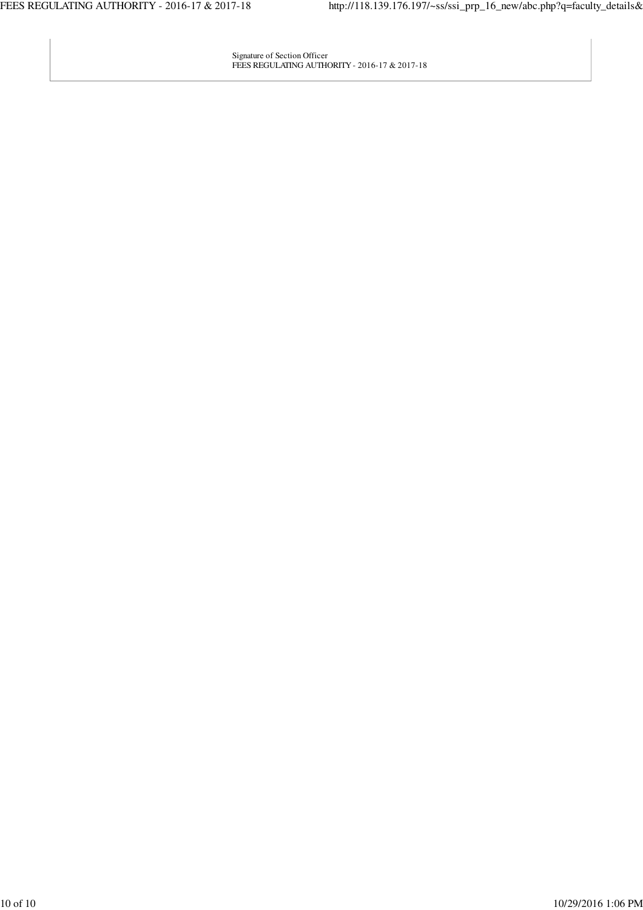Signature of Section Officer
FEES REGULATING AUTHORITY - 2016-17 & 2017-18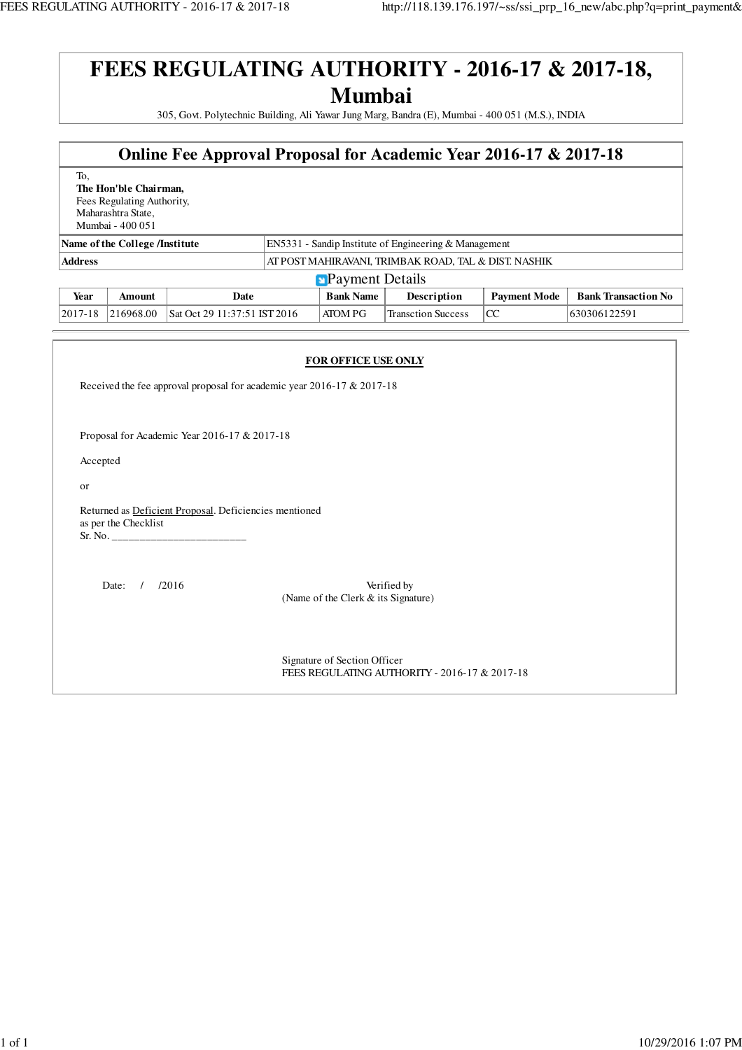# FEES REGULATING AUTHORITY - 2016-17 & 2017-18, Mumbai

305, Govt. Polytechnic Building, Ali Yawar Jung Marg, Bandra (E), Mumbai - 400 051 (M.S.), INDIA

## Online Fee Approval Proposal for Academic Year 2016-17 & 2017-18

To,
**The Hon'ble Chairman,**
Fees Regulating Authority,
Maharashtra State,
Mumbai - 400 051

| | |
|---|---|
| **Name of the College /Institute** | EN5331 - Sandip Institute of Engineering & Management |
| **Address** | AT POST MAHIRAVANI, TRIMBAK ROAD, TAL & DIST. NASHIK |

### Payment Details

| Year | Amount | Date | Bank Name | Description | Payment Mode | Bank Transaction No |
|---|---|---|---|---|---|---|
| 2017-18 | 216968.00 | Sat Oct 29 11:37:51 IST 2016 | ATOM PG | Transction Success | CC | 630306122591 |

**FOR OFFICE USE ONLY**

Received the fee approval proposal for academic year 2016-17 & 2017-18

Proposal for Academic Year 2016-17 & 2017-18

Accepted

or

Returned as Deficient Proposal. Deficiencies mentioned as per the Checklist
Sr. No. _________________________

Date: / /2016

Verified by
(Name of the Clerk & its Signature)

Signature of Section Officer
FEES REGULATING AUTHORITY - 2016-17 & 2017-18